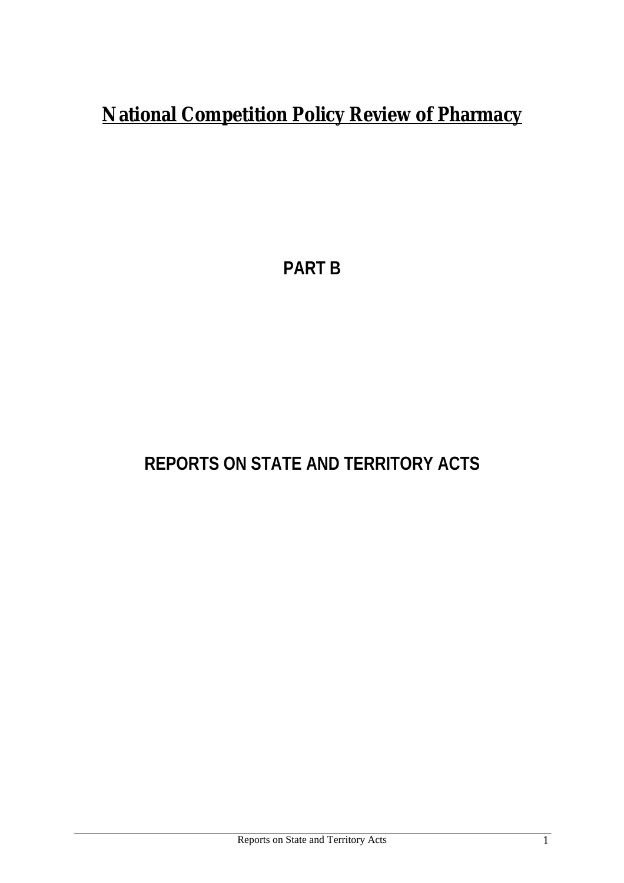# National Competition Policy Review of Pharmacy

## PART B

## REPORTS ON STATE AND TERRITORY ACTS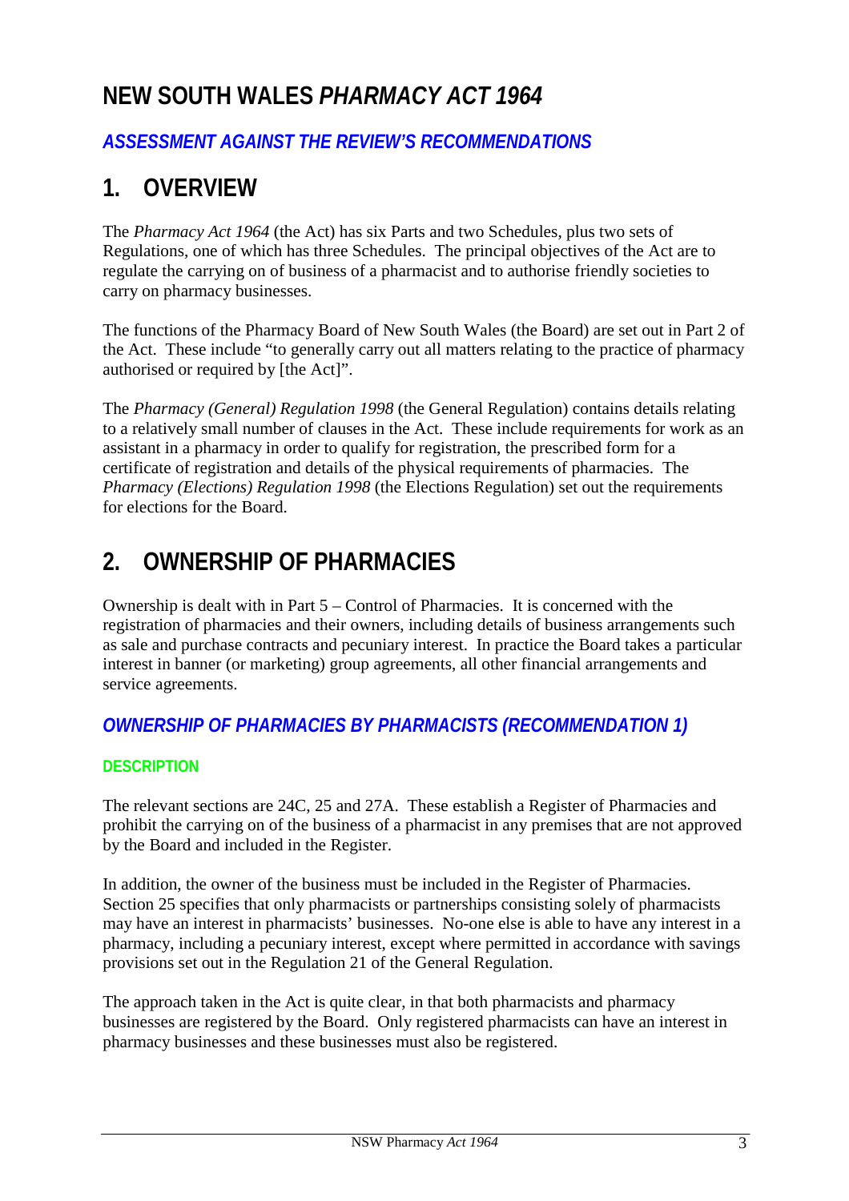# NEW SOUTH WALES *PHARMACY ACT 1964*

## *ASSESSMENT AGAINST THE REVIEW'S RECOMMENDATIONS*

## 1. OVERVIEW

The *Pharmacy Act 1964* (the Act) has six Parts and two Schedules, plus two sets of Regulations, one of which has three Schedules. The principal objectives of the Act are to regulate the carrying on of business of a pharmacist and to authorise friendly societies to carry on pharmacy businesses.

The functions of the Pharmacy Board of New South Wales (the Board) are set out in Part 2 of the Act. These include "to generally carry out all matters relating to the practice of pharmacy authorised or required by [the Act]".

The *Pharmacy (General) Regulation 1998* (the General Regulation) contains details relating to a relatively small number of clauses in the Act. These include requirements for work as an assistant in a pharmacy in order to qualify for registration, the prescribed form for a certificate of registration and details of the physical requirements of pharmacies. The *Pharmacy (Elections) Regulation 1998* (the Elections Regulation) set out the requirements for elections for the Board.

## 2. OWNERSHIP OF PHARMACIES

Ownership is dealt with in Part 5 – Control of Pharmacies. It is concerned with the registration of pharmacies and their owners, including details of business arrangements such as sale and purchase contracts and pecuniary interest. In practice the Board takes a particular interest in banner (or marketing) group agreements, all other financial arrangements and service agreements.

### *OWNERSHIP OF PHARMACIES BY PHARMACISTS (RECOMMENDATION 1)*

#### DESCRIPTION

The relevant sections are 24C, 25 and 27A. These establish a Register of Pharmacies and prohibit the carrying on of the business of a pharmacist in any premises that are not approved by the Board and included in the Register.

In addition, the owner of the business must be included in the Register of Pharmacies. Section 25 specifies that only pharmacists or partnerships consisting solely of pharmacists may have an interest in pharmacists' businesses. No-one else is able to have any interest in a pharmacy, including a pecuniary interest, except where permitted in accordance with savings provisions set out in the Regulation 21 of the General Regulation.

The approach taken in the Act is quite clear, in that both pharmacists and pharmacy businesses are registered by the Board. Only registered pharmacists can have an interest in pharmacy businesses and these businesses must also be registered.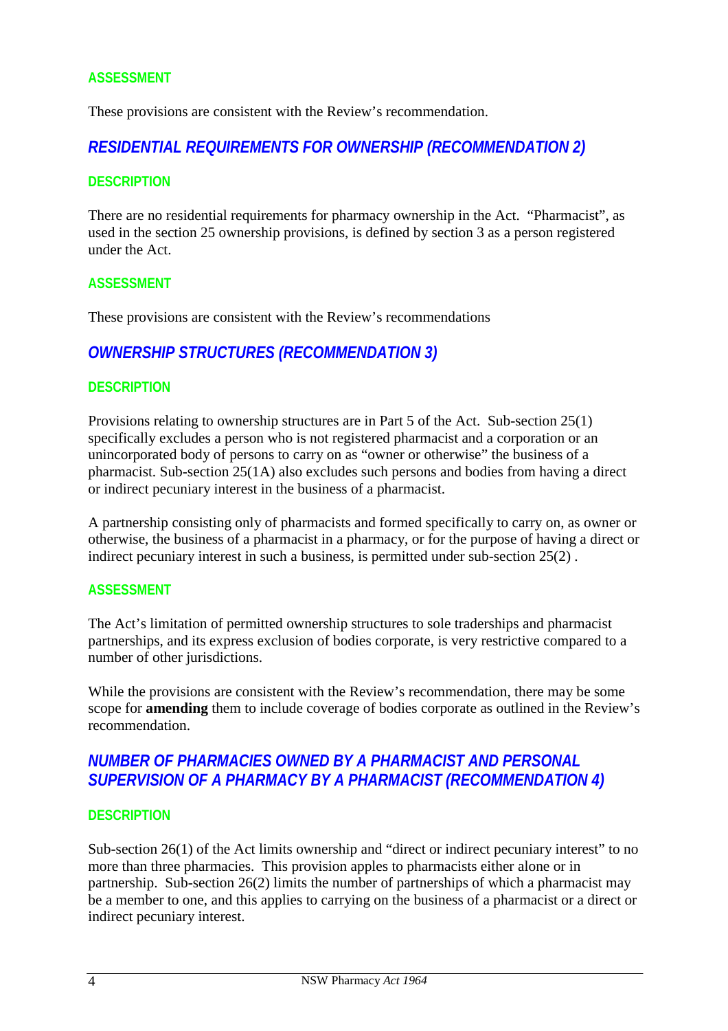### ASSESSMENT

These provisions are consistent with the Review's recommendation.

## *RESIDENTIAL REQUIREMENTS FOR OWNERSHIP (RECOMMENDATION 2)*

### DESCRIPTION

There are no residential requirements for pharmacy ownership in the Act. "Pharmacist", as used in the section 25 ownership provisions, is defined by section 3 as a person registered under the Act.

### ASSESSMENT

These provisions are consistent with the Review's recommendations

## *OWNERSHIP STRUCTURES (RECOMMENDATION 3)*

### DESCRIPTION

Provisions relating to ownership structures are in Part 5 of the Act. Sub-section 25(1) specifically excludes a person who is not registered pharmacist and a corporation or an unincorporated body of persons to carry on as "owner or otherwise" the business of a pharmacist. Sub-section 25(1A) also excludes such persons and bodies from having a direct or indirect pecuniary interest in the business of a pharmacist.

A partnership consisting only of pharmacists and formed specifically to carry on, as owner or otherwise, the business of a pharmacist in a pharmacy, or for the purpose of having a direct or indirect pecuniary interest in such a business, is permitted under sub-section 25(2) .

### ASSESSMENT

The Act's limitation of permitted ownership structures to sole traderships and pharmacist partnerships, and its express exclusion of bodies corporate, is very restrictive compared to a number of other jurisdictions.

While the provisions are consistent with the Review's recommendation, there may be some scope for **amending** them to include coverage of bodies corporate as outlined in the Review's recommendation.

## *NUMBER OF PHARMACIES OWNED BY A PHARMACIST AND PERSONAL SUPERVISION OF A PHARMACY BY A PHARMACIST (RECOMMENDATION 4)*

### DESCRIPTION

Sub-section 26(1) of the Act limits ownership and "direct or indirect pecuniary interest" to no more than three pharmacies. This provision apples to pharmacists either alone or in partnership. Sub-section 26(2) limits the number of partnerships of which a pharmacist may be a member to one, and this applies to carrying on the business of a pharmacist or a direct or indirect pecuniary interest.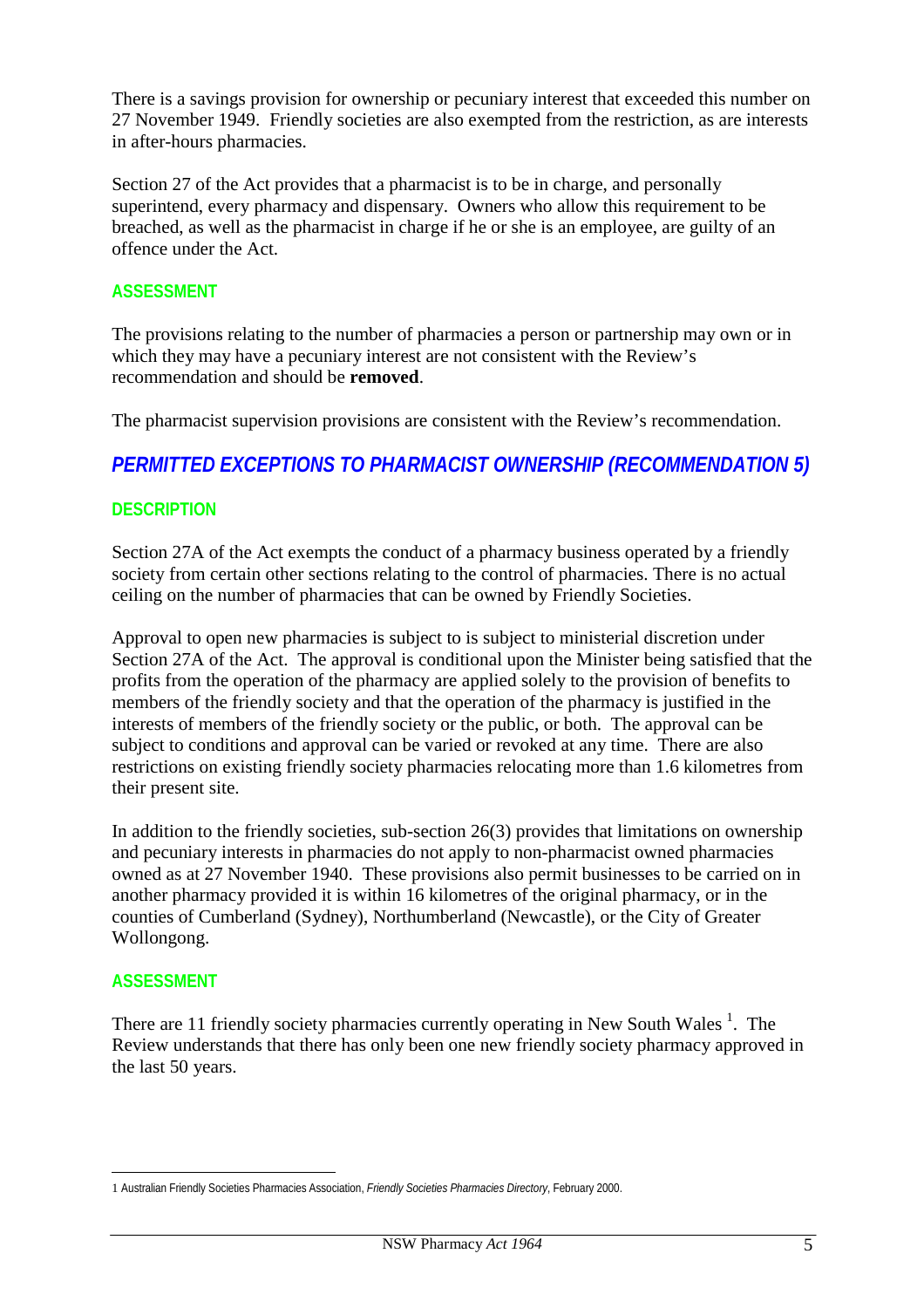There is a savings provision for ownership or pecuniary interest that exceeded this number on 27 November 1949. Friendly societies are also exempted from the restriction, as are interests in after-hours pharmacies.

Section 27 of the Act provides that a pharmacist is to be in charge, and personally superintend, every pharmacy and dispensary. Owners who allow this requirement to be breached, as well as the pharmacist in charge if he or she is an employee, are guilty of an offence under the Act.

### ASSESSMENT

The provisions relating to the number of pharmacies a person or partnership may own or in which they may have a pecuniary interest are not consistent with the Review's recommendation and should be **removed**.

The pharmacist supervision provisions are consistent with the Review's recommendation.

## *PERMITTED EXCEPTIONS TO PHARMACIST OWNERSHIP (RECOMMENDATION 5)*

### DESCRIPTION

Section 27A of the Act exempts the conduct of a pharmacy business operated by a friendly society from certain other sections relating to the control of pharmacies. There is no actual ceiling on the number of pharmacies that can be owned by Friendly Societies.

Approval to open new pharmacies is subject to is subject to ministerial discretion under Section 27A of the Act. The approval is conditional upon the Minister being satisfied that the profits from the operation of the pharmacy are applied solely to the provision of benefits to members of the friendly society and that the operation of the pharmacy is justified in the interests of members of the friendly society or the public, or both. The approval can be subject to conditions and approval can be varied or revoked at any time. There are also restrictions on existing friendly society pharmacies relocating more than 1.6 kilometres from their present site.

In addition to the friendly societies, sub-section 26(3) provides that limitations on ownership and pecuniary interests in pharmacies do not apply to non-pharmacist owned pharmacies owned as at 27 November 1940. These provisions also permit businesses to be carried on in another pharmacy provided it is within 16 kilometres of the original pharmacy, or in the counties of Cumberland (Sydney), Northumberland (Newcastle), or the City of Greater Wollongong.

### ASSESSMENT

There are 11 friendly society pharmacies currently operating in New South Wales [1]. The Review understands that there has only been one new friendly society pharmacy approved in the last 50 years.

---

1 Australian Friendly Societies Pharmacies Association, *Friendly Societies Pharmacies Directory*, February 2000.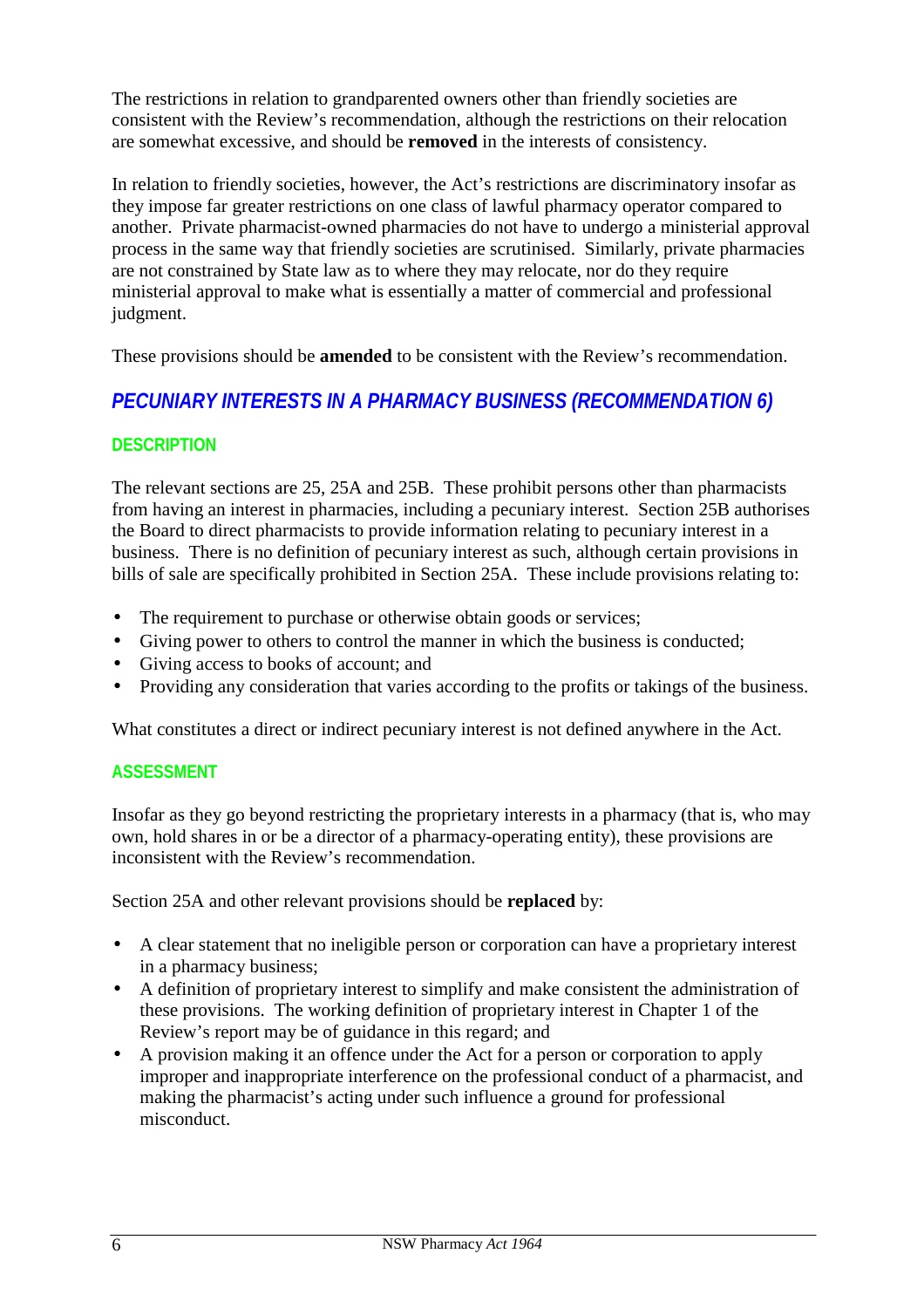The restrictions in relation to grandparented owners other than friendly societies are consistent with the Review's recommendation, although the restrictions on their relocation are somewhat excessive, and should be **removed** in the interests of consistency.

In relation to friendly societies, however, the Act's restrictions are discriminatory insofar as they impose far greater restrictions on one class of lawful pharmacy operator compared to another. Private pharmacist-owned pharmacies do not have to undergo a ministerial approval process in the same way that friendly societies are scrutinised. Similarly, private pharmacies are not constrained by State law as to where they may relocate, nor do they require ministerial approval to make what is essentially a matter of commercial and professional judgment.

These provisions should be **amended** to be consistent with the Review's recommendation.

## *PECUNIARY INTERESTS IN A PHARMACY BUSINESS (RECOMMENDATION 6)*

### DESCRIPTION

The relevant sections are 25, 25A and 25B. These prohibit persons other than pharmacists from having an interest in pharmacies, including a pecuniary interest. Section 25B authorises the Board to direct pharmacists to provide information relating to pecuniary interest in a business. There is no definition of pecuniary interest as such, although certain provisions in bills of sale are specifically prohibited in Section 25A. These include provisions relating to:

- The requirement to purchase or otherwise obtain goods or services;
- Giving power to others to control the manner in which the business is conducted;
- Giving access to books of account; and
- Providing any consideration that varies according to the profits or takings of the business.

What constitutes a direct or indirect pecuniary interest is not defined anywhere in the Act.

### ASSESSMENT

Insofar as they go beyond restricting the proprietary interests in a pharmacy (that is, who may own, hold shares in or be a director of a pharmacy-operating entity), these provisions are inconsistent with the Review's recommendation.

Section 25A and other relevant provisions should be **replaced** by:

- A clear statement that no ineligible person or corporation can have a proprietary interest in a pharmacy business;
- A definition of proprietary interest to simplify and make consistent the administration of these provisions. The working definition of proprietary interest in Chapter 1 of the Review's report may be of guidance in this regard; and
- A provision making it an offence under the Act for a person or corporation to apply improper and inappropriate interference on the professional conduct of a pharmacist, and making the pharmacist's acting under such influence a ground for professional misconduct.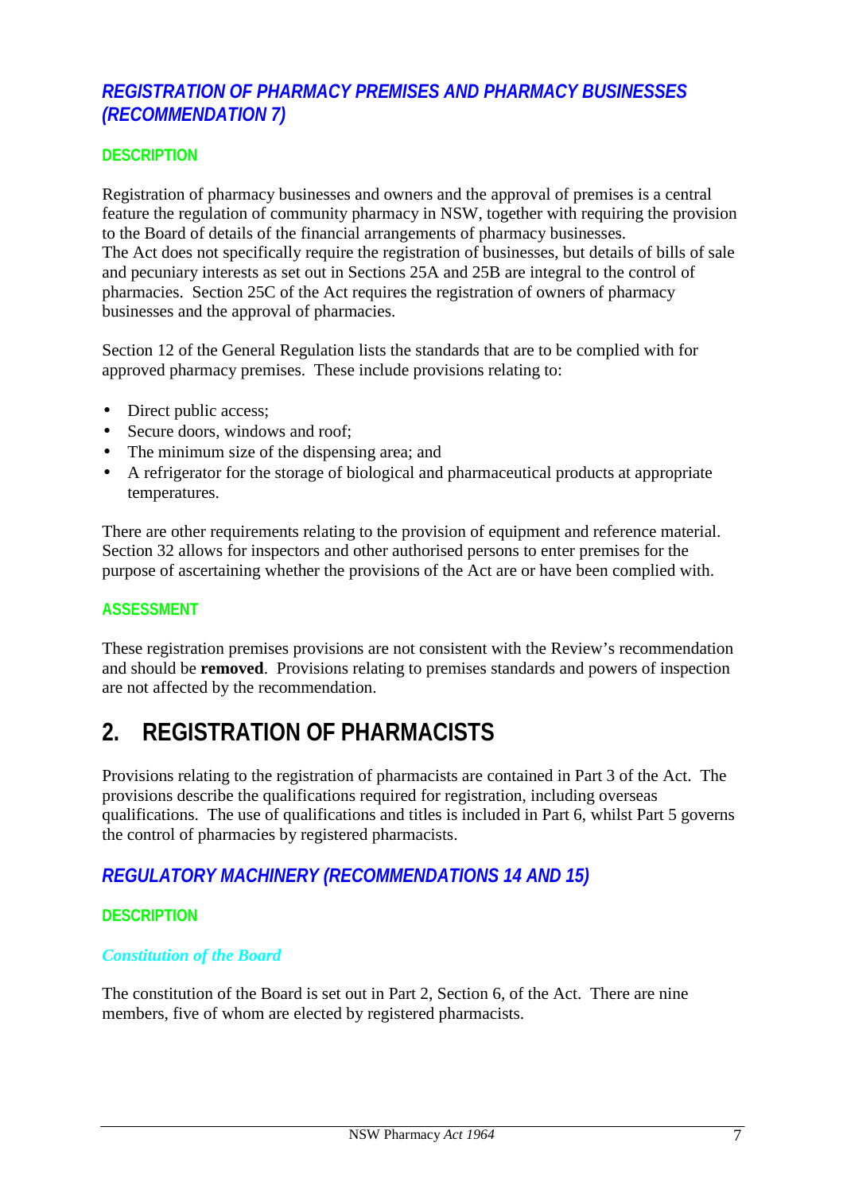### *REGISTRATION OF PHARMACY PREMISES AND PHARMACY BUSINESSES (RECOMMENDATION 7)*

#### DESCRIPTION

Registration of pharmacy businesses and owners and the approval of premises is a central feature the regulation of community pharmacy in NSW, together with requiring the provision to the Board of details of the financial arrangements of pharmacy businesses.
The Act does not specifically require the registration of businesses, but details of bills of sale and pecuniary interests as set out in Sections 25A and 25B are integral to the control of pharmacies. Section 25C of the Act requires the registration of owners of pharmacy businesses and the approval of pharmacies.

Section 12 of the General Regulation lists the standards that are to be complied with for approved pharmacy premises. These include provisions relating to:

- Direct public access;
- Secure doors, windows and roof;
- The minimum size of the dispensing area; and
- A refrigerator for the storage of biological and pharmaceutical products at appropriate temperatures.

There are other requirements relating to the provision of equipment and reference material. Section 32 allows for inspectors and other authorised persons to enter premises for the purpose of ascertaining whether the provisions of the Act are or have been complied with.

#### ASSESSMENT

These registration premises provisions are not consistent with the Review's recommendation and should be **removed**. Provisions relating to premises standards and powers of inspection are not affected by the recommendation.

## 2. REGISTRATION OF PHARMACISTS

Provisions relating to the registration of pharmacists are contained in Part 3 of the Act. The provisions describe the qualifications required for registration, including overseas qualifications. The use of qualifications and titles is included in Part 6, whilst Part 5 governs the control of pharmacies by registered pharmacists.

### *REGULATORY MACHINERY (RECOMMENDATIONS 14 AND 15)*

#### DESCRIPTION

##### *Constitution of the Board*

The constitution of the Board is set out in Part 2, Section 6, of the Act. There are nine members, five of whom are elected by registered pharmacists.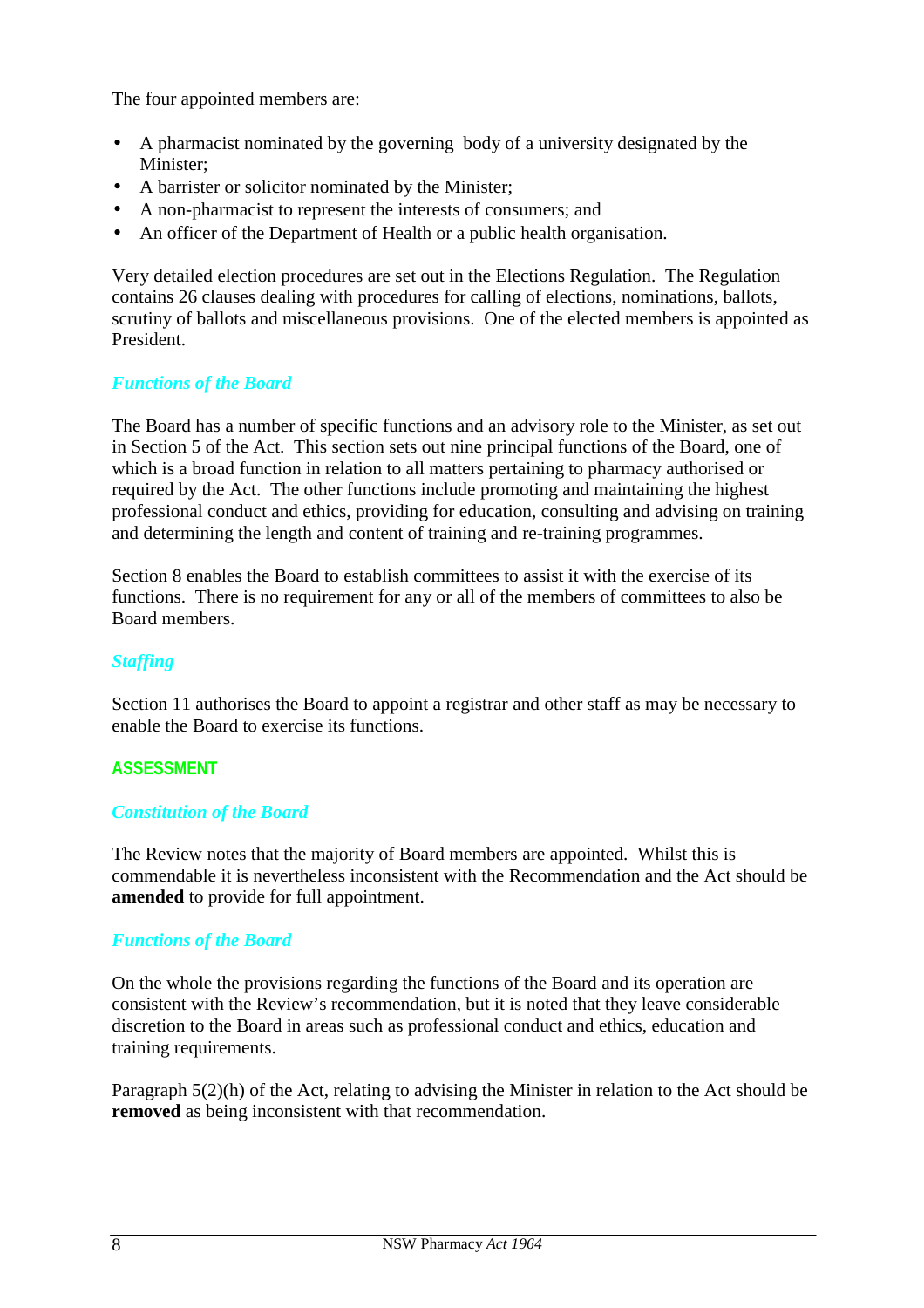The four appointed members are:

- A pharmacist nominated by the governing body of a university designated by the Minister;
- A barrister or solicitor nominated by the Minister;
- A non-pharmacist to represent the interests of consumers; and
- An officer of the Department of Health or a public health organisation.

Very detailed election procedures are set out in the Elections Regulation. The Regulation contains 26 clauses dealing with procedures for calling of elections, nominations, ballots, scrutiny of ballots and miscellaneous provisions. One of the elected members is appointed as President.

### *Functions of the Board*

The Board has a number of specific functions and an advisory role to the Minister, as set out in Section 5 of the Act. This section sets out nine principal functions of the Board, one of which is a broad function in relation to all matters pertaining to pharmacy authorised or required by the Act. The other functions include promoting and maintaining the highest professional conduct and ethics, providing for education, consulting and advising on training and determining the length and content of training and re-training programmes.

Section 8 enables the Board to establish committees to assist it with the exercise of its functions. There is no requirement for any or all of the members of committees to also be Board members.

### *Staffing*

Section 11 authorises the Board to appoint a registrar and other staff as may be necessary to enable the Board to exercise its functions.

## ASSESSMENT

### *Constitution of the Board*

The Review notes that the majority of Board members are appointed. Whilst this is commendable it is nevertheless inconsistent with the Recommendation and the Act should be **amended** to provide for full appointment.

### *Functions of the Board*

On the whole the provisions regarding the functions of the Board and its operation are consistent with the Review's recommendation, but it is noted that they leave considerable discretion to the Board in areas such as professional conduct and ethics, education and training requirements.

Paragraph 5(2)(h) of the Act, relating to advising the Minister in relation to the Act should be **removed** as being inconsistent with that recommendation.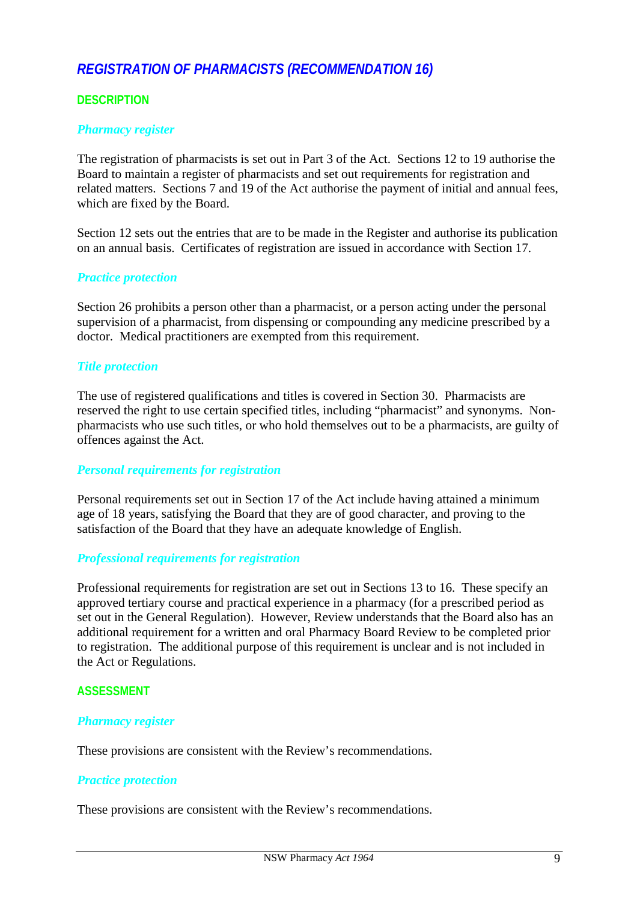## *REGISTRATION OF PHARMACISTS (RECOMMENDATION 16)*

### DESCRIPTION

#### *Pharmacy register*

The registration of pharmacists is set out in Part 3 of the Act. Sections 12 to 19 authorise the Board to maintain a register of pharmacists and set out requirements for registration and related matters. Sections 7 and 19 of the Act authorise the payment of initial and annual fees, which are fixed by the Board.

Section 12 sets out the entries that are to be made in the Register and authorise its publication on an annual basis. Certificates of registration are issued in accordance with Section 17.

#### *Practice protection*

Section 26 prohibits a person other than a pharmacist, or a person acting under the personal supervision of a pharmacist, from dispensing or compounding any medicine prescribed by a doctor. Medical practitioners are exempted from this requirement.

#### *Title protection*

The use of registered qualifications and titles is covered in Section 30. Pharmacists are reserved the right to use certain specified titles, including "pharmacist" and synonyms. Non-pharmacists who use such titles, or who hold themselves out to be a pharmacists, are guilty of offences against the Act.

#### *Personal requirements for registration*

Personal requirements set out in Section 17 of the Act include having attained a minimum age of 18 years, satisfying the Board that they are of good character, and proving to the satisfaction of the Board that they have an adequate knowledge of English.

#### *Professional requirements for registration*

Professional requirements for registration are set out in Sections 13 to 16. These specify an approved tertiary course and practical experience in a pharmacy (for a prescribed period as set out in the General Regulation). However, Review understands that the Board also has an additional requirement for a written and oral Pharmacy Board Review to be completed prior to registration. The additional purpose of this requirement is unclear and is not included in the Act or Regulations.

### ASSESSMENT

#### *Pharmacy register*

These provisions are consistent with the Review's recommendations.

#### *Practice protection*

These provisions are consistent with the Review's recommendations.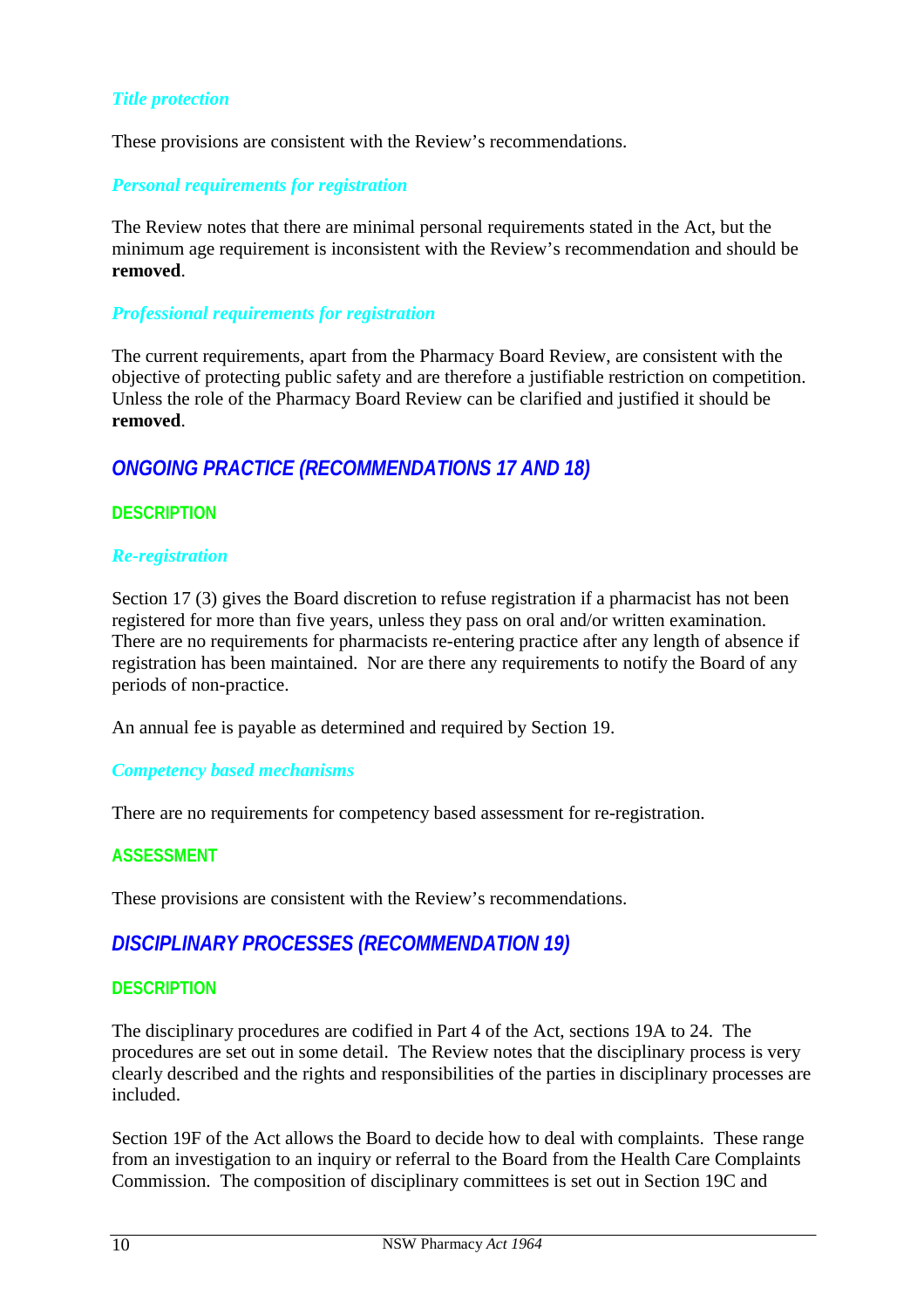### *Title protection*

These provisions are consistent with the Review's recommendations.

### *Personal requirements for registration*

The Review notes that there are minimal personal requirements stated in the Act, but the minimum age requirement is inconsistent with the Review's recommendation and should be **removed**.

### *Professional requirements for registration*

The current requirements, apart from the Pharmacy Board Review, are consistent with the objective of protecting public safety and are therefore a justifiable restriction on competition. Unless the role of the Pharmacy Board Review can be clarified and justified it should be **removed**.

## *ONGOING PRACTICE (RECOMMENDATIONS 17 AND 18)*

### DESCRIPTION

### *Re-registration*

Section 17 (3) gives the Board discretion to refuse registration if a pharmacist has not been registered for more than five years, unless they pass on oral and/or written examination. There are no requirements for pharmacists re-entering practice after any length of absence if registration has been maintained. Nor are there any requirements to notify the Board of any periods of non-practice.

An annual fee is payable as determined and required by Section 19.

### *Competency based mechanisms*

There are no requirements for competency based assessment for re-registration.

### ASSESSMENT

These provisions are consistent with the Review's recommendations.

## *DISCIPLINARY PROCESSES (RECOMMENDATION 19)*

### DESCRIPTION

The disciplinary procedures are codified in Part 4 of the Act, sections 19A to 24. The procedures are set out in some detail. The Review notes that the disciplinary process is very clearly described and the rights and responsibilities of the parties in disciplinary processes are included.

Section 19F of the Act allows the Board to decide how to deal with complaints. These range from an investigation to an inquiry or referral to the Board from the Health Care Complaints Commission. The composition of disciplinary committees is set out in Section 19C and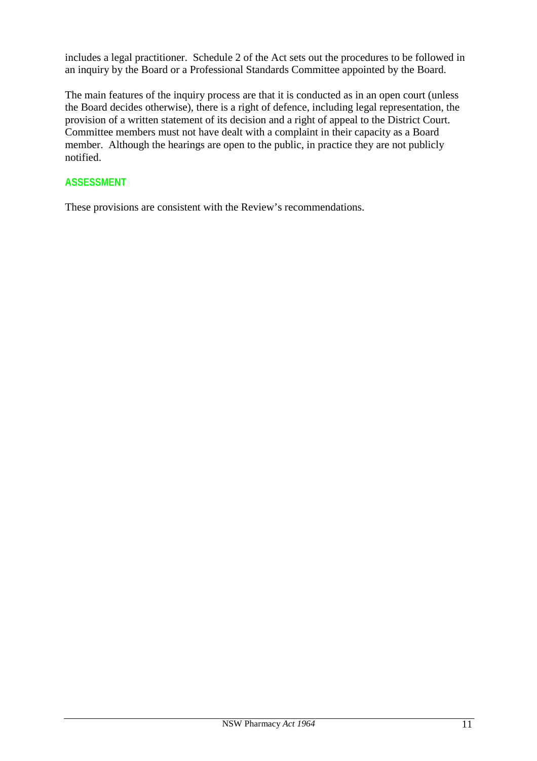includes a legal practitioner. Schedule 2 of the Act sets out the procedures to be followed in an inquiry by the Board or a Professional Standards Committee appointed by the Board.

The main features of the inquiry process are that it is conducted as in an open court (unless the Board decides otherwise), there is a right of defence, including legal representation, the provision of a written statement of its decision and a right of appeal to the District Court. Committee members must not have dealt with a complaint in their capacity as a Board member. Although the hearings are open to the public, in practice they are not publicly notified.

### ASSESSMENT

These provisions are consistent with the Review's recommendations.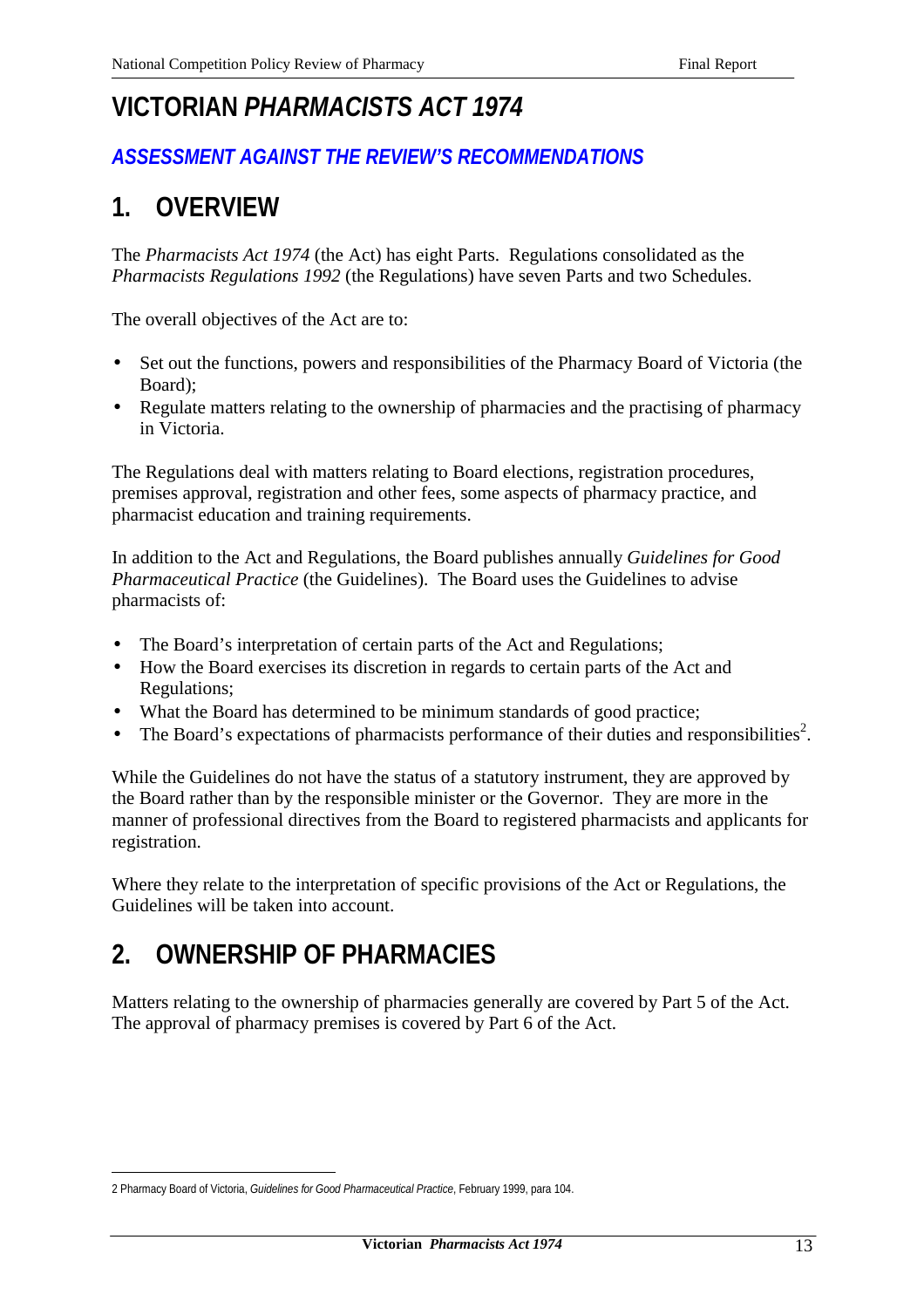# VICTORIAN *PHARMACISTS ACT 1974*

## *ASSESSMENT AGAINST THE REVIEW'S RECOMMENDATIONS*

## 1. OVERVIEW

The *Pharmacists Act 1974* (the Act) has eight Parts. Regulations consolidated as the *Pharmacists Regulations 1992* (the Regulations) have seven Parts and two Schedules.

The overall objectives of the Act are to:

- Set out the functions, powers and responsibilities of the Pharmacy Board of Victoria (the Board);
- Regulate matters relating to the ownership of pharmacies and the practising of pharmacy in Victoria.

The Regulations deal with matters relating to Board elections, registration procedures, premises approval, registration and other fees, some aspects of pharmacy practice, and pharmacist education and training requirements.

In addition to the Act and Regulations, the Board publishes annually *Guidelines for Good Pharmaceutical Practice* (the Guidelines). The Board uses the Guidelines to advise pharmacists of:

- The Board's interpretation of certain parts of the Act and Regulations;
- How the Board exercises its discretion in regards to certain parts of the Act and Regulations;
- What the Board has determined to be minimum standards of good practice;
- The Board's expectations of pharmacists performance of their duties and responsibilities[2].

While the Guidelines do not have the status of a statutory instrument, they are approved by the Board rather than by the responsible minister or the Governor. They are more in the manner of professional directives from the Board to registered pharmacists and applicants for registration.

Where they relate to the interpretation of specific provisions of the Act or Regulations, the Guidelines will be taken into account.

## 2. OWNERSHIP OF PHARMACIES

Matters relating to the ownership of pharmacies generally are covered by Part 5 of the Act. The approval of pharmacy premises is covered by Part 6 of the Act.

---

2 Pharmacy Board of Victoria, *Guidelines for Good Pharmaceutical Practice*, February 1999, para 104.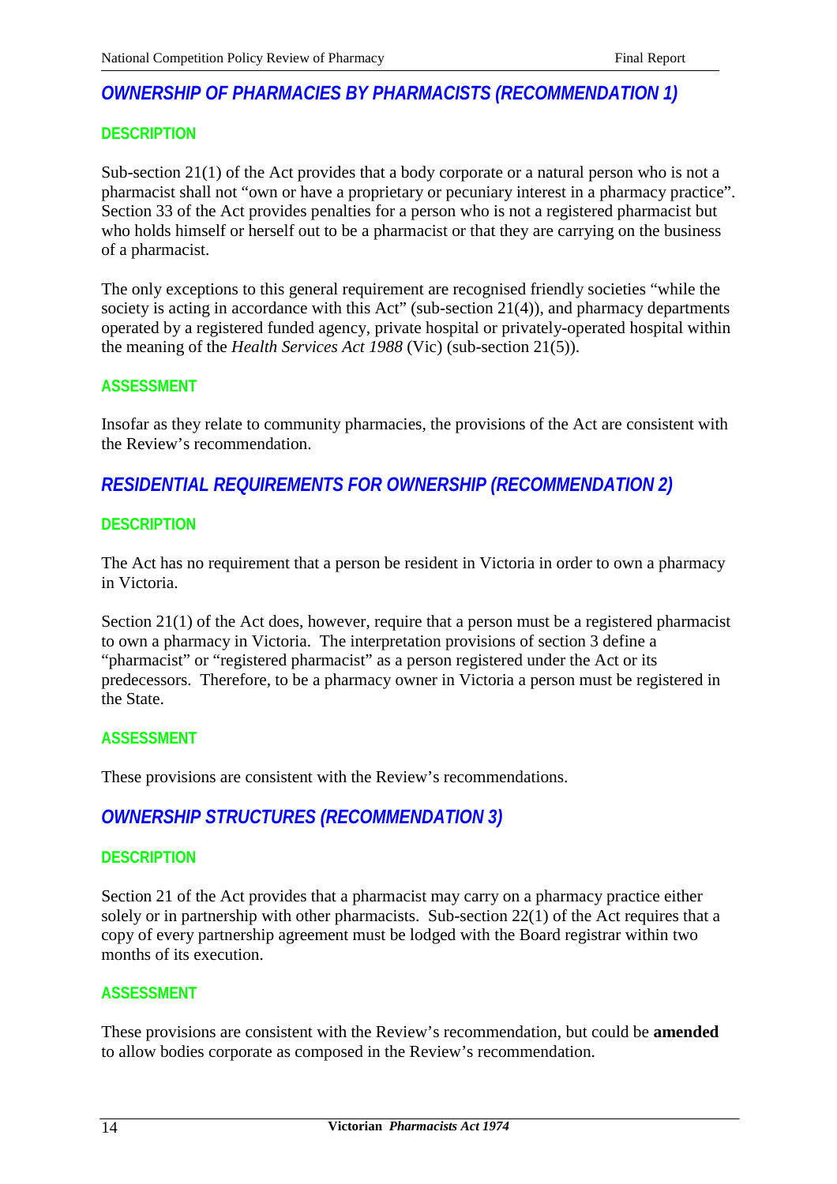## *OWNERSHIP OF PHARMACIES BY PHARMACISTS (RECOMMENDATION 1)*

### DESCRIPTION

Sub-section 21(1) of the Act provides that a body corporate or a natural person who is not a pharmacist shall not "own or have a proprietary or pecuniary interest in a pharmacy practice". Section 33 of the Act provides penalties for a person who is not a registered pharmacist but who holds himself or herself out to be a pharmacist or that they are carrying on the business of a pharmacist.

The only exceptions to this general requirement are recognised friendly societies "while the society is acting in accordance with this Act" (sub-section 21(4)), and pharmacy departments operated by a registered funded agency, private hospital or privately-operated hospital within the meaning of the *Health Services Act 1988* (Vic) (sub-section 21(5)).

### ASSESSMENT

Insofar as they relate to community pharmacies, the provisions of the Act are consistent with the Review's recommendation.

## *RESIDENTIAL REQUIREMENTS FOR OWNERSHIP (RECOMMENDATION 2)*

### DESCRIPTION

The Act has no requirement that a person be resident in Victoria in order to own a pharmacy in Victoria.

Section 21(1) of the Act does, however, require that a person must be a registered pharmacist to own a pharmacy in Victoria. The interpretation provisions of section 3 define a "pharmacist" or "registered pharmacist" as a person registered under the Act or its predecessors. Therefore, to be a pharmacy owner in Victoria a person must be registered in the State.

### ASSESSMENT

These provisions are consistent with the Review's recommendations.

## *OWNERSHIP STRUCTURES (RECOMMENDATION 3)*

### DESCRIPTION

Section 21 of the Act provides that a pharmacist may carry on a pharmacy practice either solely or in partnership with other pharmacists. Sub-section 22(1) of the Act requires that a copy of every partnership agreement must be lodged with the Board registrar within two months of its execution.

### ASSESSMENT

These provisions are consistent with the Review's recommendation, but could be **amended** to allow bodies corporate as composed in the Review's recommendation.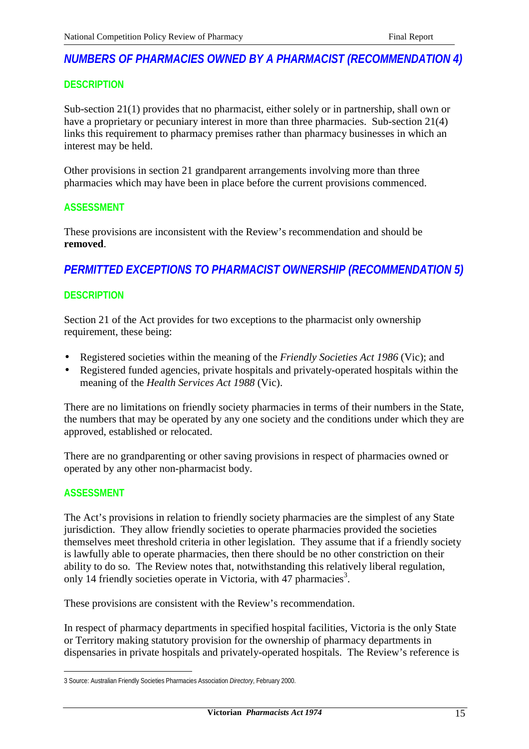## *NUMBERS OF PHARMACIES OWNED BY A PHARMACIST (RECOMMENDATION 4)*

### DESCRIPTION

Sub-section 21(1) provides that no pharmacist, either solely or in partnership, shall own or have a proprietary or pecuniary interest in more than three pharmacies. Sub-section 21(4) links this requirement to pharmacy premises rather than pharmacy businesses in which an interest may be held.

Other provisions in section 21 grandparent arrangements involving more than three pharmacies which may have been in place before the current provisions commenced.

### ASSESSMENT

These provisions are inconsistent with the Review's recommendation and should be **removed**.

## *PERMITTED EXCEPTIONS TO PHARMACIST OWNERSHIP (RECOMMENDATION 5)*

### DESCRIPTION

Section 21 of the Act provides for two exceptions to the pharmacist only ownership requirement, these being:

- Registered societies within the meaning of the *Friendly Societies Act 1986* (Vic); and
- Registered funded agencies, private hospitals and privately-operated hospitals within the meaning of the *Health Services Act 1988* (Vic).

There are no limitations on friendly society pharmacies in terms of their numbers in the State, the numbers that may be operated by any one society and the conditions under which they are approved, established or relocated.

There are no grandparenting or other saving provisions in respect of pharmacies owned or operated by any other non-pharmacist body.

### ASSESSMENT

The Act's provisions in relation to friendly society pharmacies are the simplest of any State jurisdiction. They allow friendly societies to operate pharmacies provided the societies themselves meet threshold criteria in other legislation. They assume that if a friendly society is lawfully able to operate pharmacies, then there should be no other constriction on their ability to do so. The Review notes that, notwithstanding this relatively liberal regulation, only 14 friendly societies operate in Victoria, with 47 pharmacies[3].

These provisions are consistent with the Review's recommendation.

In respect of pharmacy departments in specified hospital facilities, Victoria is the only State or Territory making statutory provision for the ownership of pharmacy departments in dispensaries in private hospitals and privately-operated hospitals. The Review's reference is

---

3 Source: Australian Friendly Societies Pharmacies Association *Directory*, February 2000.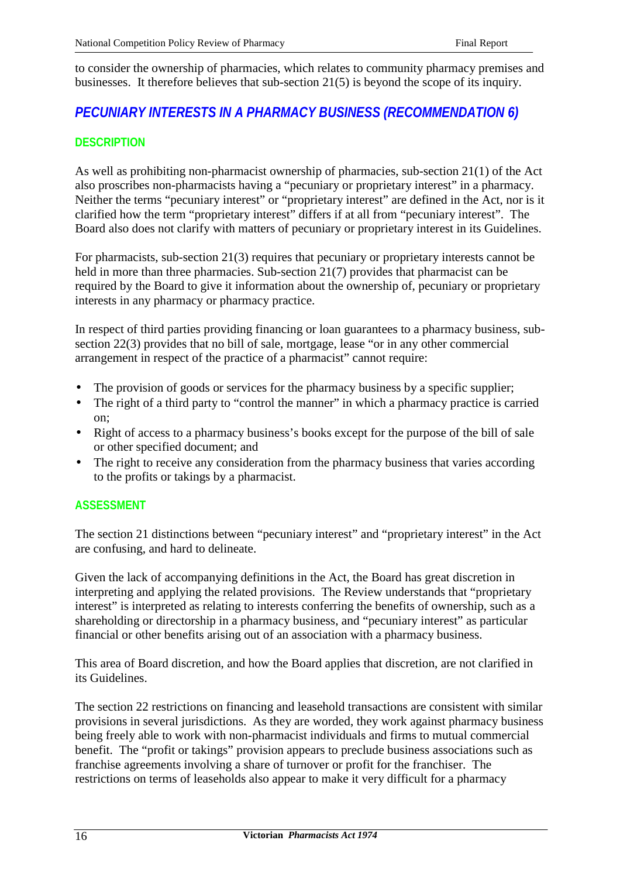to consider the ownership of pharmacies, which relates to community pharmacy premises and businesses. It therefore believes that sub-section 21(5) is beyond the scope of its inquiry.

## *PECUNIARY INTERESTS IN A PHARMACY BUSINESS (RECOMMENDATION 6)*

### DESCRIPTION

As well as prohibiting non-pharmacist ownership of pharmacies, sub-section 21(1) of the Act also proscribes non-pharmacists having a "pecuniary or proprietary interest" in a pharmacy. Neither the terms "pecuniary interest" or "proprietary interest" are defined in the Act, nor is it clarified how the term "proprietary interest" differs if at all from "pecuniary interest". The Board also does not clarify with matters of pecuniary or proprietary interest in its Guidelines.

For pharmacists, sub-section 21(3) requires that pecuniary or proprietary interests cannot be held in more than three pharmacies. Sub-section 21(7) provides that pharmacist can be required by the Board to give it information about the ownership of, pecuniary or proprietary interests in any pharmacy or pharmacy practice.

In respect of third parties providing financing or loan guarantees to a pharmacy business, sub-section 22(3) provides that no bill of sale, mortgage, lease "or in any other commercial arrangement in respect of the practice of a pharmacist" cannot require:

- The provision of goods or services for the pharmacy business by a specific supplier;
- The right of a third party to "control the manner" in which a pharmacy practice is carried on;
- Right of access to a pharmacy business's books except for the purpose of the bill of sale or other specified document; and
- The right to receive any consideration from the pharmacy business that varies according to the profits or takings by a pharmacist.

### ASSESSMENT

The section 21 distinctions between "pecuniary interest" and "proprietary interest" in the Act are confusing, and hard to delineate.

Given the lack of accompanying definitions in the Act, the Board has great discretion in interpreting and applying the related provisions. The Review understands that "proprietary interest" is interpreted as relating to interests conferring the benefits of ownership, such as a shareholding or directorship in a pharmacy business, and "pecuniary interest" as particular financial or other benefits arising out of an association with a pharmacy business.

This area of Board discretion, and how the Board applies that discretion, are not clarified in its Guidelines.

The section 22 restrictions on financing and leasehold transactions are consistent with similar provisions in several jurisdictions. As they are worded, they work against pharmacy business being freely able to work with non-pharmacist individuals and firms to mutual commercial benefit. The "profit or takings" provision appears to preclude business associations such as franchise agreements involving a share of turnover or profit for the franchiser. The restrictions on terms of leaseholds also appear to make it very difficult for a pharmacy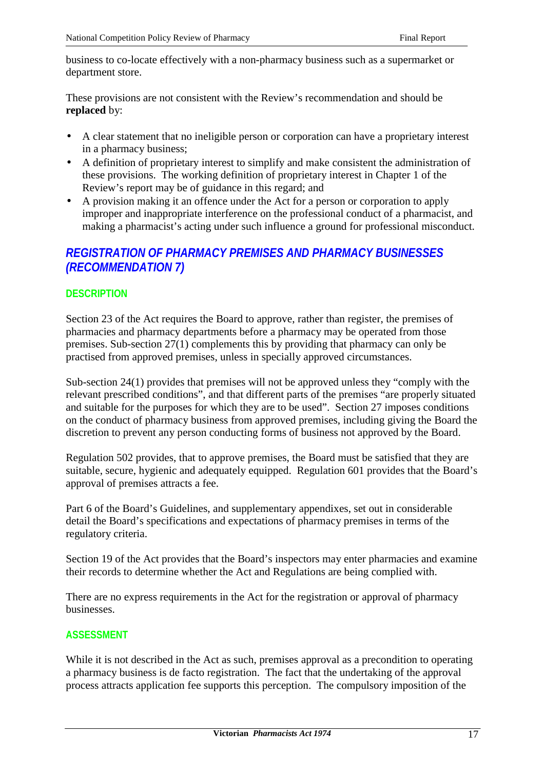business to co-locate effectively with a non-pharmacy business such as a supermarket or department store.

These provisions are not consistent with the Review's recommendation and should be **replaced** by:

- A clear statement that no ineligible person or corporation can have a proprietary interest in a pharmacy business;
- A definition of proprietary interest to simplify and make consistent the administration of these provisions. The working definition of proprietary interest in Chapter 1 of the Review's report may be of guidance in this regard; and
- A provision making it an offence under the Act for a person or corporation to apply improper and inappropriate interference on the professional conduct of a pharmacist, and making a pharmacist's acting under such influence a ground for professional misconduct.

## REGISTRATION OF PHARMACY PREMISES AND PHARMACY BUSINESSES (RECOMMENDATION 7)

### DESCRIPTION

Section 23 of the Act requires the Board to approve, rather than register, the premises of pharmacies and pharmacy departments before a pharmacy may be operated from those premises. Sub-section 27(1) complements this by providing that pharmacy can only be practised from approved premises, unless in specially approved circumstances.

Sub-section 24(1) provides that premises will not be approved unless they "comply with the relevant prescribed conditions", and that different parts of the premises "are properly situated and suitable for the purposes for which they are to be used". Section 27 imposes conditions on the conduct of pharmacy business from approved premises, including giving the Board the discretion to prevent any person conducting forms of business not approved by the Board.

Regulation 502 provides, that to approve premises, the Board must be satisfied that they are suitable, secure, hygienic and adequately equipped. Regulation 601 provides that the Board's approval of premises attracts a fee.

Part 6 of the Board's Guidelines, and supplementary appendixes, set out in considerable detail the Board's specifications and expectations of pharmacy premises in terms of the regulatory criteria.

Section 19 of the Act provides that the Board's inspectors may enter pharmacies and examine their records to determine whether the Act and Regulations are being complied with.

There are no express requirements in the Act for the registration or approval of pharmacy businesses.

### ASSESSMENT

While it is not described in the Act as such, premises approval as a precondition to operating a pharmacy business is de facto registration. The fact that the undertaking of the approval process attracts application fee supports this perception. The compulsory imposition of the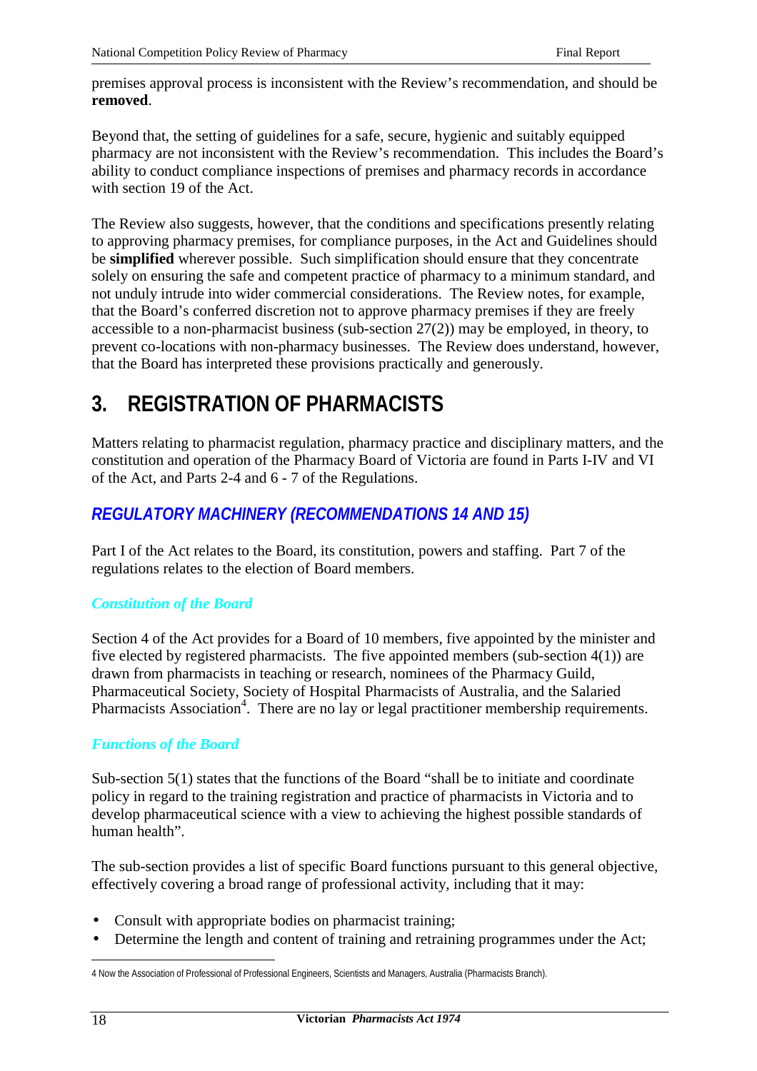premises approval process is inconsistent with the Review's recommendation, and should be **removed**.

Beyond that, the setting of guidelines for a safe, secure, hygienic and suitably equipped pharmacy are not inconsistent with the Review's recommendation. This includes the Board's ability to conduct compliance inspections of premises and pharmacy records in accordance with section 19 of the Act.

The Review also suggests, however, that the conditions and specifications presently relating to approving pharmacy premises, for compliance purposes, in the Act and Guidelines should be **simplified** wherever possible. Such simplification should ensure that they concentrate solely on ensuring the safe and competent practice of pharmacy to a minimum standard, and not unduly intrude into wider commercial considerations. The Review notes, for example, that the Board's conferred discretion not to approve pharmacy premises if they are freely accessible to a non-pharmacist business (sub-section 27(2)) may be employed, in theory, to prevent co-locations with non-pharmacy businesses. The Review does understand, however, that the Board has interpreted these provisions practically and generously.

# 3. REGISTRATION OF PHARMACISTS

Matters relating to pharmacist regulation, pharmacy practice and disciplinary matters, and the constitution and operation of the Pharmacy Board of Victoria are found in Parts I-IV and VI of the Act, and Parts 2-4 and 6 - 7 of the Regulations.

## *REGULATORY MACHINERY (RECOMMENDATIONS 14 AND 15)*

Part I of the Act relates to the Board, its constitution, powers and staffing. Part 7 of the regulations relates to the election of Board members.

### *Constitution of the Board*

Section 4 of the Act provides for a Board of 10 members, five appointed by the minister and five elected by registered pharmacists. The five appointed members (sub-section 4(1)) are drawn from pharmacists in teaching or research, nominees of the Pharmacy Guild, Pharmaceutical Society, Society of Hospital Pharmacists of Australia, and the Salaried Pharmacists Association[4]. There are no lay or legal practitioner membership requirements.

### *Functions of the Board*

Sub-section 5(1) states that the functions of the Board "shall be to initiate and coordinate policy in regard to the training registration and practice of pharmacists in Victoria and to develop pharmaceutical science with a view to achieving the highest possible standards of human health".

The sub-section provides a list of specific Board functions pursuant to this general objective, effectively covering a broad range of professional activity, including that it may:

- Consult with appropriate bodies on pharmacist training;
- Determine the length and content of training and retraining programmes under the Act;

4 Now the Association of Professional of Professional Engineers, Scientists and Managers, Australia (Pharmacists Branch).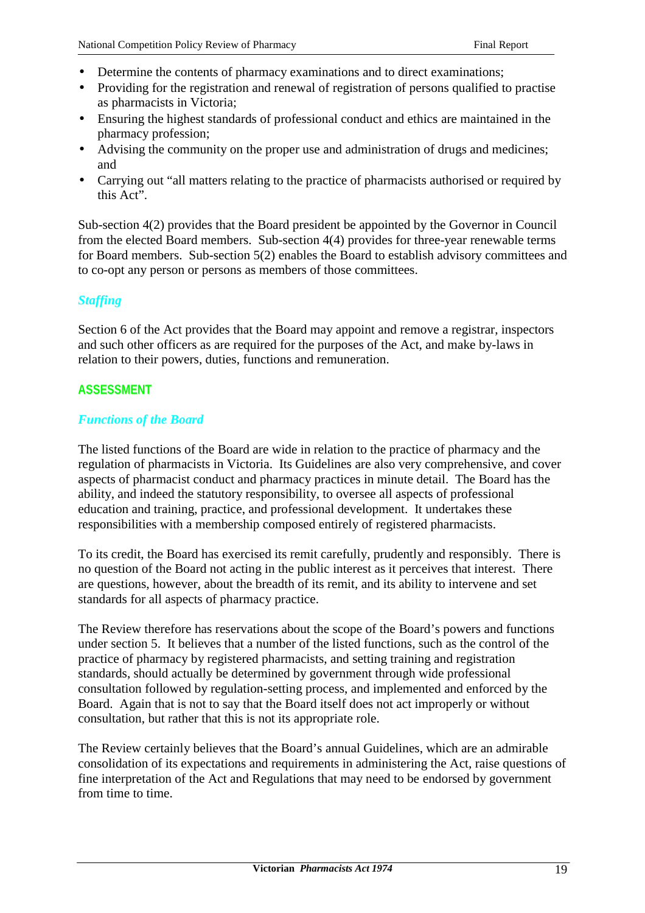- Determine the contents of pharmacy examinations and to direct examinations;
- Providing for the registration and renewal of registration of persons qualified to practise as pharmacists in Victoria;
- Ensuring the highest standards of professional conduct and ethics are maintained in the pharmacy profession;
- Advising the community on the proper use and administration of drugs and medicines; and
- Carrying out "all matters relating to the practice of pharmacists authorised or required by this Act".

Sub-section 4(2) provides that the Board president be appointed by the Governor in Council from the elected Board members. Sub-section 4(4) provides for three-year renewable terms for Board members. Sub-section 5(2) enables the Board to establish advisory committees and to co-opt any person or persons as members of those committees.

### *Staffing*

Section 6 of the Act provides that the Board may appoint and remove a registrar, inspectors and such other officers as are required for the purposes of the Act, and make by-laws in relation to their powers, duties, functions and remuneration.

## ASSESSMENT

### *Functions of the Board*

The listed functions of the Board are wide in relation to the practice of pharmacy and the regulation of pharmacists in Victoria. Its Guidelines are also very comprehensive, and cover aspects of pharmacist conduct and pharmacy practices in minute detail. The Board has the ability, and indeed the statutory responsibility, to oversee all aspects of professional education and training, practice, and professional development. It undertakes these responsibilities with a membership composed entirely of registered pharmacists.

To its credit, the Board has exercised its remit carefully, prudently and responsibly. There is no question of the Board not acting in the public interest as it perceives that interest. There are questions, however, about the breadth of its remit, and its ability to intervene and set standards for all aspects of pharmacy practice.

The Review therefore has reservations about the scope of the Board's powers and functions under section 5. It believes that a number of the listed functions, such as the control of the practice of pharmacy by registered pharmacists, and setting training and registration standards, should actually be determined by government through wide professional consultation followed by regulation-setting process, and implemented and enforced by the Board. Again that is not to say that the Board itself does not act improperly or without consultation, but rather that this is not its appropriate role.

The Review certainly believes that the Board's annual Guidelines, which are an admirable consolidation of its expectations and requirements in administering the Act, raise questions of fine interpretation of the Act and Regulations that may need to be endorsed by government from time to time.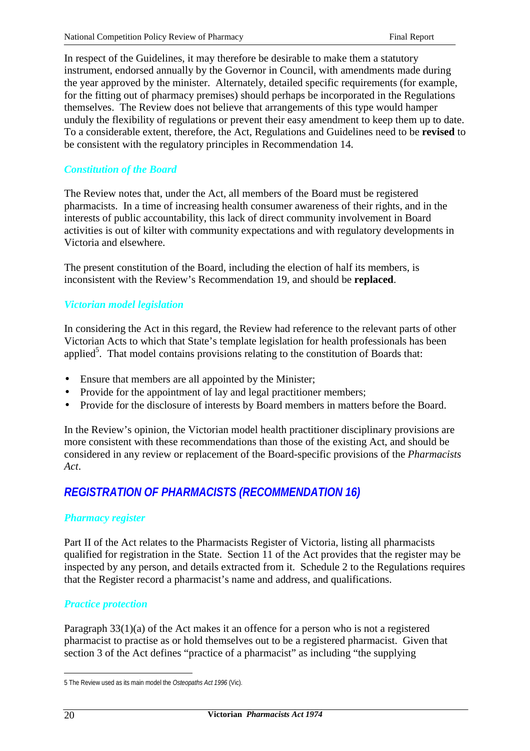In respect of the Guidelines, it may therefore be desirable to make them a statutory instrument, endorsed annually by the Governor in Council, with amendments made during the year approved by the minister. Alternately, detailed specific requirements (for example, for the fitting out of pharmacy premises) should perhaps be incorporated in the Regulations themselves. The Review does not believe that arrangements of this type would hamper unduly the flexibility of regulations or prevent their easy amendment to keep them up to date. To a considerable extent, therefore, the Act, Regulations and Guidelines need to be **revised** to be consistent with the regulatory principles in Recommendation 14.

### *Constitution of the Board*

The Review notes that, under the Act, all members of the Board must be registered pharmacists. In a time of increasing health consumer awareness of their rights, and in the interests of public accountability, this lack of direct community involvement in Board activities is out of kilter with community expectations and with regulatory developments in Victoria and elsewhere.

The present constitution of the Board, including the election of half its members, is inconsistent with the Review's Recommendation 19, and should be **replaced**.

### *Victorian model legislation*

In considering the Act in this regard, the Review had reference to the relevant parts of other Victorian Acts to which that State's template legislation for health professionals has been applied[5]. That model contains provisions relating to the constitution of Boards that:

- Ensure that members are all appointed by the Minister;
- Provide for the appointment of lay and legal practitioner members;
- Provide for the disclosure of interests by Board members in matters before the Board.

In the Review's opinion, the Victorian model health practitioner disciplinary provisions are more consistent with these recommendations than those of the existing Act, and should be considered in any review or replacement of the Board-specific provisions of the *Pharmacists Act*.

## *REGISTRATION OF PHARMACISTS (RECOMMENDATION 16)*

### *Pharmacy register*

Part II of the Act relates to the Pharmacists Register of Victoria, listing all pharmacists qualified for registration in the State. Section 11 of the Act provides that the register may be inspected by any person, and details extracted from it. Schedule 2 to the Regulations requires that the Register record a pharmacist's name and address, and qualifications.

### *Practice protection*

Paragraph 33(1)(a) of the Act makes it an offence for a person who is not a registered pharmacist to practise as or hold themselves out to be a registered pharmacist. Given that section 3 of the Act defines "practice of a pharmacist" as including "the supplying

---

5 The Review used as its main model the *Osteopaths Act 1996* (Vic).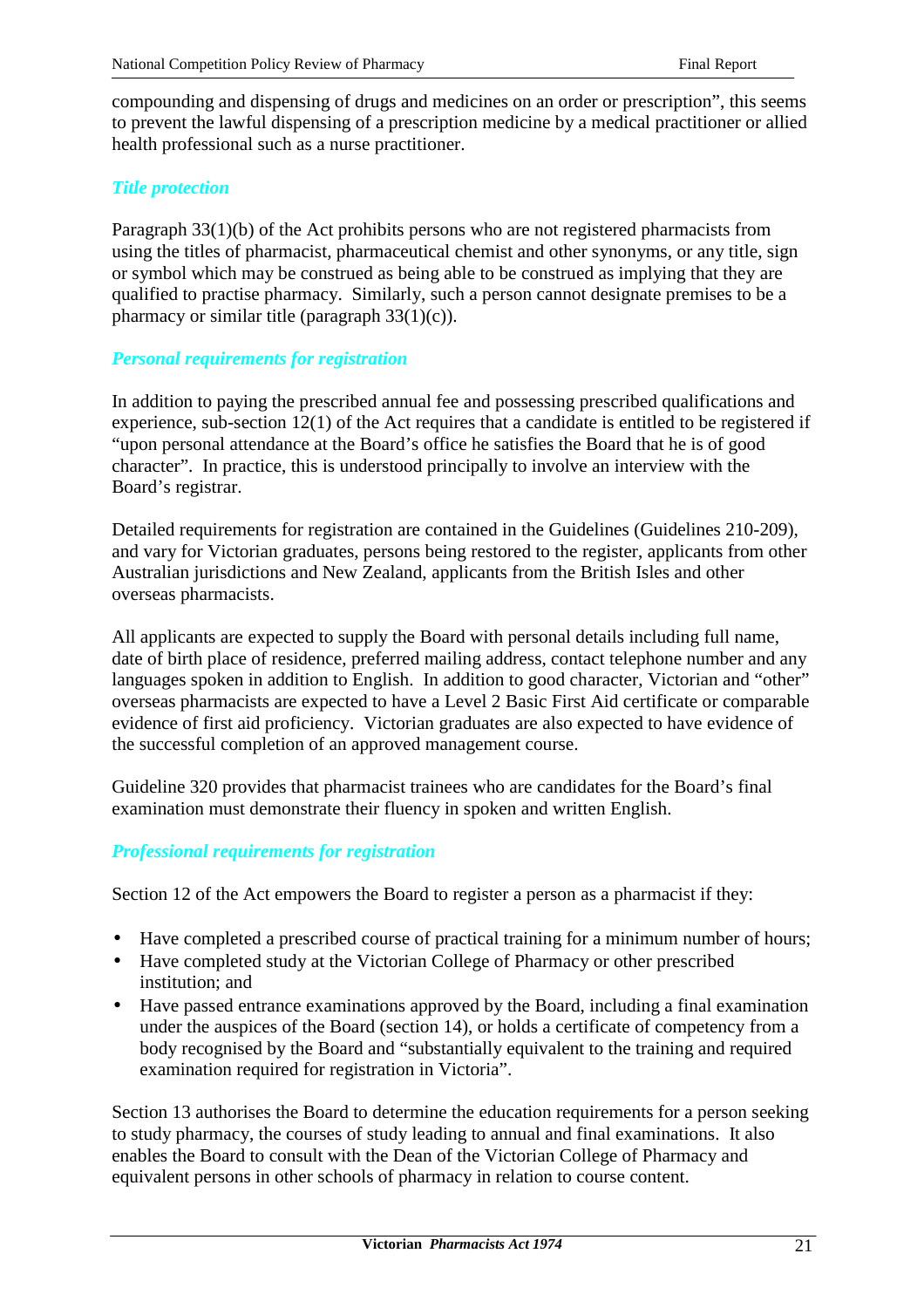compounding and dispensing of drugs and medicines on an order or prescription", this seems to prevent the lawful dispensing of a prescription medicine by a medical practitioner or allied health professional such as a nurse practitioner.

### *Title protection*

Paragraph 33(1)(b) of the Act prohibits persons who are not registered pharmacists from using the titles of pharmacist, pharmaceutical chemist and other synonyms, or any title, sign or symbol which may be construed as being able to be construed as implying that they are qualified to practise pharmacy. Similarly, such a person cannot designate premises to be a pharmacy or similar title (paragraph 33(1)(c)).

### *Personal requirements for registration*

In addition to paying the prescribed annual fee and possessing prescribed qualifications and experience, sub-section 12(1) of the Act requires that a candidate is entitled to be registered if "upon personal attendance at the Board's office he satisfies the Board that he is of good character". In practice, this is understood principally to involve an interview with the Board's registrar.

Detailed requirements for registration are contained in the Guidelines (Guidelines 210-209), and vary for Victorian graduates, persons being restored to the register, applicants from other Australian jurisdictions and New Zealand, applicants from the British Isles and other overseas pharmacists.

All applicants are expected to supply the Board with personal details including full name, date of birth place of residence, preferred mailing address, contact telephone number and any languages spoken in addition to English. In addition to good character, Victorian and "other" overseas pharmacists are expected to have a Level 2 Basic First Aid certificate or comparable evidence of first aid proficiency. Victorian graduates are also expected to have evidence of the successful completion of an approved management course.

Guideline 320 provides that pharmacist trainees who are candidates for the Board's final examination must demonstrate their fluency in spoken and written English.

### *Professional requirements for registration*

Section 12 of the Act empowers the Board to register a person as a pharmacist if they:

- Have completed a prescribed course of practical training for a minimum number of hours;
- Have completed study at the Victorian College of Pharmacy or other prescribed institution; and
- Have passed entrance examinations approved by the Board, including a final examination under the auspices of the Board (section 14), or holds a certificate of competency from a body recognised by the Board and "substantially equivalent to the training and required examination required for registration in Victoria".

Section 13 authorises the Board to determine the education requirements for a person seeking to study pharmacy, the courses of study leading to annual and final examinations. It also enables the Board to consult with the Dean of the Victorian College of Pharmacy and equivalent persons in other schools of pharmacy in relation to course content.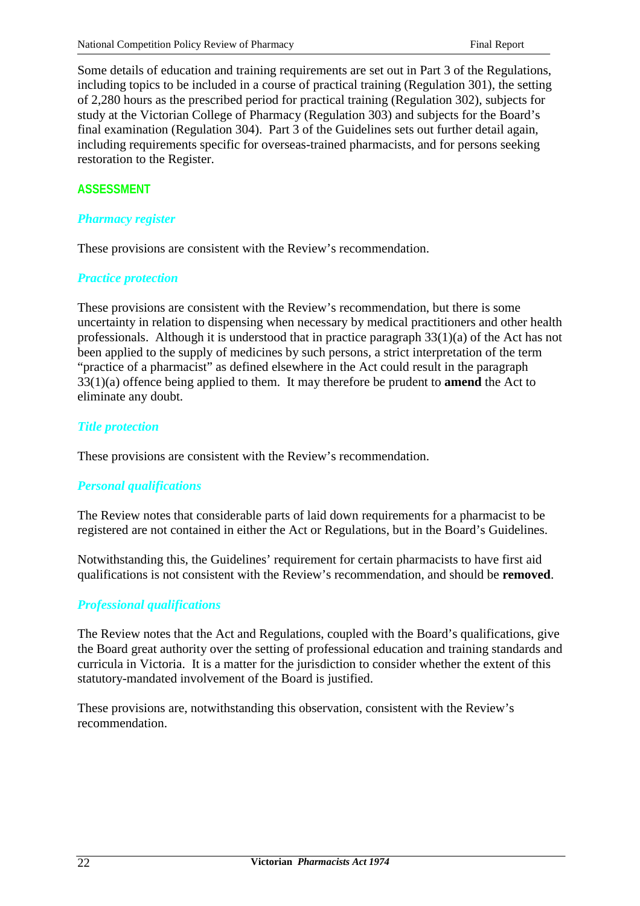Some details of education and training requirements are set out in Part 3 of the Regulations, including topics to be included in a course of practical training (Regulation 301), the setting of 2,280 hours as the prescribed period for practical training (Regulation 302), subjects for study at the Victorian College of Pharmacy (Regulation 303) and subjects for the Board's final examination (Regulation 304). Part 3 of the Guidelines sets out further detail again, including requirements specific for overseas-trained pharmacists, and for persons seeking restoration to the Register.

## ASSESSMENT

### *Pharmacy register*

These provisions are consistent with the Review's recommendation.

### *Practice protection*

These provisions are consistent with the Review's recommendation, but there is some uncertainty in relation to dispensing when necessary by medical practitioners and other health professionals. Although it is understood that in practice paragraph 33(1)(a) of the Act has not been applied to the supply of medicines by such persons, a strict interpretation of the term "practice of a pharmacist" as defined elsewhere in the Act could result in the paragraph 33(1)(a) offence being applied to them. It may therefore be prudent to **amend** the Act to eliminate any doubt.

### *Title protection*

These provisions are consistent with the Review's recommendation.

### *Personal qualifications*

The Review notes that considerable parts of laid down requirements for a pharmacist to be registered are not contained in either the Act or Regulations, but in the Board's Guidelines.

Notwithstanding this, the Guidelines' requirement for certain pharmacists to have first aid qualifications is not consistent with the Review's recommendation, and should be **removed**.

### *Professional qualifications*

The Review notes that the Act and Regulations, coupled with the Board's qualifications, give the Board great authority over the setting of professional education and training standards and curricula in Victoria. It is a matter for the jurisdiction to consider whether the extent of this statutory-mandated involvement of the Board is justified.

These provisions are, notwithstanding this observation, consistent with the Review's recommendation.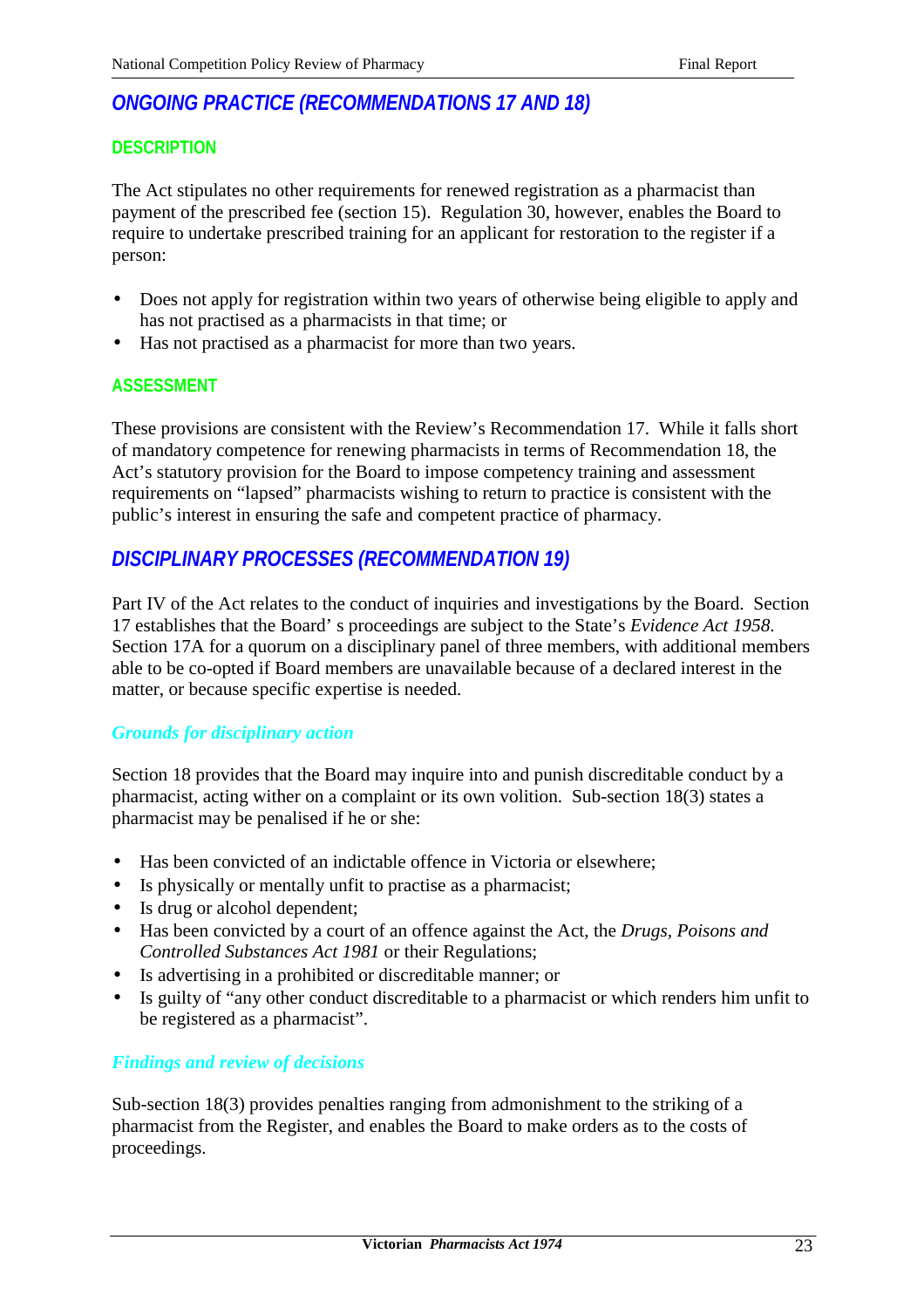## ONGOING PRACTICE (RECOMMENDATIONS 17 AND 18)

### DESCRIPTION

The Act stipulates no other requirements for renewed registration as a pharmacist than payment of the prescribed fee (section 15). Regulation 30, however, enables the Board to require to undertake prescribed training for an applicant for restoration to the register if a person:

- Does not apply for registration within two years of otherwise being eligible to apply and has not practised as a pharmacists in that time; or
- Has not practised as a pharmacist for more than two years.

### ASSESSMENT

These provisions are consistent with the Review's Recommendation 17. While it falls short of mandatory competence for renewing pharmacists in terms of Recommendation 18, the Act's statutory provision for the Board to impose competency training and assessment requirements on "lapsed" pharmacists wishing to return to practice is consistent with the public's interest in ensuring the safe and competent practice of pharmacy.

## DISCIPLINARY PROCESSES (RECOMMENDATION 19)

Part IV of the Act relates to the conduct of inquiries and investigations by the Board. Section 17 establishes that the Board' s proceedings are subject to the State's *Evidence Act 1958*. Section 17A for a quorum on a disciplinary panel of three members, with additional members able to be co-opted if Board members are unavailable because of a declared interest in the matter, or because specific expertise is needed.

### *Grounds for disciplinary action*

Section 18 provides that the Board may inquire into and punish discreditable conduct by a pharmacist, acting wither on a complaint or its own volition. Sub-section 18(3) states a pharmacist may be penalised if he or she:

- Has been convicted of an indictable offence in Victoria or elsewhere;
- Is physically or mentally unfit to practise as a pharmacist;
- Is drug or alcohol dependent;
- Has been convicted by a court of an offence against the Act, the *Drugs, Poisons and Controlled Substances Act 1981* or their Regulations;
- Is advertising in a prohibited or discreditable manner; or
- Is guilty of "any other conduct discreditable to a pharmacist or which renders him unfit to be registered as a pharmacist".

### *Findings and review of decisions*

Sub-section 18(3) provides penalties ranging from admonishment to the striking of a pharmacist from the Register, and enables the Board to make orders as to the costs of proceedings.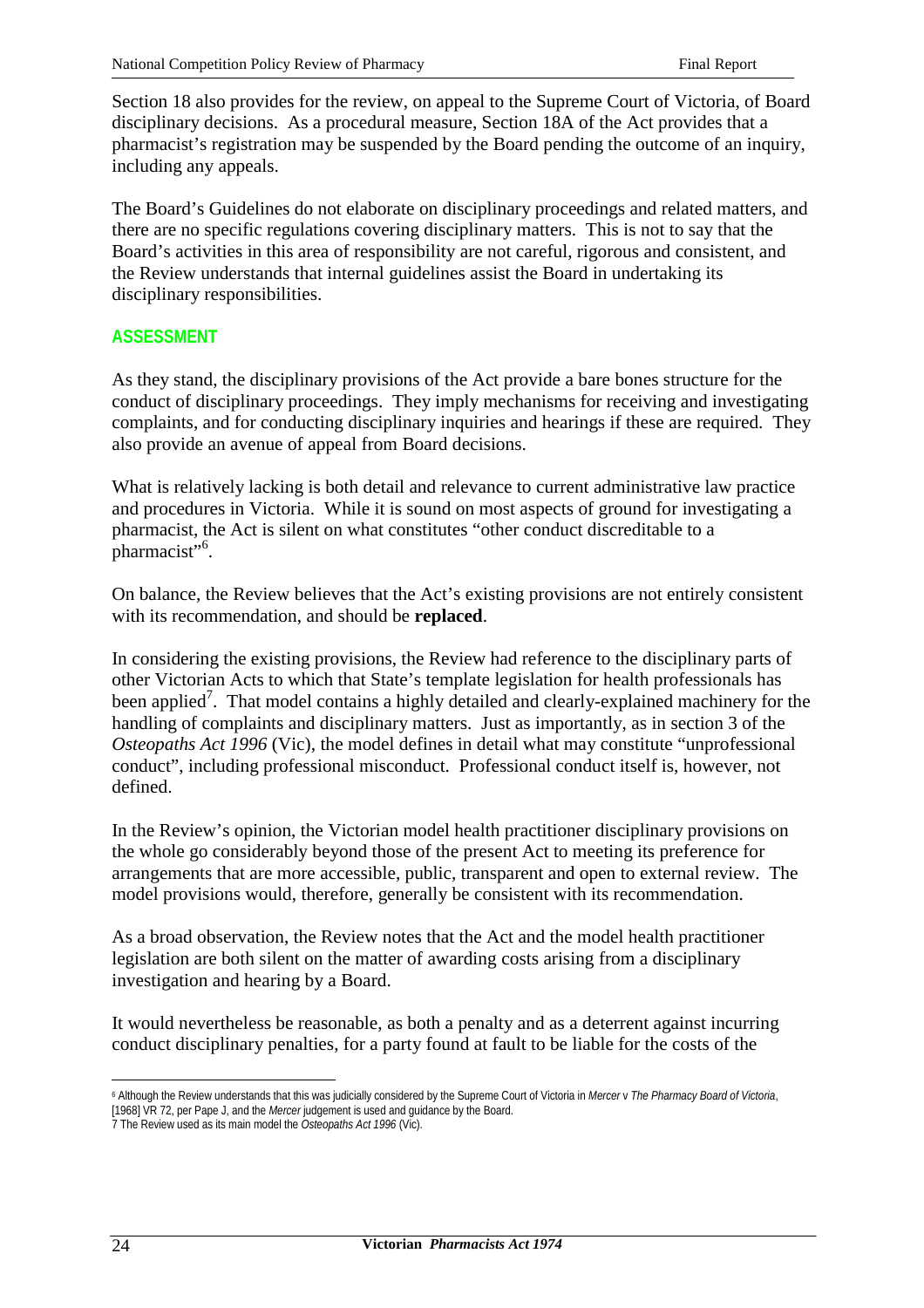Section 18 also provides for the review, on appeal to the Supreme Court of Victoria, of Board disciplinary decisions. As a procedural measure, Section 18A of the Act provides that a pharmacist's registration may be suspended by the Board pending the outcome of an inquiry, including any appeals.

The Board's Guidelines do not elaborate on disciplinary proceedings and related matters, and there are no specific regulations covering disciplinary matters. This is not to say that the Board's activities in this area of responsibility are not careful, rigorous and consistent, and the Review understands that internal guidelines assist the Board in undertaking its disciplinary responsibilities.

### ASSESSMENT

As they stand, the disciplinary provisions of the Act provide a bare bones structure for the conduct of disciplinary proceedings. They imply mechanisms for receiving and investigating complaints, and for conducting disciplinary inquiries and hearings if these are required. They also provide an avenue of appeal from Board decisions.

What is relatively lacking is both detail and relevance to current administrative law practice and procedures in Victoria. While it is sound on most aspects of ground for investigating a pharmacist, the Act is silent on what constitutes "other conduct discreditable to a pharmacist"[6].

On balance, the Review believes that the Act's existing provisions are not entirely consistent with its recommendation, and should be **replaced**.

In considering the existing provisions, the Review had reference to the disciplinary parts of other Victorian Acts to which that State's template legislation for health professionals has been applied[7]. That model contains a highly detailed and clearly-explained machinery for the handling of complaints and disciplinary matters. Just as importantly, as in section 3 of the *Osteopaths Act 1996* (Vic), the model defines in detail what may constitute "unprofessional conduct", including professional misconduct. Professional conduct itself is, however, not defined.

In the Review's opinion, the Victorian model health practitioner disciplinary provisions on the whole go considerably beyond those of the present Act to meeting its preference for arrangements that are more accessible, public, transparent and open to external review. The model provisions would, therefore, generally be consistent with its recommendation.

As a broad observation, the Review notes that the Act and the model health practitioner legislation are both silent on the matter of awarding costs arising from a disciplinary investigation and hearing by a Board.

It would nevertheless be reasonable, as both a penalty and as a deterrent against incurring conduct disciplinary penalties, for a party found at fault to be liable for the costs of the

---

[6] Although the Review understands that this was judicially considered by the Supreme Court of Victoria in *Mercer* v *The Pharmacy Board of Victoria*, [1968] VR 72, per Pape J, and the *Mercer* judgement is used and guidance by the Board.

[7] The Review used as its main model the *Osteopaths Act 1996* (Vic).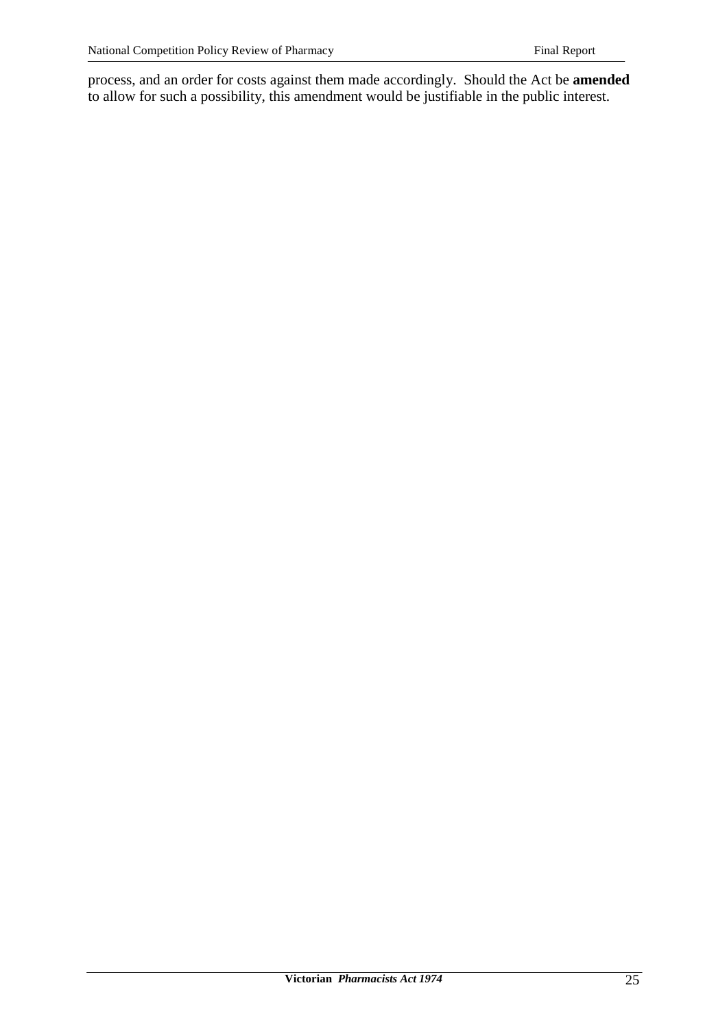process, and an order for costs against them made accordingly. Should the Act be **amended** to allow for such a possibility, this amendment would be justifiable in the public interest.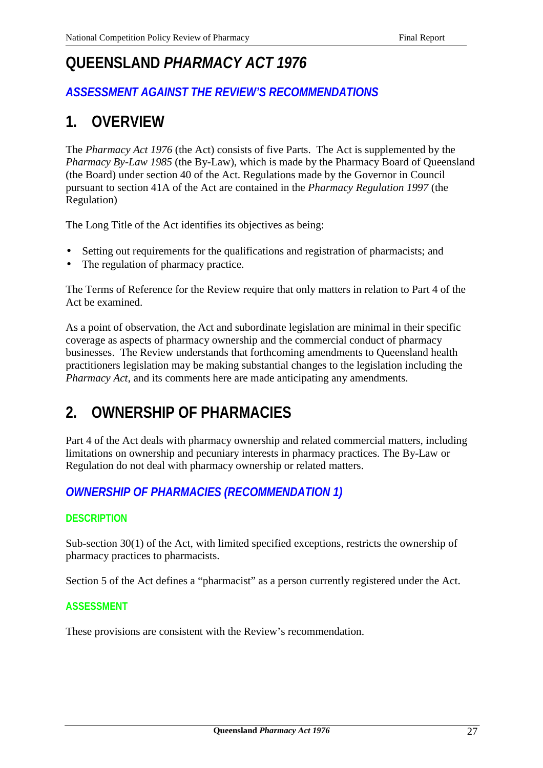# QUEENSLAND *PHARMACY ACT 1976*

## *ASSESSMENT AGAINST THE REVIEW'S RECOMMENDATIONS*

## 1. OVERVIEW

The *Pharmacy Act 1976* (the Act) consists of five Parts. The Act is supplemented by the *Pharmacy By-Law 1985* (the By-Law), which is made by the Pharmacy Board of Queensland (the Board) under section 40 of the Act. Regulations made by the Governor in Council pursuant to section 41A of the Act are contained in the *Pharmacy Regulation 1997* (the Regulation)

The Long Title of the Act identifies its objectives as being:

- Setting out requirements for the qualifications and registration of pharmacists; and
- The regulation of pharmacy practice.

The Terms of Reference for the Review require that only matters in relation to Part 4 of the Act be examined.

As a point of observation, the Act and subordinate legislation are minimal in their specific coverage as aspects of pharmacy ownership and the commercial conduct of pharmacy businesses. The Review understands that forthcoming amendments to Queensland health practitioners legislation may be making substantial changes to the legislation including the *Pharmacy Act*, and its comments here are made anticipating any amendments.

## 2. OWNERSHIP OF PHARMACIES

Part 4 of the Act deals with pharmacy ownership and related commercial matters, including limitations on ownership and pecuniary interests in pharmacy practices. The By-Law or Regulation do not deal with pharmacy ownership or related matters.

### *OWNERSHIP OF PHARMACIES (RECOMMENDATION 1)*

#### DESCRIPTION

Sub-section 30(1) of the Act, with limited specified exceptions, restricts the ownership of pharmacy practices to pharmacists.

Section 5 of the Act defines a "pharmacist" as a person currently registered under the Act.

#### ASSESSMENT

These provisions are consistent with the Review's recommendation.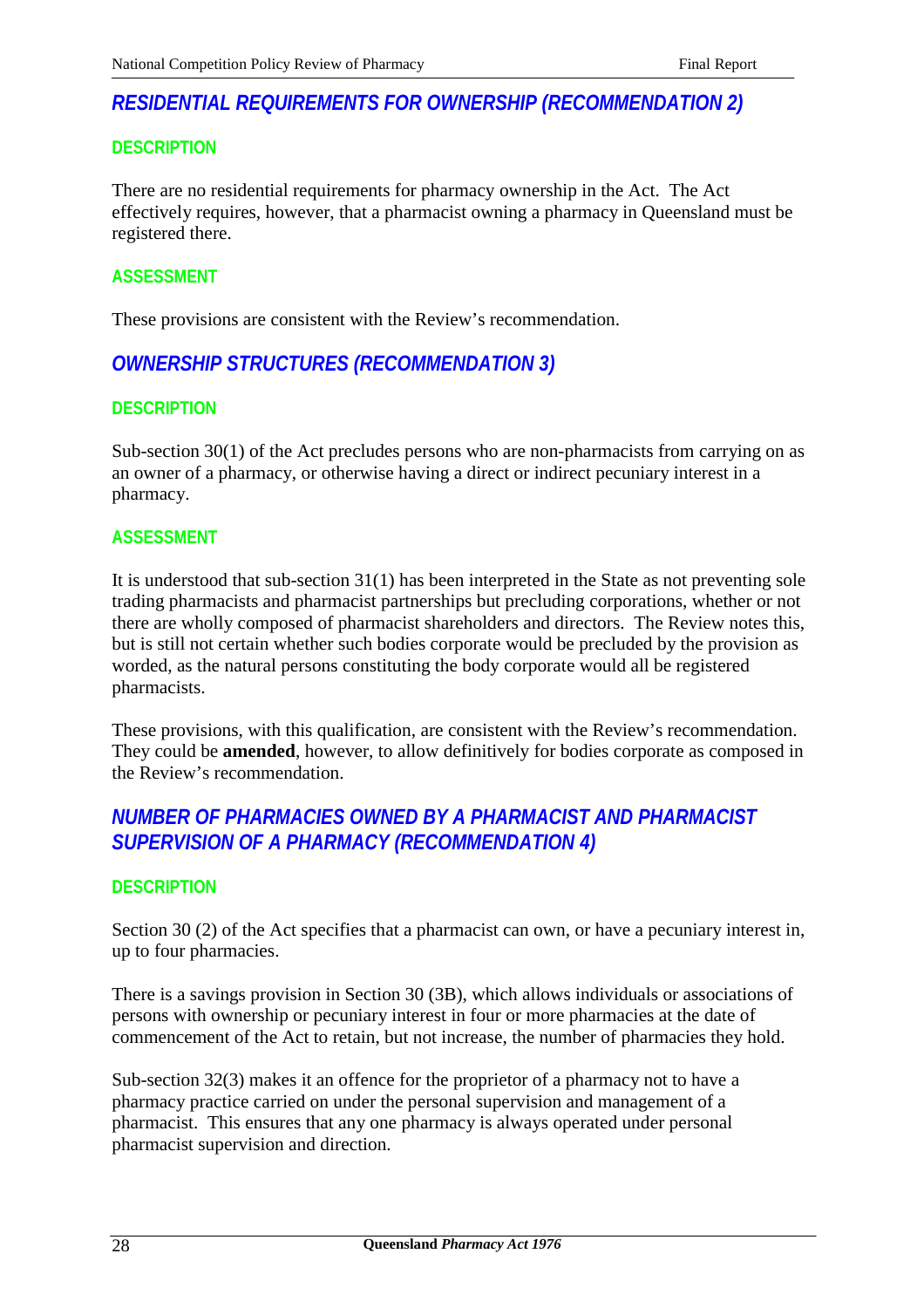## *RESIDENTIAL REQUIREMENTS FOR OWNERSHIP (RECOMMENDATION 2)*

### DESCRIPTION

There are no residential requirements for pharmacy ownership in the Act. The Act effectively requires, however, that a pharmacist owning a pharmacy in Queensland must be registered there.

### ASSESSMENT

These provisions are consistent with the Review's recommendation.

## *OWNERSHIP STRUCTURES (RECOMMENDATION 3)*

### DESCRIPTION

Sub-section 30(1) of the Act precludes persons who are non-pharmacists from carrying on as an owner of a pharmacy, or otherwise having a direct or indirect pecuniary interest in a pharmacy.

### ASSESSMENT

It is understood that sub-section 31(1) has been interpreted in the State as not preventing sole trading pharmacists and pharmacist partnerships but precluding corporations, whether or not there are wholly composed of pharmacist shareholders and directors. The Review notes this, but is still not certain whether such bodies corporate would be precluded by the provision as worded, as the natural persons constituting the body corporate would all be registered pharmacists.

These provisions, with this qualification, are consistent with the Review's recommendation. They could be **amended**, however, to allow definitively for bodies corporate as composed in the Review's recommendation.

## *NUMBER OF PHARMACIES OWNED BY A PHARMACIST AND PHARMACIST SUPERVISION OF A PHARMACY (RECOMMENDATION 4)*

### DESCRIPTION

Section 30 (2) of the Act specifies that a pharmacist can own, or have a pecuniary interest in, up to four pharmacies.

There is a savings provision in Section 30 (3B), which allows individuals or associations of persons with ownership or pecuniary interest in four or more pharmacies at the date of commencement of the Act to retain, but not increase, the number of pharmacies they hold.

Sub-section 32(3) makes it an offence for the proprietor of a pharmacy not to have a pharmacy practice carried on under the personal supervision and management of a pharmacist. This ensures that any one pharmacy is always operated under personal pharmacist supervision and direction.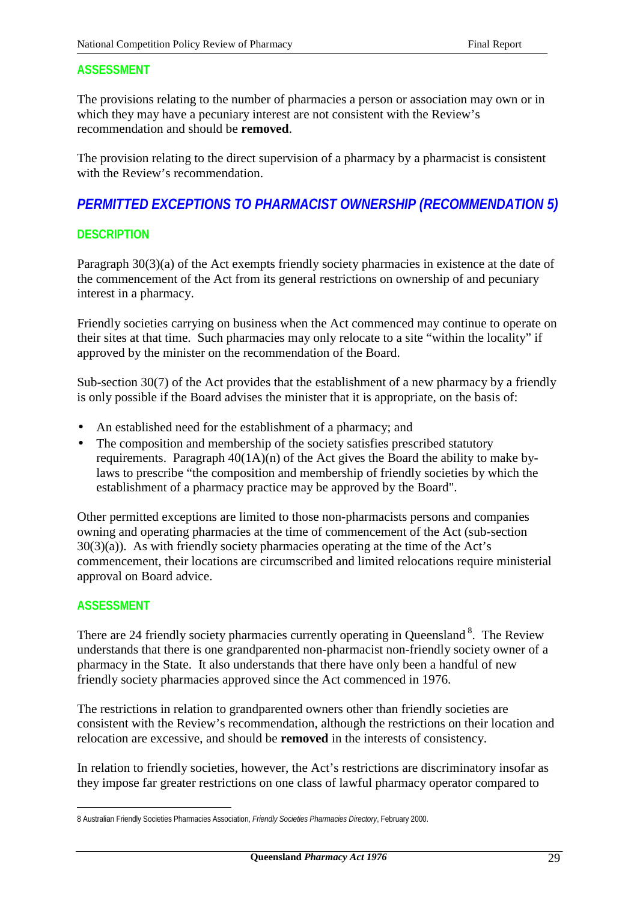### ASSESSMENT

The provisions relating to the number of pharmacies a person or association may own or in which they may have a pecuniary interest are not consistent with the Review's recommendation and should be **removed**.

The provision relating to the direct supervision of a pharmacy by a pharmacist is consistent with the Review's recommendation.

## PERMITTED EXCEPTIONS TO PHARMACIST OWNERSHIP (RECOMMENDATION 5)

### DESCRIPTION

Paragraph 30(3)(a) of the Act exempts friendly society pharmacies in existence at the date of the commencement of the Act from its general restrictions on ownership of and pecuniary interest in a pharmacy.

Friendly societies carrying on business when the Act commenced may continue to operate on their sites at that time. Such pharmacies may only relocate to a site "within the locality" if approved by the minister on the recommendation of the Board.

Sub-section 30(7) of the Act provides that the establishment of a new pharmacy by a friendly is only possible if the Board advises the minister that it is appropriate, on the basis of:

- An established need for the establishment of a pharmacy; and
- The composition and membership of the society satisfies prescribed statutory requirements. Paragraph 40(1A)(n) of the Act gives the Board the ability to make by-laws to prescribe "the composition and membership of friendly societies by which the establishment of a pharmacy practice may be approved by the Board".

Other permitted exceptions are limited to those non-pharmacists persons and companies owning and operating pharmacies at the time of commencement of the Act (sub-section 30(3)(a)). As with friendly society pharmacies operating at the time of the Act's commencement, their locations are circumscribed and limited relocations require ministerial approval on Board advice.

### ASSESSMENT

There are 24 friendly society pharmacies currently operating in Queensland [8]. The Review understands that there is one grandparented non-pharmacist non-friendly society owner of a pharmacy in the State. It also understands that there have only been a handful of new friendly society pharmacies approved since the Act commenced in 1976.

The restrictions in relation to grandparented owners other than friendly societies are consistent with the Review's recommendation, although the restrictions on their location and relocation are excessive, and should be **removed** in the interests of consistency.

In relation to friendly societies, however, the Act's restrictions are discriminatory insofar as they impose far greater restrictions on one class of lawful pharmacy operator compared to

---

8 Australian Friendly Societies Pharmacies Association, *Friendly Societies Pharmacies Directory*, February 2000.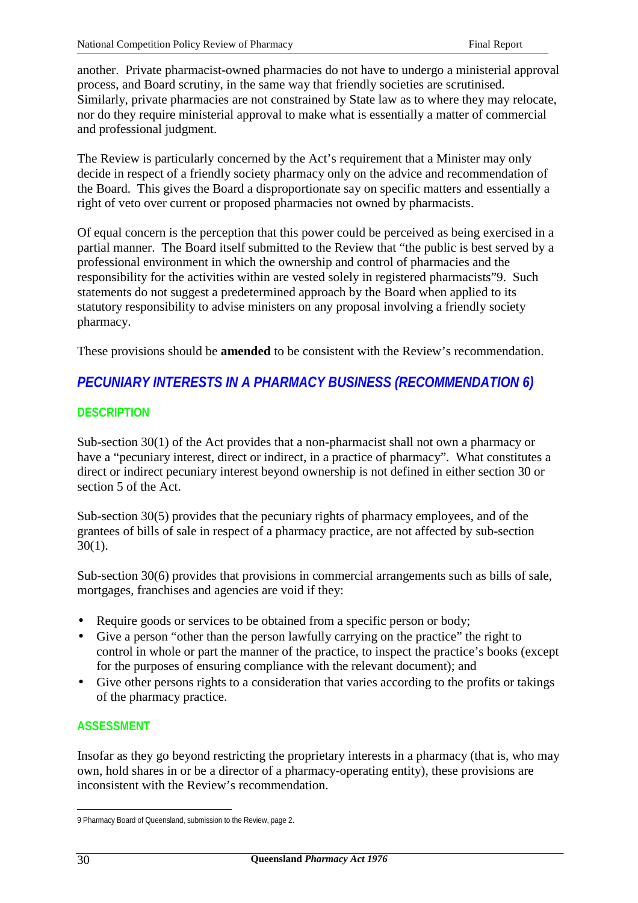another. Private pharmacist-owned pharmacies do not have to undergo a ministerial approval process, and Board scrutiny, in the same way that friendly societies are scrutinised. Similarly, private pharmacies are not constrained by State law as to where they may relocate, nor do they require ministerial approval to make what is essentially a matter of commercial and professional judgment.

The Review is particularly concerned by the Act's requirement that a Minister may only decide in respect of a friendly society pharmacy only on the advice and recommendation of the Board. This gives the Board a disproportionate say on specific matters and essentially a right of veto over current or proposed pharmacies not owned by pharmacists.

Of equal concern is the perception that this power could be perceived as being exercised in a partial manner. The Board itself submitted to the Review that "the public is best served by a professional environment in which the ownership and control of pharmacies and the responsibility for the activities within are vested solely in registered pharmacists"[9]. Such statements do not suggest a predetermined approach by the Board when applied to its statutory responsibility to advise ministers on any proposal involving a friendly society pharmacy.

These provisions should be **amended** to be consistent with the Review's recommendation.

## *PECUNIARY INTERESTS IN A PHARMACY BUSINESS (RECOMMENDATION 6)*

### DESCRIPTION

Sub-section 30(1) of the Act provides that a non-pharmacist shall not own a pharmacy or have a "pecuniary interest, direct or indirect, in a practice of pharmacy". What constitutes a direct or indirect pecuniary interest beyond ownership is not defined in either section 30 or section 5 of the Act.

Sub-section 30(5) provides that the pecuniary rights of pharmacy employees, and of the grantees of bills of sale in respect of a pharmacy practice, are not affected by sub-section 30(1).

Sub-section 30(6) provides that provisions in commercial arrangements such as bills of sale, mortgages, franchises and agencies are void if they:

- Require goods or services to be obtained from a specific person or body;
- Give a person "other than the person lawfully carrying on the practice" the right to control in whole or part the manner of the practice, to inspect the practice's books (except for the purposes of ensuring compliance with the relevant document); and
- Give other persons rights to a consideration that varies according to the profits or takings of the pharmacy practice.

### ASSESSMENT

Insofar as they go beyond restricting the proprietary interests in a pharmacy (that is, who may own, hold shares in or be a director of a pharmacy-operating entity), these provisions are inconsistent with the Review's recommendation.

---

9 Pharmacy Board of Queensland, submission to the Review, page 2.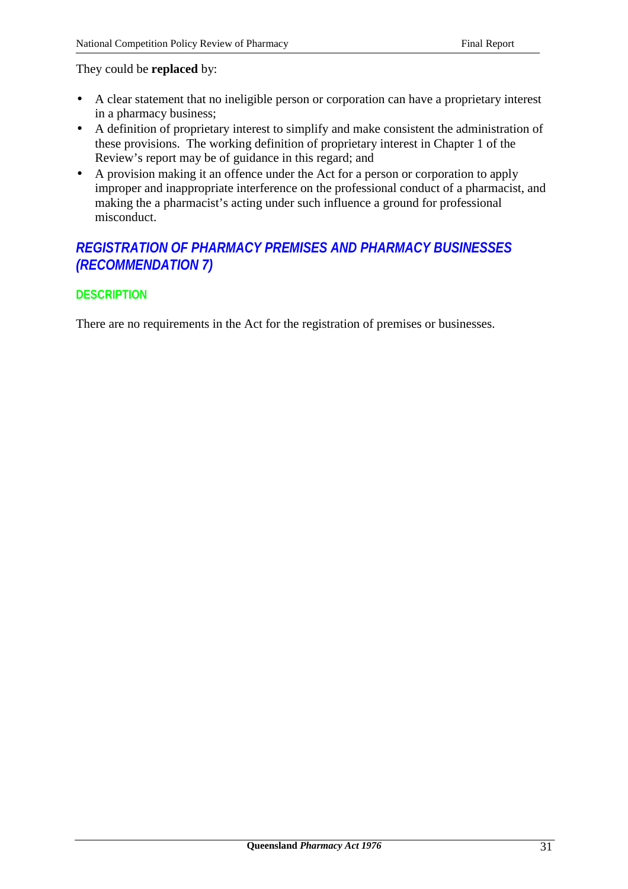They could be **replaced** by:

- A clear statement that no ineligible person or corporation can have a proprietary interest in a pharmacy business;
- A definition of proprietary interest to simplify and make consistent the administration of these provisions. The working definition of proprietary interest in Chapter 1 of the Review's report may be of guidance in this regard; and
- A provision making it an offence under the Act for a person or corporation to apply improper and inappropriate interference on the professional conduct of a pharmacist, and making the a pharmacist's acting under such influence a ground for professional misconduct.

## *REGISTRATION OF PHARMACY PREMISES AND PHARMACY BUSINESSES (RECOMMENDATION 7)*

### DESCRIPTION

There are no requirements in the Act for the registration of premises or businesses.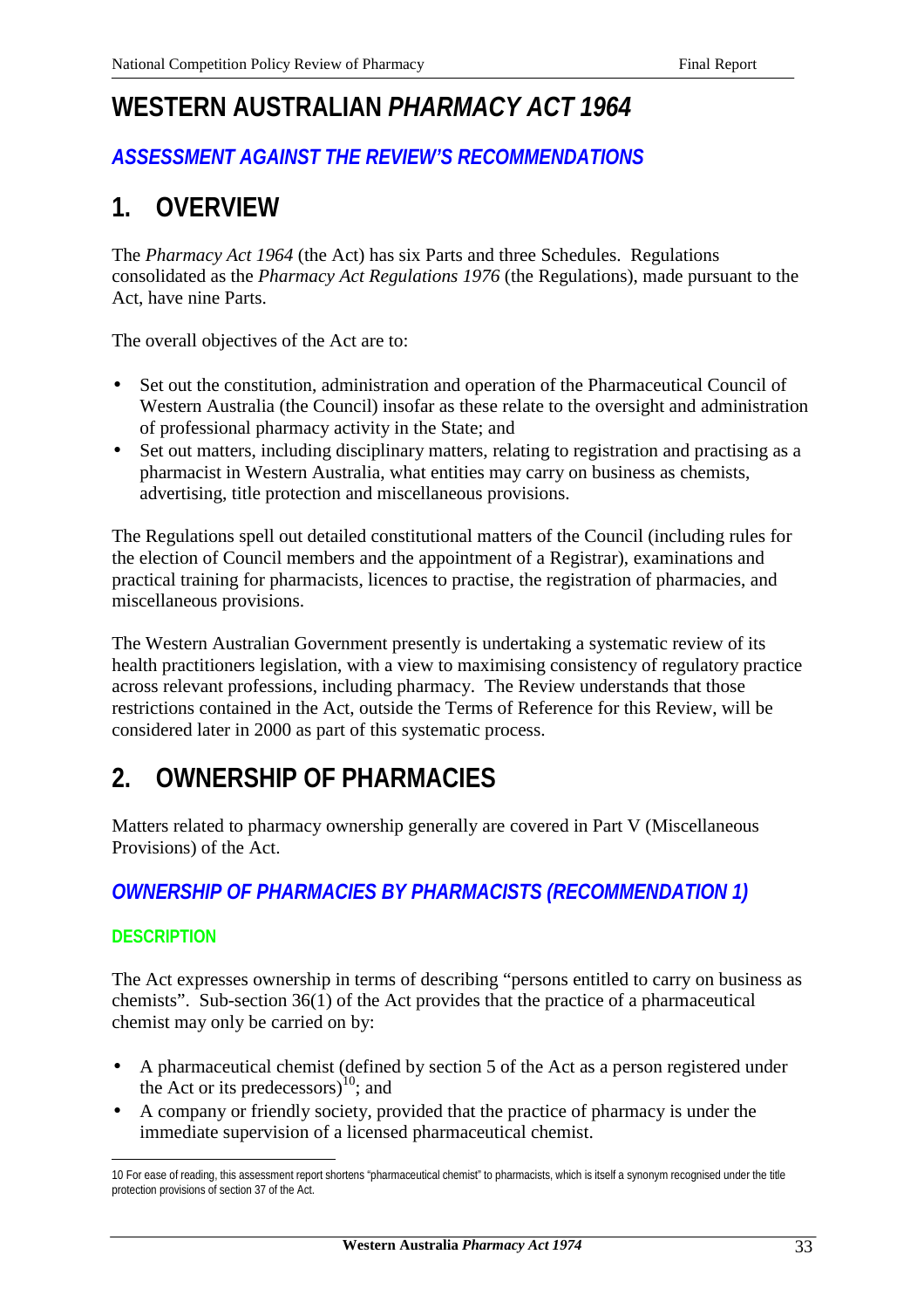# WESTERN AUSTRALIAN *PHARMACY ACT 1964*

## *ASSESSMENT AGAINST THE REVIEW'S RECOMMENDATIONS*

## 1. OVERVIEW

The *Pharmacy Act 1964* (the Act) has six Parts and three Schedules. Regulations consolidated as the *Pharmacy Act Regulations 1976* (the Regulations), made pursuant to the Act, have nine Parts.

The overall objectives of the Act are to:

- Set out the constitution, administration and operation of the Pharmaceutical Council of Western Australia (the Council) insofar as these relate to the oversight and administration of professional pharmacy activity in the State; and
- Set out matters, including disciplinary matters, relating to registration and practising as a pharmacist in Western Australia, what entities may carry on business as chemists, advertising, title protection and miscellaneous provisions.

The Regulations spell out detailed constitutional matters of the Council (including rules for the election of Council members and the appointment of a Registrar), examinations and practical training for pharmacists, licences to practise, the registration of pharmacies, and miscellaneous provisions.

The Western Australian Government presently is undertaking a systematic review of its health practitioners legislation, with a view to maximising consistency of regulatory practice across relevant professions, including pharmacy. The Review understands that those restrictions contained in the Act, outside the Terms of Reference for this Review, will be considered later in 2000 as part of this systematic process.

## 2. OWNERSHIP OF PHARMACIES

Matters related to pharmacy ownership generally are covered in Part V (Miscellaneous Provisions) of the Act.

### *OWNERSHIP OF PHARMACIES BY PHARMACISTS (RECOMMENDATION 1)*

#### DESCRIPTION

The Act expresses ownership in terms of describing "persons entitled to carry on business as chemists". Sub-section 36(1) of the Act provides that the practice of a pharmaceutical chemist may only be carried on by:

- A pharmaceutical chemist (defined by section 5 of the Act as a person registered under the Act or its predecessors)[10]; and
- A company or friendly society, provided that the practice of pharmacy is under the immediate supervision of a licensed pharmaceutical chemist.

---

10 For ease of reading, this assessment report shortens "pharmaceutical chemist" to pharmacists, which is itself a synonym recognised under the title protection provisions of section 37 of the Act.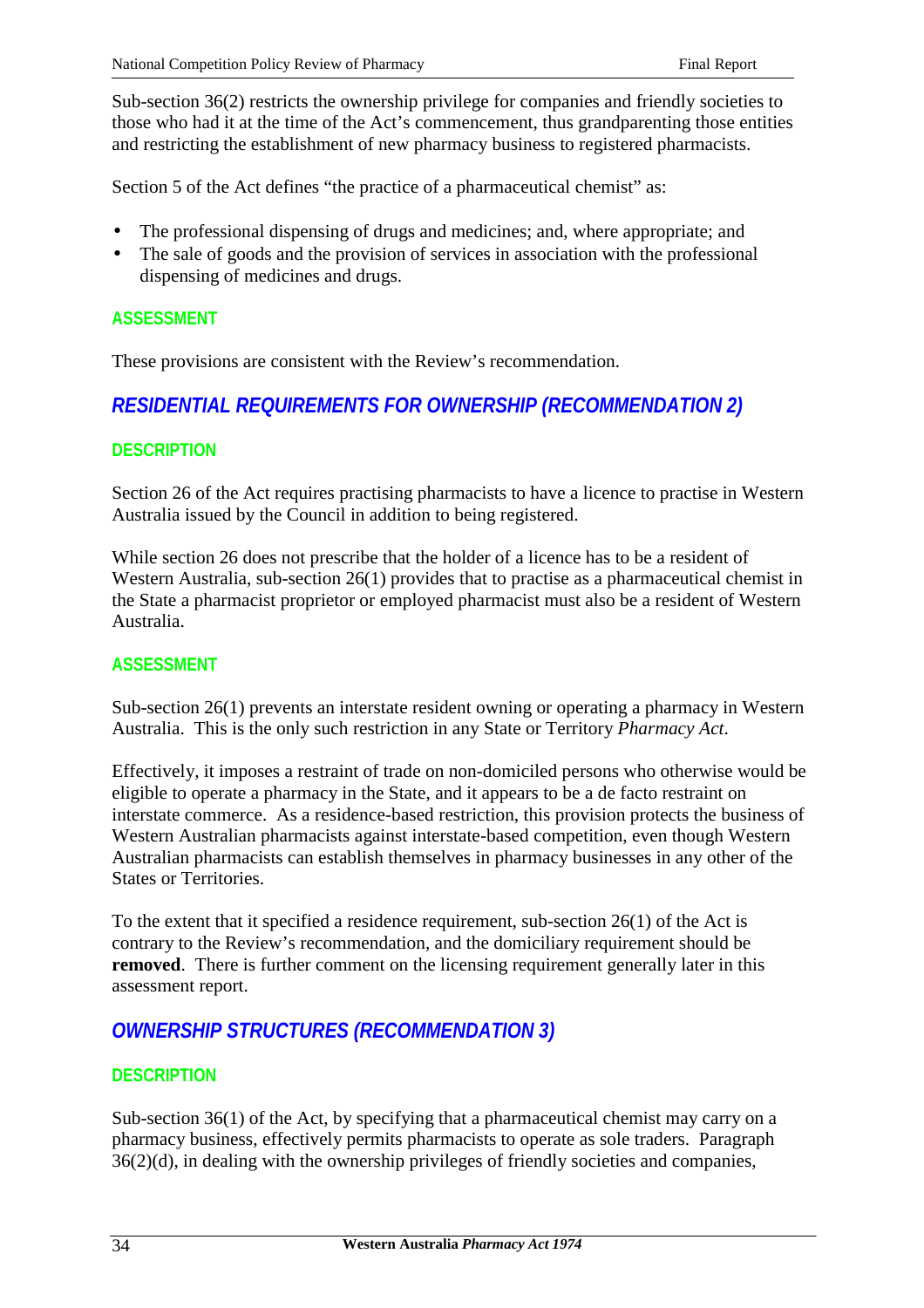Sub-section 36(2) restricts the ownership privilege for companies and friendly societies to those who had it at the time of the Act's commencement, thus grandparenting those entities and restricting the establishment of new pharmacy business to registered pharmacists.

Section 5 of the Act defines "the practice of a pharmaceutical chemist" as:

- The professional dispensing of drugs and medicines; and, where appropriate; and
- The sale of goods and the provision of services in association with the professional dispensing of medicines and drugs.

#### ASSESSMENT

These provisions are consistent with the Review's recommendation.

### *RESIDENTIAL REQUIREMENTS FOR OWNERSHIP (RECOMMENDATION 2)*

#### DESCRIPTION

Section 26 of the Act requires practising pharmacists to have a licence to practise in Western Australia issued by the Council in addition to being registered.

While section 26 does not prescribe that the holder of a licence has to be a resident of Western Australia, sub-section 26(1) provides that to practise as a pharmaceutical chemist in the State a pharmacist proprietor or employed pharmacist must also be a resident of Western Australia.

#### ASSESSMENT

Sub-section 26(1) prevents an interstate resident owning or operating a pharmacy in Western Australia. This is the only such restriction in any State or Territory *Pharmacy Act*.

Effectively, it imposes a restraint of trade on non-domiciled persons who otherwise would be eligible to operate a pharmacy in the State, and it appears to be a de facto restraint on interstate commerce. As a residence-based restriction, this provision protects the business of Western Australian pharmacists against interstate-based competition, even though Western Australian pharmacists can establish themselves in pharmacy businesses in any other of the States or Territories.

To the extent that it specified a residence requirement, sub-section 26(1) of the Act is contrary to the Review's recommendation, and the domiciliary requirement should be **removed**. There is further comment on the licensing requirement generally later in this assessment report.

### *OWNERSHIP STRUCTURES (RECOMMENDATION 3)*

#### DESCRIPTION

Sub-section 36(1) of the Act, by specifying that a pharmaceutical chemist may carry on a pharmacy business, effectively permits pharmacists to operate as sole traders. Paragraph 36(2)(d), in dealing with the ownership privileges of friendly societies and companies,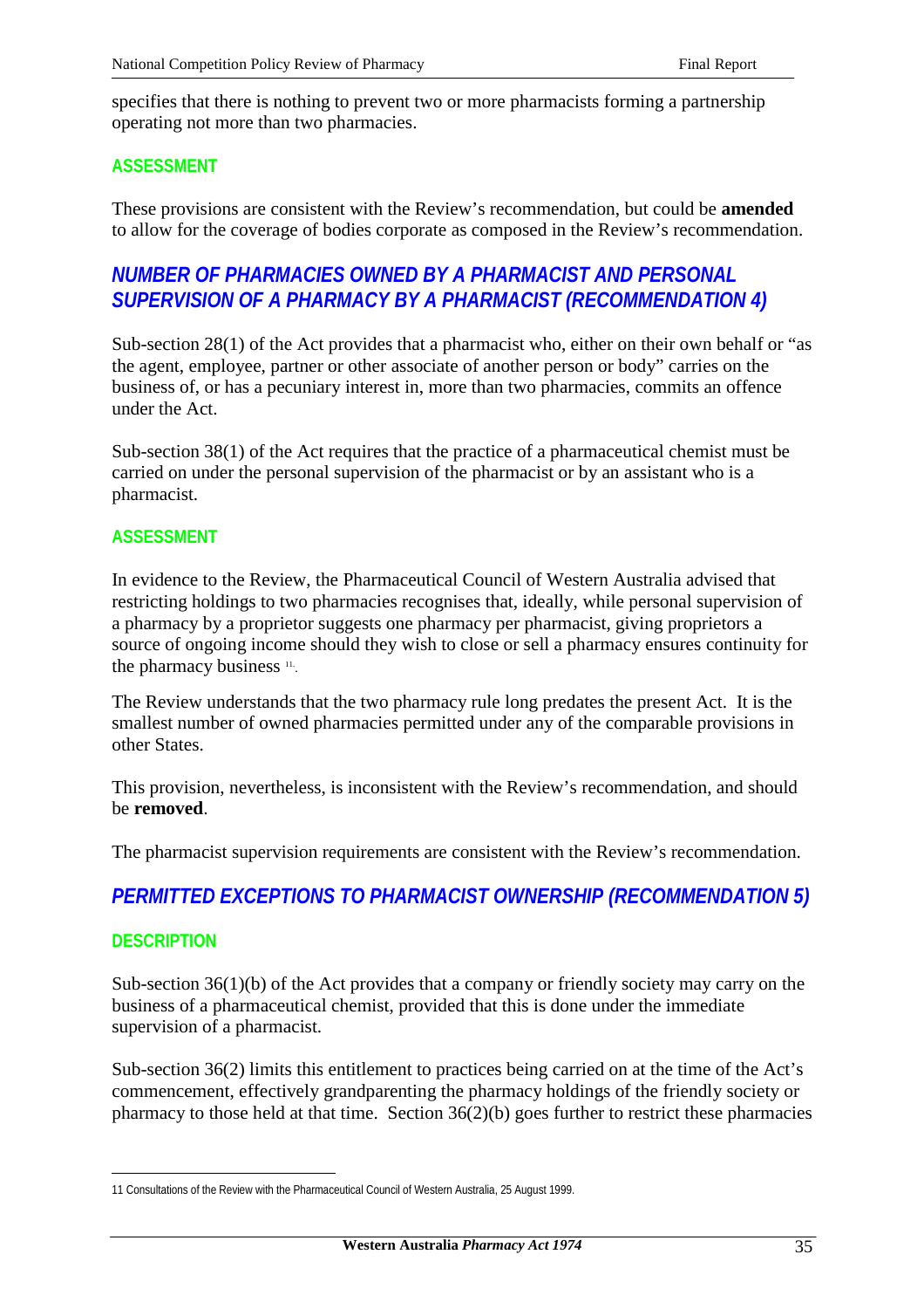specifies that there is nothing to prevent two or more pharmacists forming a partnership operating not more than two pharmacies.

### ASSESSMENT

These provisions are consistent with the Review's recommendation, but could be **amended** to allow for the coverage of bodies corporate as composed in the Review's recommendation.

## *NUMBER OF PHARMACIES OWNED BY A PHARMACIST AND PERSONAL SUPERVISION OF A PHARMACY BY A PHARMACIST (RECOMMENDATION 4)*

Sub-section 28(1) of the Act provides that a pharmacist who, either on their own behalf or "as the agent, employee, partner or other associate of another person or body" carries on the business of, or has a pecuniary interest in, more than two pharmacies, commits an offence under the Act.

Sub-section 38(1) of the Act requires that the practice of a pharmaceutical chemist must be carried on under the personal supervision of the pharmacist or by an assistant who is a pharmacist.

### ASSESSMENT

In evidence to the Review, the Pharmaceutical Council of Western Australia advised that restricting holdings to two pharmacies recognises that, ideally, while personal supervision of a pharmacy by a proprietor suggests one pharmacy per pharmacist, giving proprietors a source of ongoing income should they wish to close or sell a pharmacy ensures continuity for the pharmacy business [11].

The Review understands that the two pharmacy rule long predates the present Act. It is the smallest number of owned pharmacies permitted under any of the comparable provisions in other States.

This provision, nevertheless, is inconsistent with the Review's recommendation, and should be **removed**.

The pharmacist supervision requirements are consistent with the Review's recommendation.

## *PERMITTED EXCEPTIONS TO PHARMACIST OWNERSHIP (RECOMMENDATION 5)*

### DESCRIPTION

Sub-section 36(1)(b) of the Act provides that a company or friendly society may carry on the business of a pharmaceutical chemist, provided that this is done under the immediate supervision of a pharmacist.

Sub-section 36(2) limits this entitlement to practices being carried on at the time of the Act's commencement, effectively grandparenting the pharmacy holdings of the friendly society or pharmacy to those held at that time. Section 36(2)(b) goes further to restrict these pharmacies

---

11 Consultations of the Review with the Pharmaceutical Council of Western Australia, 25 August 1999.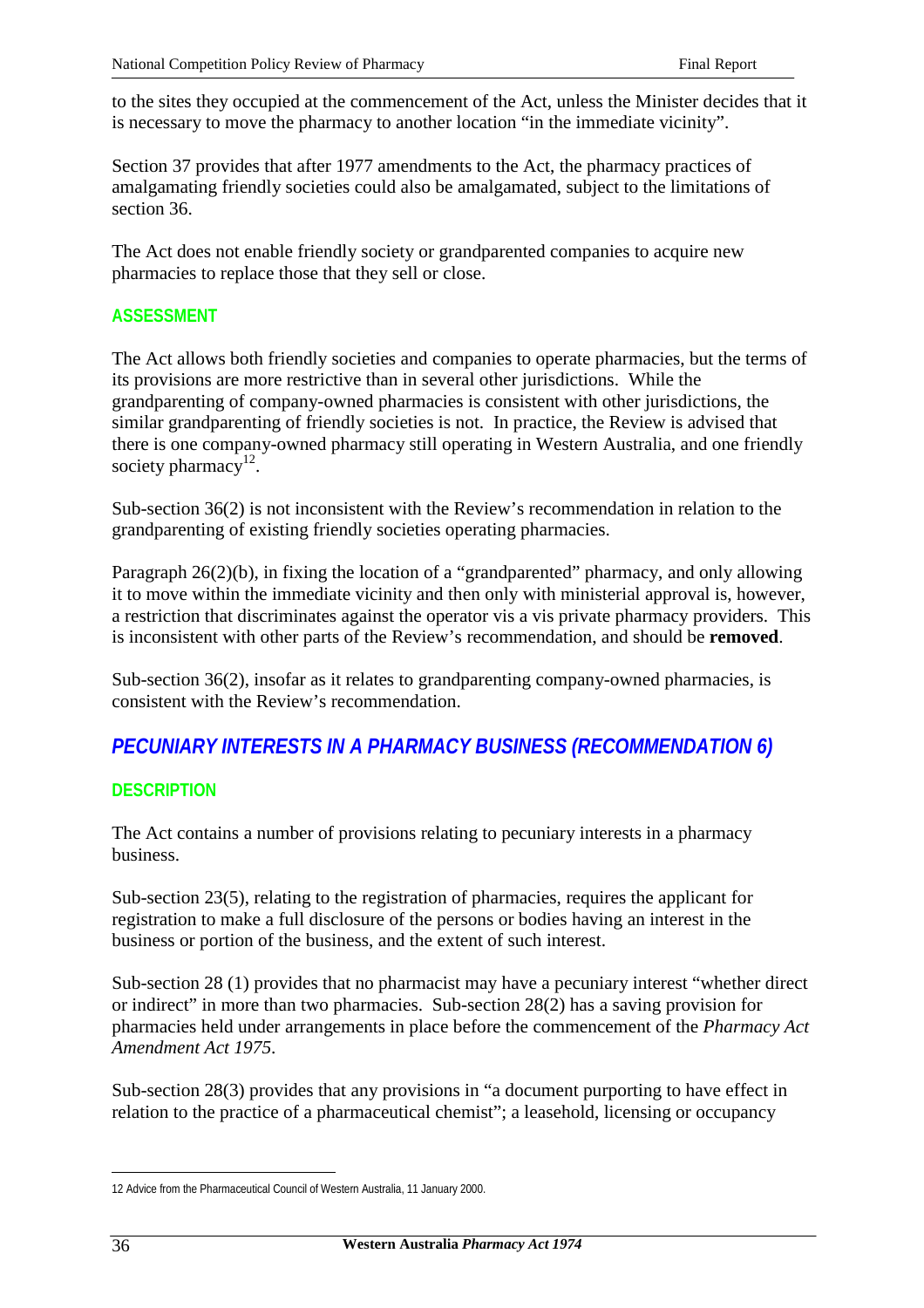to the sites they occupied at the commencement of the Act, unless the Minister decides that it is necessary to move the pharmacy to another location "in the immediate vicinity".

Section 37 provides that after 1977 amendments to the Act, the pharmacy practices of amalgamating friendly societies could also be amalgamated, subject to the limitations of section 36.

The Act does not enable friendly society or grandparented companies to acquire new pharmacies to replace those that they sell or close.

#### ASSESSMENT

The Act allows both friendly societies and companies to operate pharmacies, but the terms of its provisions are more restrictive than in several other jurisdictions. While the grandparenting of company-owned pharmacies is consistent with other jurisdictions, the similar grandparenting of friendly societies is not. In practice, the Review is advised that there is one company-owned pharmacy still operating in Western Australia, and one friendly society pharmacy[12].

Sub-section 36(2) is not inconsistent with the Review's recommendation in relation to the grandparenting of existing friendly societies operating pharmacies.

Paragraph 26(2)(b), in fixing the location of a "grandparented" pharmacy, and only allowing it to move within the immediate vicinity and then only with ministerial approval is, however, a restriction that discriminates against the operator vis a vis private pharmacy providers. This is inconsistent with other parts of the Review's recommendation, and should be **removed**.

Sub-section 36(2), insofar as it relates to grandparenting company-owned pharmacies, is consistent with the Review's recommendation.

### *PECUNIARY INTERESTS IN A PHARMACY BUSINESS (RECOMMENDATION 6)*

#### DESCRIPTION

The Act contains a number of provisions relating to pecuniary interests in a pharmacy business.

Sub-section 23(5), relating to the registration of pharmacies, requires the applicant for registration to make a full disclosure of the persons or bodies having an interest in the business or portion of the business, and the extent of such interest.

Sub-section 28 (1) provides that no pharmacist may have a pecuniary interest "whether direct or indirect" in more than two pharmacies. Sub-section 28(2) has a saving provision for pharmacies held under arrangements in place before the commencement of the *Pharmacy Act Amendment Act 1975*.

Sub-section 28(3) provides that any provisions in "a document purporting to have effect in relation to the practice of a pharmaceutical chemist"; a leasehold, licensing or occupancy

---

12 Advice from the Pharmaceutical Council of Western Australia, 11 January 2000.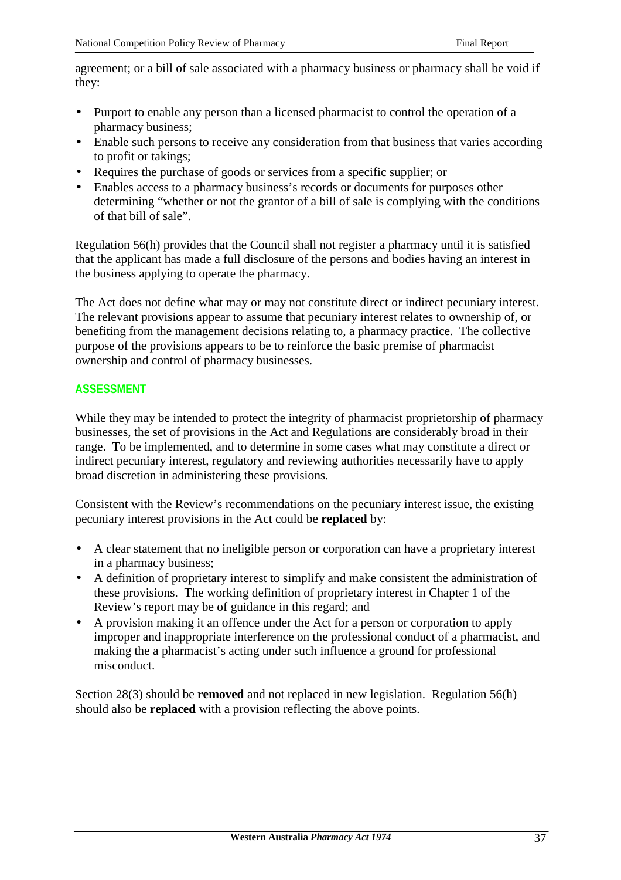agreement; or a bill of sale associated with a pharmacy business or pharmacy shall be void if they:

- Purport to enable any person than a licensed pharmacist to control the operation of a pharmacy business;
- Enable such persons to receive any consideration from that business that varies according to profit or takings;
- Requires the purchase of goods or services from a specific supplier; or
- Enables access to a pharmacy business's records or documents for purposes other determining "whether or not the grantor of a bill of sale is complying with the conditions of that bill of sale".

Regulation 56(h) provides that the Council shall not register a pharmacy until it is satisfied that the applicant has made a full disclosure of the persons and bodies having an interest in the business applying to operate the pharmacy.

The Act does not define what may or may not constitute direct or indirect pecuniary interest. The relevant provisions appear to assume that pecuniary interest relates to ownership of, or benefiting from the management decisions relating to, a pharmacy practice. The collective purpose of the provisions appears to be to reinforce the basic premise of pharmacist ownership and control of pharmacy businesses.

#### ASSESSMENT

While they may be intended to protect the integrity of pharmacist proprietorship of pharmacy businesses, the set of provisions in the Act and Regulations are considerably broad in their range. To be implemented, and to determine in some cases what may constitute a direct or indirect pecuniary interest, regulatory and reviewing authorities necessarily have to apply broad discretion in administering these provisions.

Consistent with the Review's recommendations on the pecuniary interest issue, the existing pecuniary interest provisions in the Act could be **replaced** by:

- A clear statement that no ineligible person or corporation can have a proprietary interest in a pharmacy business;
- A definition of proprietary interest to simplify and make consistent the administration of these provisions. The working definition of proprietary interest in Chapter 1 of the Review's report may be of guidance in this regard; and
- A provision making it an offence under the Act for a person or corporation to apply improper and inappropriate interference on the professional conduct of a pharmacist, and making the a pharmacist's acting under such influence a ground for professional misconduct.

Section 28(3) should be **removed** and not replaced in new legislation. Regulation 56(h) should also be **replaced** with a provision reflecting the above points.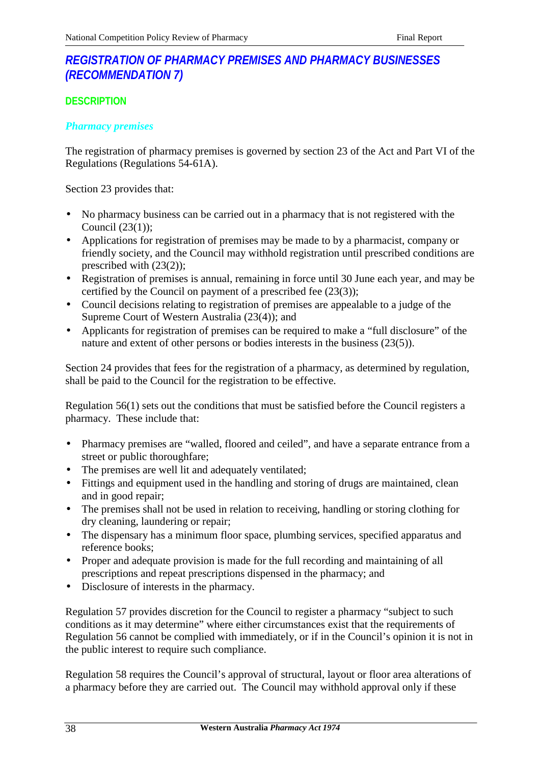## REGISTRATION OF PHARMACY PREMISES AND PHARMACY BUSINESSES (RECOMMENDATION 7)

### DESCRIPTION

#### *Pharmacy premises*

The registration of pharmacy premises is governed by section 23 of the Act and Part VI of the Regulations (Regulations 54-61A).

Section 23 provides that:

- No pharmacy business can be carried out in a pharmacy that is not registered with the Council (23(1));
- Applications for registration of premises may be made to by a pharmacist, company or friendly society, and the Council may withhold registration until prescribed conditions are prescribed with (23(2));
- Registration of premises is annual, remaining in force until 30 June each year, and may be certified by the Council on payment of a prescribed fee (23(3));
- Council decisions relating to registration of premises are appealable to a judge of the Supreme Court of Western Australia (23(4)); and
- Applicants for registration of premises can be required to make a "full disclosure" of the nature and extent of other persons or bodies interests in the business (23(5)).

Section 24 provides that fees for the registration of a pharmacy, as determined by regulation, shall be paid to the Council for the registration to be effective.

Regulation 56(1) sets out the conditions that must be satisfied before the Council registers a pharmacy. These include that:

- Pharmacy premises are "walled, floored and ceiled", and have a separate entrance from a street or public thoroughfare;
- The premises are well lit and adequately ventilated;
- Fittings and equipment used in the handling and storing of drugs are maintained, clean and in good repair;
- The premises shall not be used in relation to receiving, handling or storing clothing for dry cleaning, laundering or repair;
- The dispensary has a minimum floor space, plumbing services, specified apparatus and reference books;
- Proper and adequate provision is made for the full recording and maintaining of all prescriptions and repeat prescriptions dispensed in the pharmacy; and
- Disclosure of interests in the pharmacy.

Regulation 57 provides discretion for the Council to register a pharmacy "subject to such conditions as it may determine" where either circumstances exist that the requirements of Regulation 56 cannot be complied with immediately, or if in the Council's opinion it is not in the public interest to require such compliance.

Regulation 58 requires the Council's approval of structural, layout or floor area alterations of a pharmacy before they are carried out. The Council may withhold approval only if these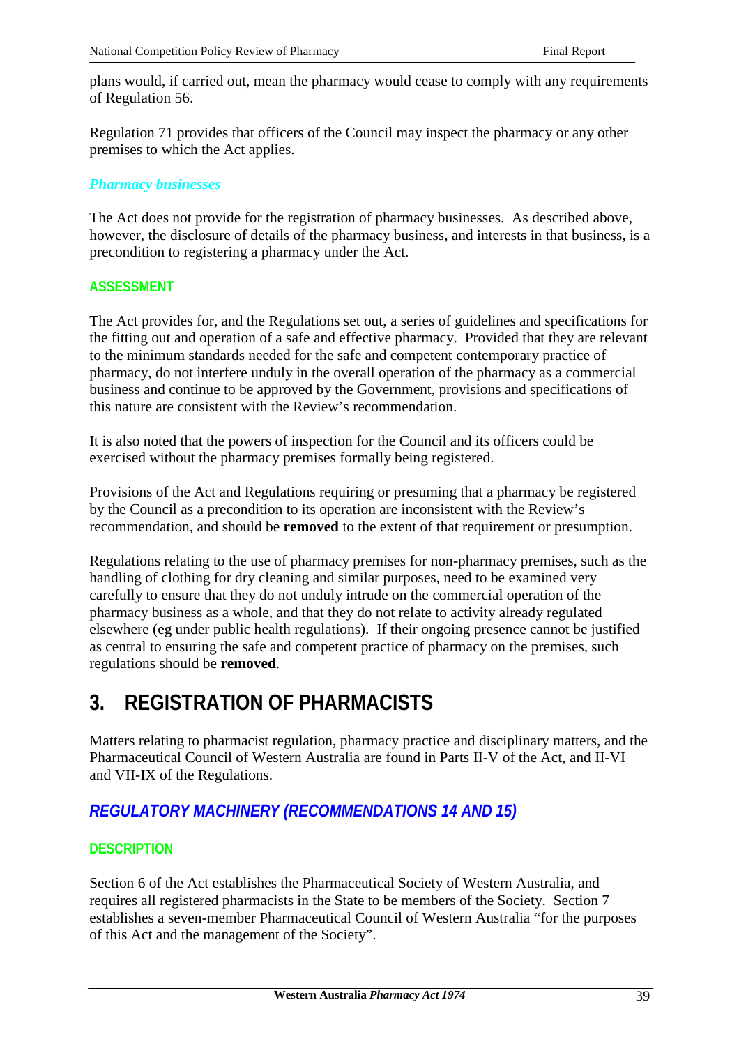plans would, if carried out, mean the pharmacy would cease to comply with any requirements of Regulation 56.

Regulation 71 provides that officers of the Council may inspect the pharmacy or any other premises to which the Act applies.

#### *Pharmacy businesses*

The Act does not provide for the registration of pharmacy businesses. As described above, however, the disclosure of details of the pharmacy business, and interests in that business, is a precondition to registering a pharmacy under the Act.

#### ASSESSMENT

The Act provides for, and the Regulations set out, a series of guidelines and specifications for the fitting out and operation of a safe and effective pharmacy. Provided that they are relevant to the minimum standards needed for the safe and competent contemporary practice of pharmacy, do not interfere unduly in the overall operation of the pharmacy as a commercial business and continue to be approved by the Government, provisions and specifications of this nature are consistent with the Review's recommendation.

It is also noted that the powers of inspection for the Council and its officers could be exercised without the pharmacy premises formally being registered.

Provisions of the Act and Regulations requiring or presuming that a pharmacy be registered by the Council as a precondition to its operation are inconsistent with the Review's recommendation, and should be **removed** to the extent of that requirement or presumption.

Regulations relating to the use of pharmacy premises for non-pharmacy premises, such as the handling of clothing for dry cleaning and similar purposes, need to be examined very carefully to ensure that they do not unduly intrude on the commercial operation of the pharmacy business as a whole, and that they do not relate to activity already regulated elsewhere (eg under public health regulations). If their ongoing presence cannot be justified as central to ensuring the safe and competent practice of pharmacy on the premises, such regulations should be **removed**.

# 3. REGISTRATION OF PHARMACISTS

Matters relating to pharmacist regulation, pharmacy practice and disciplinary matters, and the Pharmaceutical Council of Western Australia are found in Parts II-V of the Act, and II-VI and VII-IX of the Regulations.

## *REGULATORY MACHINERY (RECOMMENDATIONS 14 AND 15)*

#### DESCRIPTION

Section 6 of the Act establishes the Pharmaceutical Society of Western Australia, and requires all registered pharmacists in the State to be members of the Society. Section 7 establishes a seven-member Pharmaceutical Council of Western Australia "for the purposes of this Act and the management of the Society".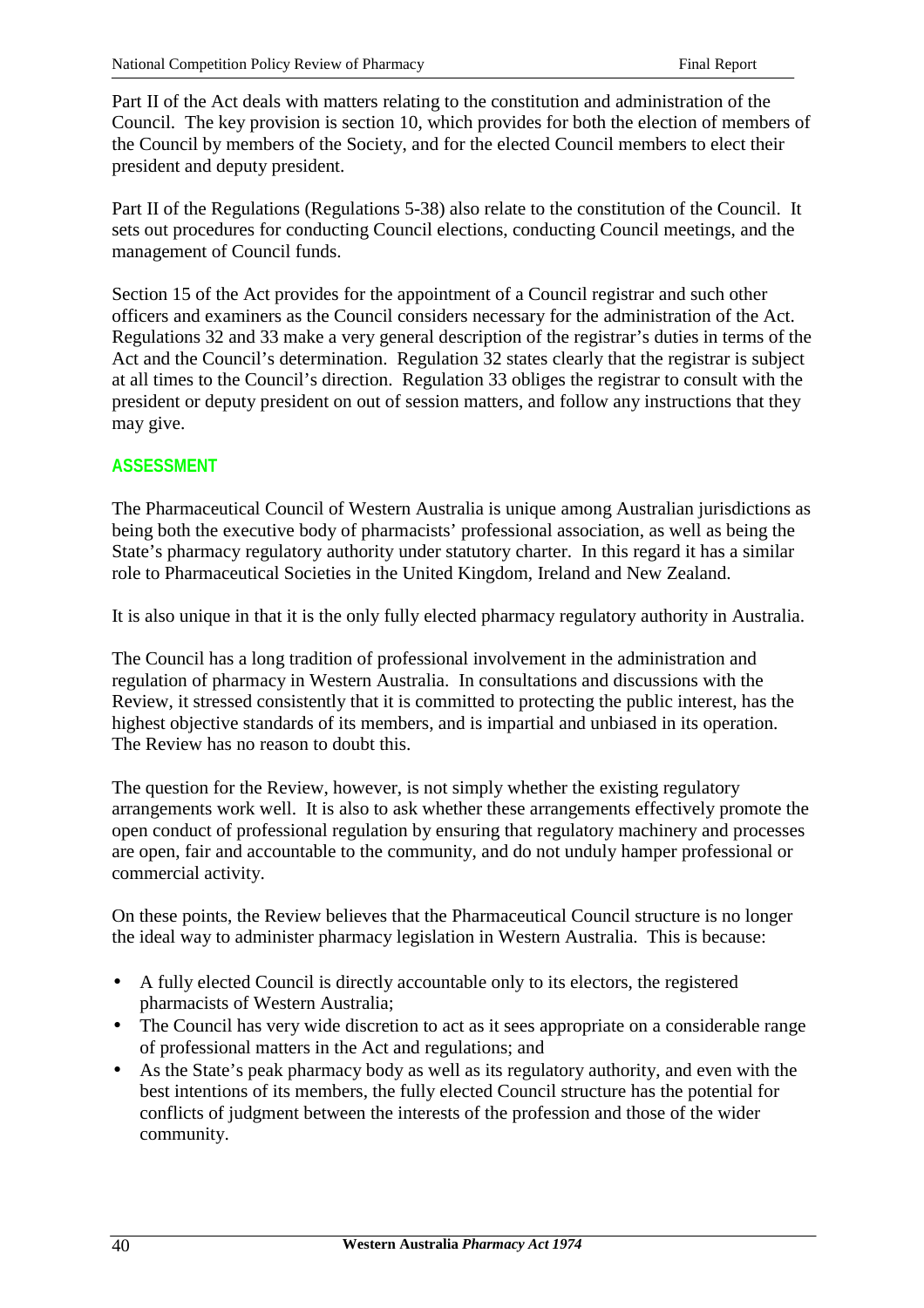Part II of the Act deals with matters relating to the constitution and administration of the Council. The key provision is section 10, which provides for both the election of members of the Council by members of the Society, and for the elected Council members to elect their president and deputy president.

Part II of the Regulations (Regulations 5-38) also relate to the constitution of the Council. It sets out procedures for conducting Council elections, conducting Council meetings, and the management of Council funds.

Section 15 of the Act provides for the appointment of a Council registrar and such other officers and examiners as the Council considers necessary for the administration of the Act. Regulations 32 and 33 make a very general description of the registrar's duties in terms of the Act and the Council's determination. Regulation 32 states clearly that the registrar is subject at all times to the Council's direction. Regulation 33 obliges the registrar to consult with the president or deputy president on out of session matters, and follow any instructions that they may give.

### ASSESSMENT

The Pharmaceutical Council of Western Australia is unique among Australian jurisdictions as being both the executive body of pharmacists' professional association, as well as being the State's pharmacy regulatory authority under statutory charter. In this regard it has a similar role to Pharmaceutical Societies in the United Kingdom, Ireland and New Zealand.

It is also unique in that it is the only fully elected pharmacy regulatory authority in Australia.

The Council has a long tradition of professional involvement in the administration and regulation of pharmacy in Western Australia. In consultations and discussions with the Review, it stressed consistently that it is committed to protecting the public interest, has the highest objective standards of its members, and is impartial and unbiased in its operation. The Review has no reason to doubt this.

The question for the Review, however, is not simply whether the existing regulatory arrangements work well. It is also to ask whether these arrangements effectively promote the open conduct of professional regulation by ensuring that regulatory machinery and processes are open, fair and accountable to the community, and do not unduly hamper professional or commercial activity.

On these points, the Review believes that the Pharmaceutical Council structure is no longer the ideal way to administer pharmacy legislation in Western Australia. This is because:

- A fully elected Council is directly accountable only to its electors, the registered pharmacists of Western Australia;
- The Council has very wide discretion to act as it sees appropriate on a considerable range of professional matters in the Act and regulations; and
- As the State's peak pharmacy body as well as its regulatory authority, and even with the best intentions of its members, the fully elected Council structure has the potential for conflicts of judgment between the interests of the profession and those of the wider community.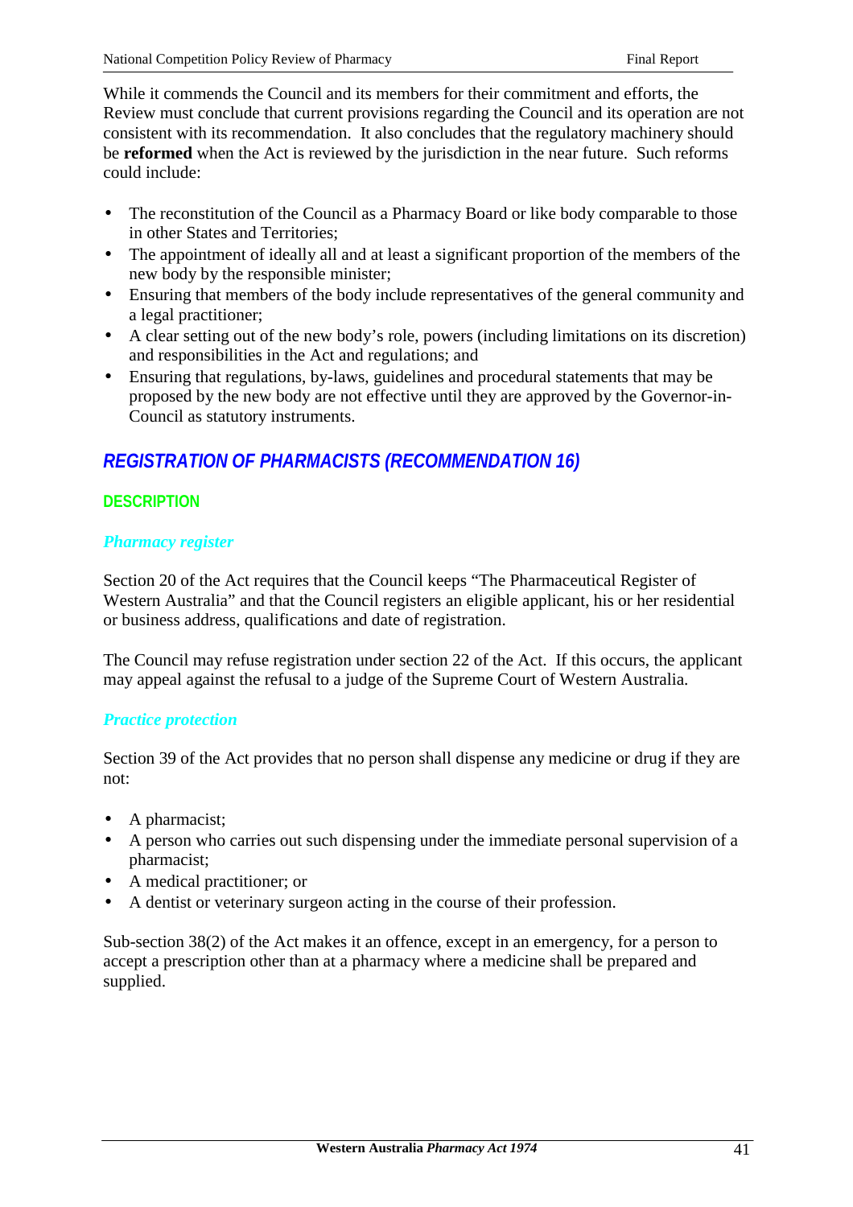While it commends the Council and its members for their commitment and efforts, the Review must conclude that current provisions regarding the Council and its operation are not consistent with its recommendation. It also concludes that the regulatory machinery should be **reformed** when the Act is reviewed by the jurisdiction in the near future. Such reforms could include:

- The reconstitution of the Council as a Pharmacy Board or like body comparable to those in other States and Territories;
- The appointment of ideally all and at least a significant proportion of the members of the new body by the responsible minister;
- Ensuring that members of the body include representatives of the general community and a legal practitioner;
- A clear setting out of the new body's role, powers (including limitations on its discretion) and responsibilities in the Act and regulations; and
- Ensuring that regulations, by-laws, guidelines and procedural statements that may be proposed by the new body are not effective until they are approved by the Governor-in-Council as statutory instruments.

## REGISTRATION OF PHARMACISTS (RECOMMENDATION 16)

### DESCRIPTION

#### *Pharmacy register*

Section 20 of the Act requires that the Council keeps "The Pharmaceutical Register of Western Australia" and that the Council registers an eligible applicant, his or her residential or business address, qualifications and date of registration.

The Council may refuse registration under section 22 of the Act. If this occurs, the applicant may appeal against the refusal to a judge of the Supreme Court of Western Australia.

#### *Practice protection*

Section 39 of the Act provides that no person shall dispense any medicine or drug if they are not:

- A pharmacist;
- A person who carries out such dispensing under the immediate personal supervision of a pharmacist;
- A medical practitioner; or
- A dentist or veterinary surgeon acting in the course of their profession.

Sub-section 38(2) of the Act makes it an offence, except in an emergency, for a person to accept a prescription other than at a pharmacy where a medicine shall be prepared and supplied.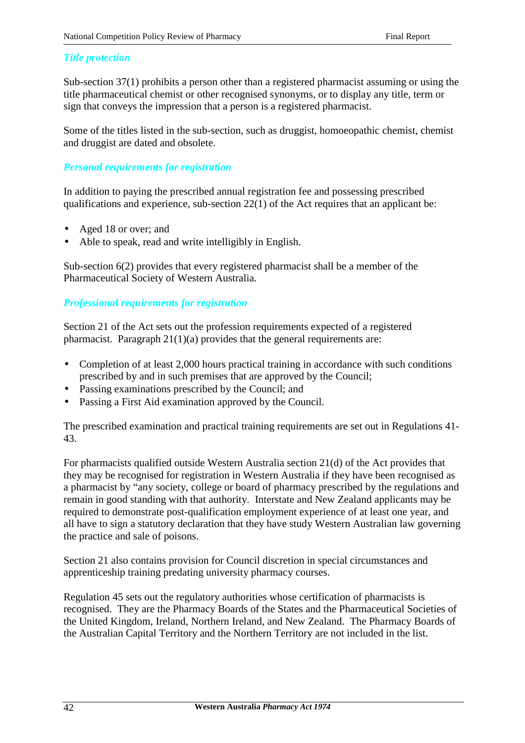### *Title protection*

Sub-section 37(1) prohibits a person other than a registered pharmacist assuming or using the title pharmaceutical chemist or other recognised synonyms, or to display any title, term or sign that conveys the impression that a person is a registered pharmacist.

Some of the titles listed in the sub-section, such as druggist, homoeopathic chemist, chemist and druggist are dated and obsolete.

### *Personal requirements for registration*

In addition to paying the prescribed annual registration fee and possessing prescribed qualifications and experience, sub-section 22(1) of the Act requires that an applicant be:

- Aged 18 or over; and
- Able to speak, read and write intelligibly in English.

Sub-section 6(2) provides that every registered pharmacist shall be a member of the Pharmaceutical Society of Western Australia.

### *Professional requirements for registration*

Section 21 of the Act sets out the profession requirements expected of a registered pharmacist. Paragraph 21(1)(a) provides that the general requirements are:

- Completion of at least 2,000 hours practical training in accordance with such conditions prescribed by and in such premises that are approved by the Council;
- Passing examinations prescribed by the Council; and
- Passing a First Aid examination approved by the Council.

The prescribed examination and practical training requirements are set out in Regulations 41-43.

For pharmacists qualified outside Western Australia section 21(d) of the Act provides that they may be recognised for registration in Western Australia if they have been recognised as a pharmacist by "any society, college or board of pharmacy prescribed by the regulations and remain in good standing with that authority. Interstate and New Zealand applicants may be required to demonstrate post-qualification employment experience of at least one year, and all have to sign a statutory declaration that they have study Western Australian law governing the practice and sale of poisons.

Section 21 also contains provision for Council discretion in special circumstances and apprenticeship training predating university pharmacy courses.

Regulation 45 sets out the regulatory authorities whose certification of pharmacists is recognised. They are the Pharmacy Boards of the States and the Pharmaceutical Societies of the United Kingdom, Ireland, Northern Ireland, and New Zealand. The Pharmacy Boards of the Australian Capital Territory and the Northern Territory are not included in the list.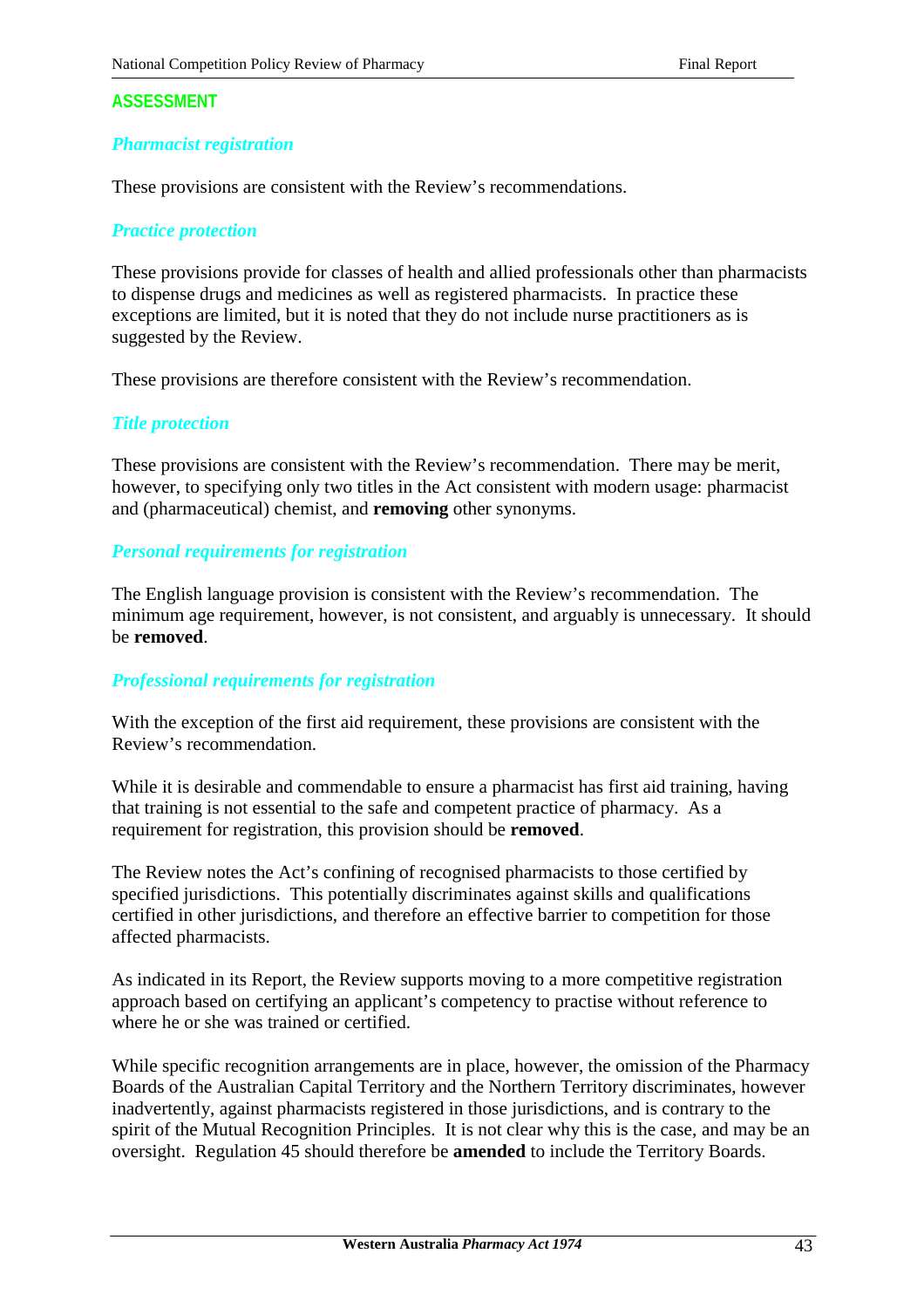## ASSESSMENT

### *Pharmacist registration*

These provisions are consistent with the Review's recommendations.

### *Practice protection*

These provisions provide for classes of health and allied professionals other than pharmacists to dispense drugs and medicines as well as registered pharmacists. In practice these exceptions are limited, but it is noted that they do not include nurse practitioners as is suggested by the Review.

These provisions are therefore consistent with the Review's recommendation.

### *Title protection*

These provisions are consistent with the Review's recommendation. There may be merit, however, to specifying only two titles in the Act consistent with modern usage: pharmacist and (pharmaceutical) chemist, and **removing** other synonyms.

### *Personal requirements for registration*

The English language provision is consistent with the Review's recommendation. The minimum age requirement, however, is not consistent, and arguably is unnecessary. It should be **removed**.

### *Professional requirements for registration*

With the exception of the first aid requirement, these provisions are consistent with the Review's recommendation.

While it is desirable and commendable to ensure a pharmacist has first aid training, having that training is not essential to the safe and competent practice of pharmacy. As a requirement for registration, this provision should be **removed**.

The Review notes the Act's confining of recognised pharmacists to those certified by specified jurisdictions. This potentially discriminates against skills and qualifications certified in other jurisdictions, and therefore an effective barrier to competition for those affected pharmacists.

As indicated in its Report, the Review supports moving to a more competitive registration approach based on certifying an applicant's competency to practise without reference to where he or she was trained or certified.

While specific recognition arrangements are in place, however, the omission of the Pharmacy Boards of the Australian Capital Territory and the Northern Territory discriminates, however inadvertently, against pharmacists registered in those jurisdictions, and is contrary to the spirit of the Mutual Recognition Principles. It is not clear why this is the case, and may be an oversight. Regulation 45 should therefore be **amended** to include the Territory Boards.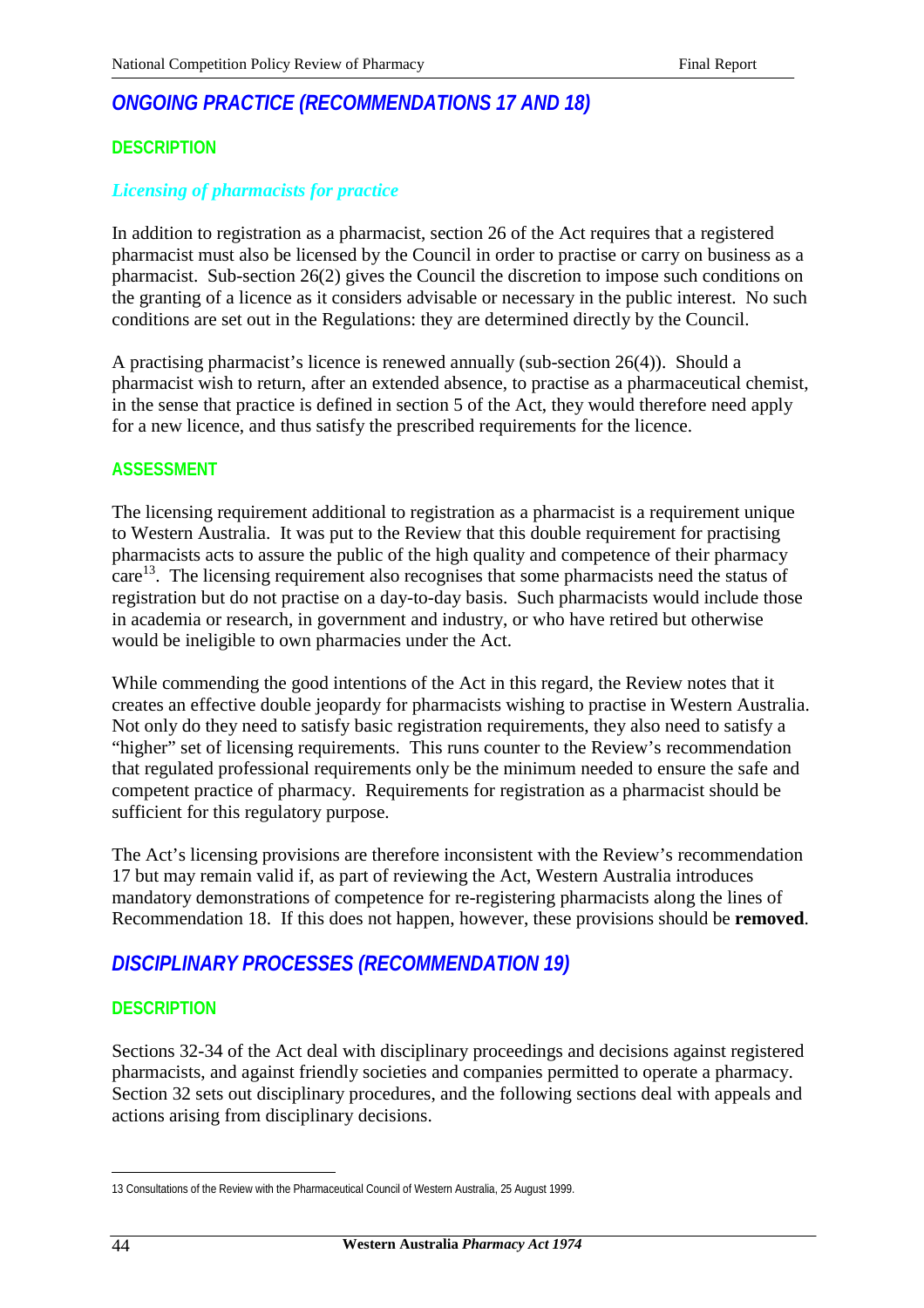## ONGOING PRACTICE (RECOMMENDATIONS 17 AND 18)

### DESCRIPTION

#### *Licensing of pharmacists for practice*

In addition to registration as a pharmacist, section 26 of the Act requires that a registered pharmacist must also be licensed by the Council in order to practise or carry on business as a pharmacist. Sub-section 26(2) gives the Council the discretion to impose such conditions on the granting of a licence as it considers advisable or necessary in the public interest. No such conditions are set out in the Regulations: they are determined directly by the Council.

A practising pharmacist's licence is renewed annually (sub-section 26(4)). Should a pharmacist wish to return, after an extended absence, to practise as a pharmaceutical chemist, in the sense that practice is defined in section 5 of the Act, they would therefore need apply for a new licence, and thus satisfy the prescribed requirements for the licence.

### ASSESSMENT

The licensing requirement additional to registration as a pharmacist is a requirement unique to Western Australia. It was put to the Review that this double requirement for practising pharmacists acts to assure the public of the high quality and competence of their pharmacy care[13]. The licensing requirement also recognises that some pharmacists need the status of registration but do not practise on a day-to-day basis. Such pharmacists would include those in academia or research, in government and industry, or who have retired but otherwise would be ineligible to own pharmacies under the Act.

While commending the good intentions of the Act in this regard, the Review notes that it creates an effective double jeopardy for pharmacists wishing to practise in Western Australia. Not only do they need to satisfy basic registration requirements, they also need to satisfy a "higher" set of licensing requirements. This runs counter to the Review's recommendation that regulated professional requirements only be the minimum needed to ensure the safe and competent practice of pharmacy. Requirements for registration as a pharmacist should be sufficient for this regulatory purpose.

The Act's licensing provisions are therefore inconsistent with the Review's recommendation 17 but may remain valid if, as part of reviewing the Act, Western Australia introduces mandatory demonstrations of competence for re-registering pharmacists along the lines of Recommendation 18. If this does not happen, however, these provisions should be **removed**.

## DISCIPLINARY PROCESSES (RECOMMENDATION 19)

### DESCRIPTION

Sections 32-34 of the Act deal with disciplinary proceedings and decisions against registered pharmacists, and against friendly societies and companies permitted to operate a pharmacy. Section 32 sets out disciplinary procedures, and the following sections deal with appeals and actions arising from disciplinary decisions.

---

13 Consultations of the Review with the Pharmaceutical Council of Western Australia, 25 August 1999.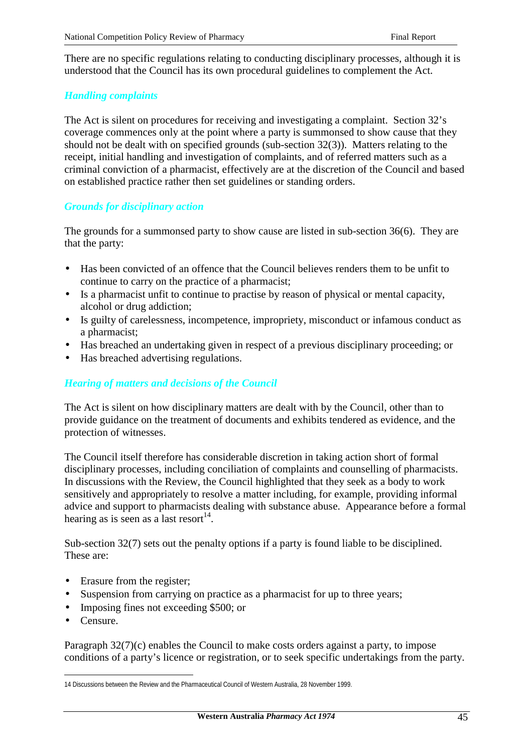There are no specific regulations relating to conducting disciplinary processes, although it is understood that the Council has its own procedural guidelines to complement the Act.

### *Handling complaints*

The Act is silent on procedures for receiving and investigating a complaint. Section 32's coverage commences only at the point where a party is summonsed to show cause that they should not be dealt with on specified grounds (sub-section 32(3)). Matters relating to the receipt, initial handling and investigation of complaints, and of referred matters such as a criminal conviction of a pharmacist, effectively are at the discretion of the Council and based on established practice rather then set guidelines or standing orders.

### *Grounds for disciplinary action*

The grounds for a summonsed party to show cause are listed in sub-section 36(6). They are that the party:

- Has been convicted of an offence that the Council believes renders them to be unfit to continue to carry on the practice of a pharmacist;
- Is a pharmacist unfit to continue to practise by reason of physical or mental capacity, alcohol or drug addiction;
- Is guilty of carelessness, incompetence, impropriety, misconduct or infamous conduct as a pharmacist;
- Has breached an undertaking given in respect of a previous disciplinary proceeding; or
- Has breached advertising regulations.

### *Hearing of matters and decisions of the Council*

The Act is silent on how disciplinary matters are dealt with by the Council, other than to provide guidance on the treatment of documents and exhibits tendered as evidence, and the protection of witnesses.

The Council itself therefore has considerable discretion in taking action short of formal disciplinary processes, including conciliation of complaints and counselling of pharmacists. In discussions with the Review, the Council highlighted that they seek as a body to work sensitively and appropriately to resolve a matter including, for example, providing informal advice and support to pharmacists dealing with substance abuse. Appearance before a formal hearing as is seen as a last resort[14].

Sub-section 32(7) sets out the penalty options if a party is found liable to be disciplined. These are:

- Erasure from the register;
- Suspension from carrying on practice as a pharmacist for up to three years;
- Imposing fines not exceeding $500; or
- Censure.

Paragraph 32(7)(c) enables the Council to make costs orders against a party, to impose conditions of a party's licence or registration, or to seek specific undertakings from the party.

---

14 Discussions between the Review and the Pharmaceutical Council of Western Australia, 28 November 1999.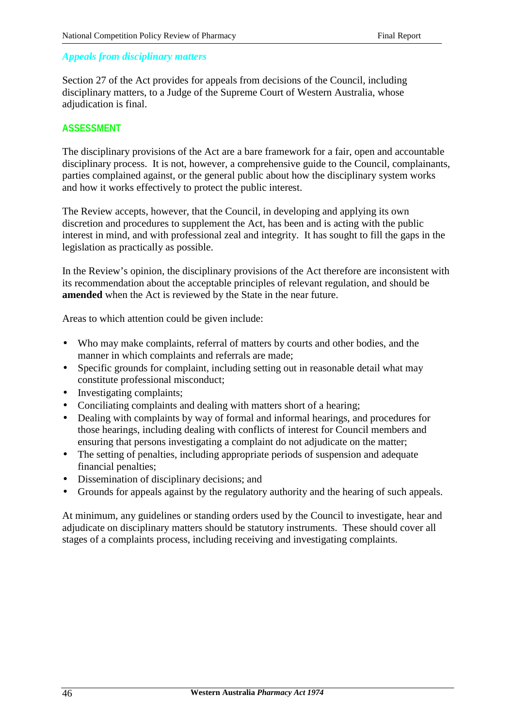### *Appeals from disciplinary matters*

Section 27 of the Act provides for appeals from decisions of the Council, including disciplinary matters, to a Judge of the Supreme Court of Western Australia, whose adjudication is final.

## ASSESSMENT

The disciplinary provisions of the Act are a bare framework for a fair, open and accountable disciplinary process. It is not, however, a comprehensive guide to the Council, complainants, parties complained against, or the general public about how the disciplinary system works and how it works effectively to protect the public interest.

The Review accepts, however, that the Council, in developing and applying its own discretion and procedures to supplement the Act, has been and is acting with the public interest in mind, and with professional zeal and integrity. It has sought to fill the gaps in the legislation as practically as possible.

In the Review's opinion, the disciplinary provisions of the Act therefore are inconsistent with its recommendation about the acceptable principles of relevant regulation, and should be **amended** when the Act is reviewed by the State in the near future.

Areas to which attention could be given include:

- Who may make complaints, referral of matters by courts and other bodies, and the manner in which complaints and referrals are made;
- Specific grounds for complaint, including setting out in reasonable detail what may constitute professional misconduct;
- Investigating complaints;
- Conciliating complaints and dealing with matters short of a hearing;
- Dealing with complaints by way of formal and informal hearings, and procedures for those hearings, including dealing with conflicts of interest for Council members and ensuring that persons investigating a complaint do not adjudicate on the matter;
- The setting of penalties, including appropriate periods of suspension and adequate financial penalties;
- Dissemination of disciplinary decisions; and
- Grounds for appeals against by the regulatory authority and the hearing of such appeals.

At minimum, any guidelines or standing orders used by the Council to investigate, hear and adjudicate on disciplinary matters should be statutory instruments. These should cover all stages of a complaints process, including receiving and investigating complaints.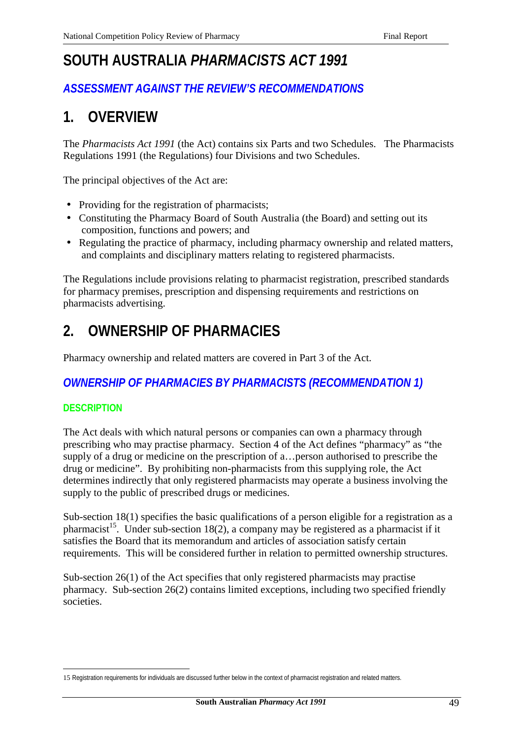# SOUTH AUSTRALIA *PHARMACISTS ACT 1991*

## *ASSESSMENT AGAINST THE REVIEW'S RECOMMENDATIONS*

## 1. OVERVIEW

The *Pharmacists Act 1991* (the Act) contains six Parts and two Schedules. The Pharmacists Regulations 1991 (the Regulations) four Divisions and two Schedules.

The principal objectives of the Act are:

- Providing for the registration of pharmacists;
- Constituting the Pharmacy Board of South Australia (the Board) and setting out its composition, functions and powers; and
- Regulating the practice of pharmacy, including pharmacy ownership and related matters, and complaints and disciplinary matters relating to registered pharmacists.

The Regulations include provisions relating to pharmacist registration, prescribed standards for pharmacy premises, prescription and dispensing requirements and restrictions on pharmacists advertising.

## 2. OWNERSHIP OF PHARMACIES

Pharmacy ownership and related matters are covered in Part 3 of the Act.

### *OWNERSHIP OF PHARMACIES BY PHARMACISTS (RECOMMENDATION 1)*

#### DESCRIPTION

The Act deals with which natural persons or companies can own a pharmacy through prescribing who may practise pharmacy. Section 4 of the Act defines "pharmacy" as "the supply of a drug or medicine on the prescription of a…person authorised to prescribe the drug or medicine". By prohibiting non-pharmacists from this supplying role, the Act determines indirectly that only registered pharmacists may operate a business involving the supply to the public of prescribed drugs or medicines.

Sub-section 18(1) specifies the basic qualifications of a person eligible for a registration as a pharmacist[15]. Under sub-section 18(2), a company may be registered as a pharmacist if it satisfies the Board that its memorandum and articles of association satisfy certain requirements. This will be considered further in relation to permitted ownership structures.

Sub-section 26(1) of the Act specifies that only registered pharmacists may practise pharmacy. Sub-section 26(2) contains limited exceptions, including two specified friendly societies.

---

15 Registration requirements for individuals are discussed further below in the context of pharmacist registration and related matters.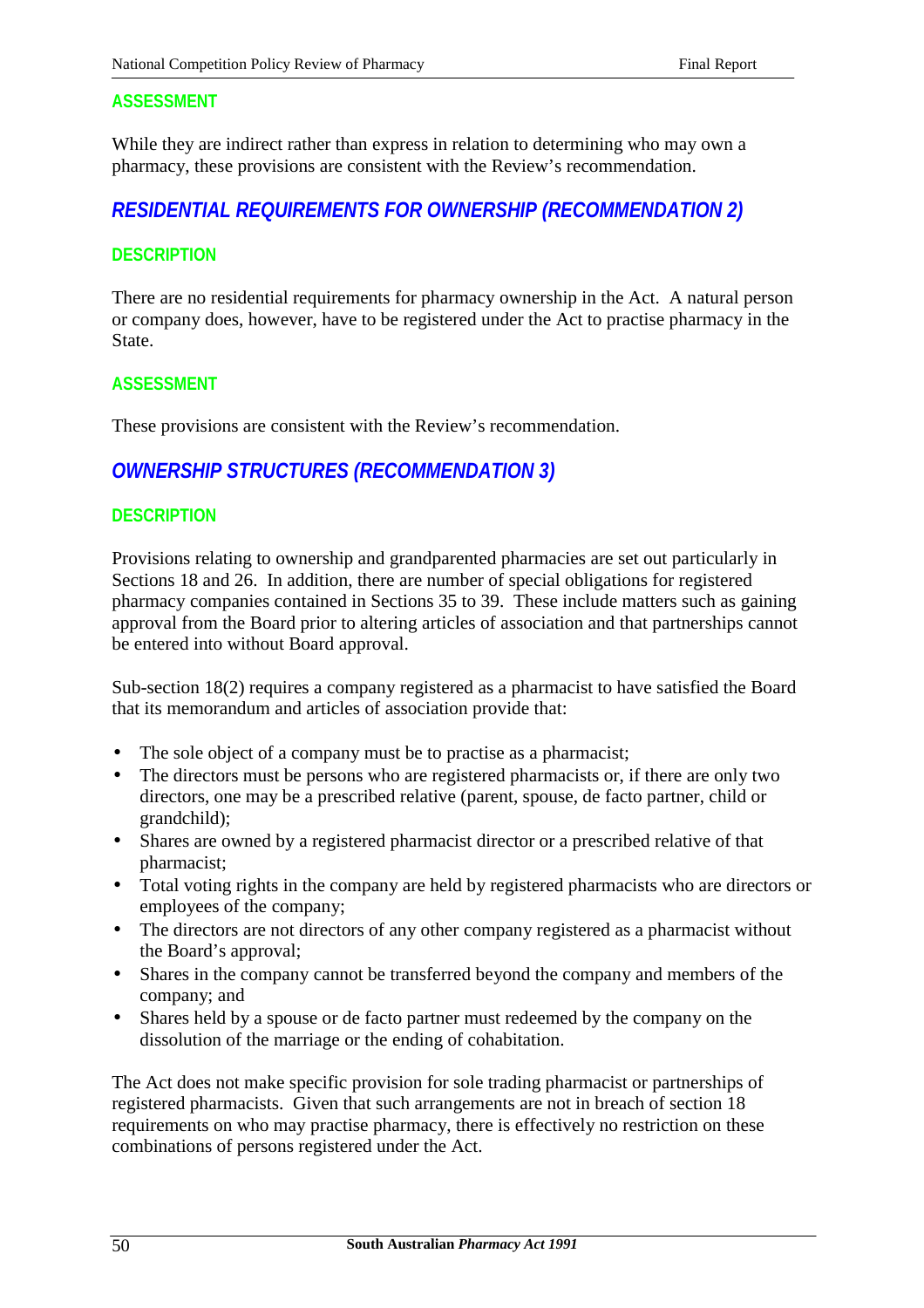#### ASSESSMENT

While they are indirect rather than express in relation to determining who may own a pharmacy, these provisions are consistent with the Review's recommendation.

### *RESIDENTIAL REQUIREMENTS FOR OWNERSHIP (RECOMMENDATION 2)*

#### DESCRIPTION

There are no residential requirements for pharmacy ownership in the Act. A natural person or company does, however, have to be registered under the Act to practise pharmacy in the State.

#### ASSESSMENT

These provisions are consistent with the Review's recommendation.

### *OWNERSHIP STRUCTURES (RECOMMENDATION 3)*

#### DESCRIPTION

Provisions relating to ownership and grandparented pharmacies are set out particularly in Sections 18 and 26. In addition, there are number of special obligations for registered pharmacy companies contained in Sections 35 to 39. These include matters such as gaining approval from the Board prior to altering articles of association and that partnerships cannot be entered into without Board approval.

Sub-section 18(2) requires a company registered as a pharmacist to have satisfied the Board that its memorandum and articles of association provide that:

- The sole object of a company must be to practise as a pharmacist;
- The directors must be persons who are registered pharmacists or, if there are only two directors, one may be a prescribed relative (parent, spouse, de facto partner, child or grandchild);
- Shares are owned by a registered pharmacist director or a prescribed relative of that pharmacist;
- Total voting rights in the company are held by registered pharmacists who are directors or employees of the company;
- The directors are not directors of any other company registered as a pharmacist without the Board's approval;
- Shares in the company cannot be transferred beyond the company and members of the company; and
- Shares held by a spouse or de facto partner must redeemed by the company on the dissolution of the marriage or the ending of cohabitation.

The Act does not make specific provision for sole trading pharmacist or partnerships of registered pharmacists. Given that such arrangements are not in breach of section 18 requirements on who may practise pharmacy, there is effectively no restriction on these combinations of persons registered under the Act.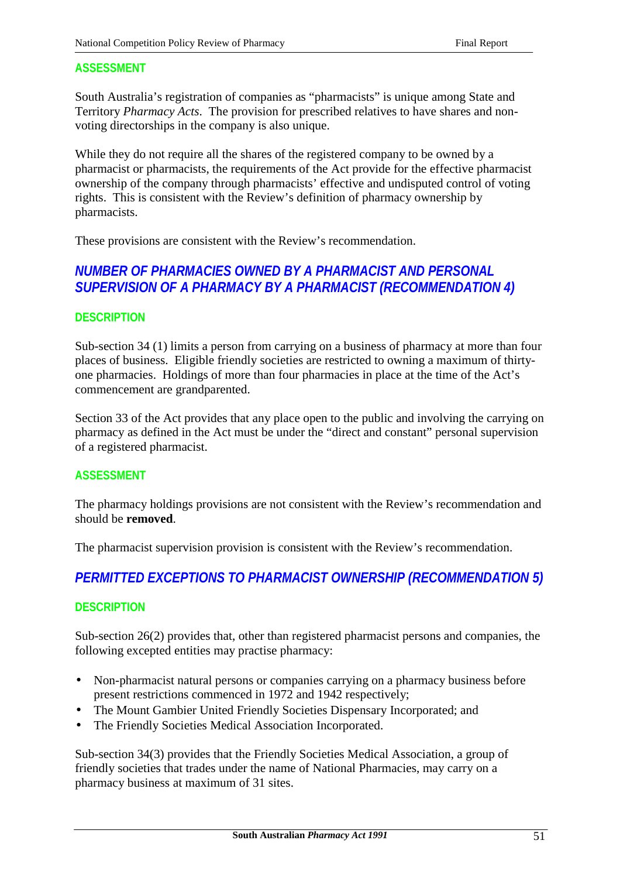### ASSESSMENT

South Australia's registration of companies as "pharmacists" is unique among State and Territory *Pharmacy Acts*. The provision for prescribed relatives to have shares and non-voting directorships in the company is also unique.

While they do not require all the shares of the registered company to be owned by a pharmacist or pharmacists, the requirements of the Act provide for the effective pharmacist ownership of the company through pharmacists' effective and undisputed control of voting rights. This is consistent with the Review's definition of pharmacy ownership by pharmacists.

These provisions are consistent with the Review's recommendation.

## *NUMBER OF PHARMACIES OWNED BY A PHARMACIST AND PERSONAL SUPERVISION OF A PHARMACY BY A PHARMACIST (RECOMMENDATION 4)*

### DESCRIPTION

Sub-section 34 (1) limits a person from carrying on a business of pharmacy at more than four places of business. Eligible friendly societies are restricted to owning a maximum of thirty-one pharmacies. Holdings of more than four pharmacies in place at the time of the Act's commencement are grandparented.

Section 33 of the Act provides that any place open to the public and involving the carrying on pharmacy as defined in the Act must be under the "direct and constant" personal supervision of a registered pharmacist.

### ASSESSMENT

The pharmacy holdings provisions are not consistent with the Review's recommendation and should be **removed**.

The pharmacist supervision provision is consistent with the Review's recommendation.

## *PERMITTED EXCEPTIONS TO PHARMACIST OWNERSHIP (RECOMMENDATION 5)*

### DESCRIPTION

Sub-section 26(2) provides that, other than registered pharmacist persons and companies, the following excepted entities may practise pharmacy:

- Non-pharmacist natural persons or companies carrying on a pharmacy business before present restrictions commenced in 1972 and 1942 respectively;
- The Mount Gambier United Friendly Societies Dispensary Incorporated; and
- The Friendly Societies Medical Association Incorporated.

Sub-section 34(3) provides that the Friendly Societies Medical Association, a group of friendly societies that trades under the name of National Pharmacies, may carry on a pharmacy business at maximum of 31 sites.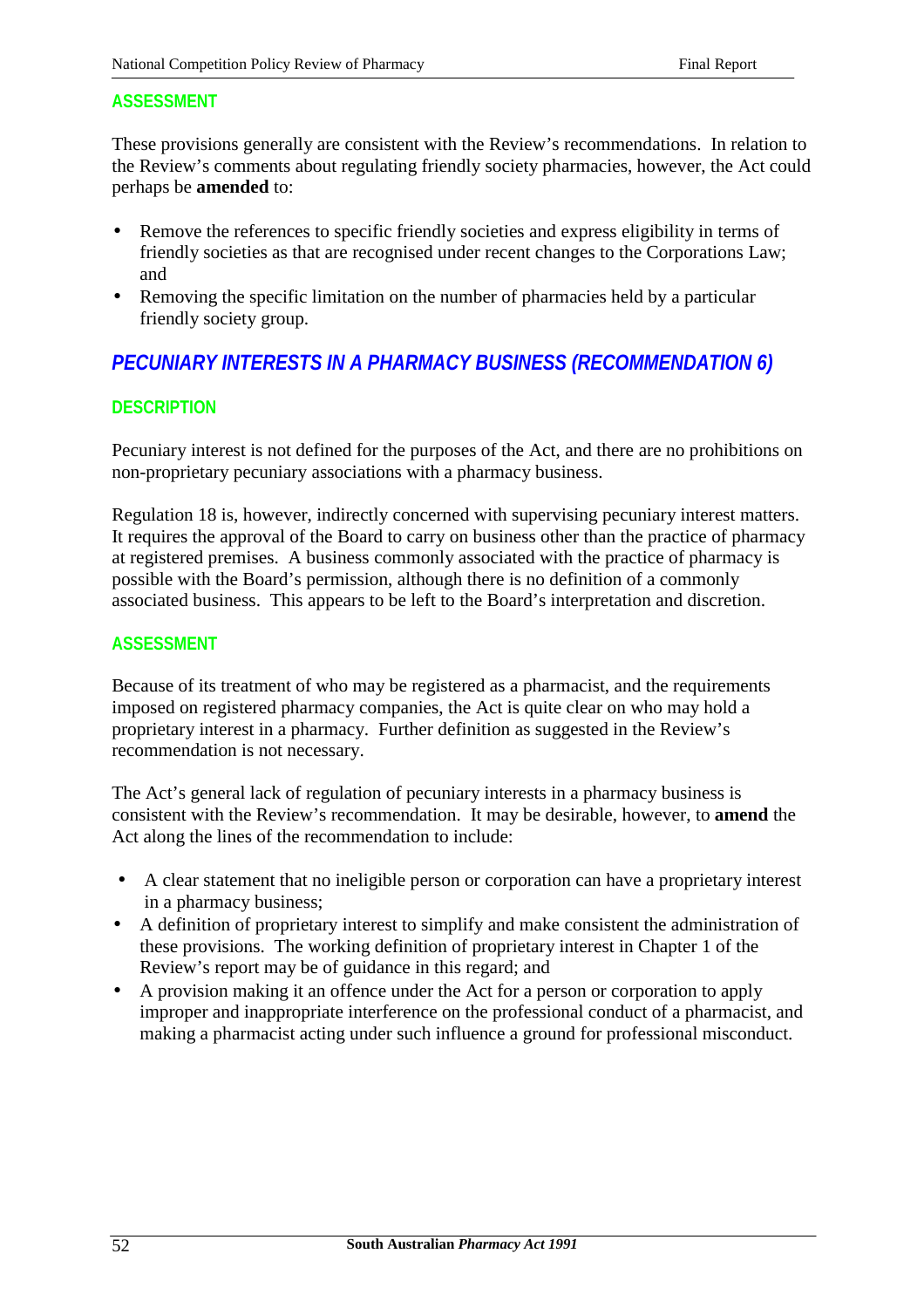#### ASSESSMENT

These provisions generally are consistent with the Review's recommendations. In relation to the Review's comments about regulating friendly society pharmacies, however, the Act could perhaps be **amended** to:

- Remove the references to specific friendly societies and express eligibility in terms of friendly societies as that are recognised under recent changes to the Corporations Law; and
- Removing the specific limitation on the number of pharmacies held by a particular friendly society group.

### *PECUNIARY INTERESTS IN A PHARMACY BUSINESS (RECOMMENDATION 6)*

#### DESCRIPTION

Pecuniary interest is not defined for the purposes of the Act, and there are no prohibitions on non-proprietary pecuniary associations with a pharmacy business.

Regulation 18 is, however, indirectly concerned with supervising pecuniary interest matters. It requires the approval of the Board to carry on business other than the practice of pharmacy at registered premises. A business commonly associated with the practice of pharmacy is possible with the Board's permission, although there is no definition of a commonly associated business. This appears to be left to the Board's interpretation and discretion.

#### ASSESSMENT

Because of its treatment of who may be registered as a pharmacist, and the requirements imposed on registered pharmacy companies, the Act is quite clear on who may hold a proprietary interest in a pharmacy. Further definition as suggested in the Review's recommendation is not necessary.

The Act's general lack of regulation of pecuniary interests in a pharmacy business is consistent with the Review's recommendation. It may be desirable, however, to **amend** the Act along the lines of the recommendation to include:

- A clear statement that no ineligible person or corporation can have a proprietary interest in a pharmacy business;
- A definition of proprietary interest to simplify and make consistent the administration of these provisions. The working definition of proprietary interest in Chapter 1 of the Review's report may be of guidance in this regard; and
- A provision making it an offence under the Act for a person or corporation to apply improper and inappropriate interference on the professional conduct of a pharmacist, and making a pharmacist acting under such influence a ground for professional misconduct.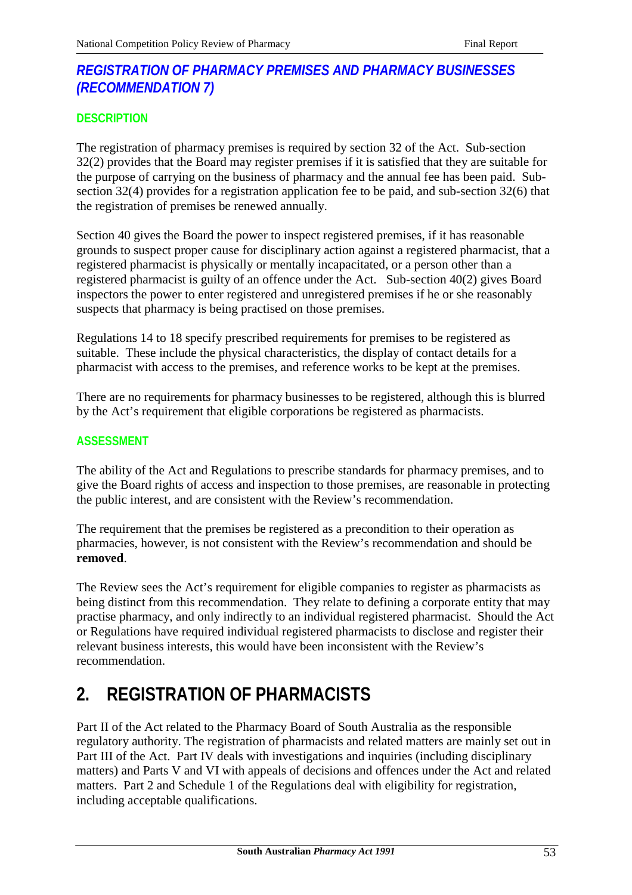### *REGISTRATION OF PHARMACY PREMISES AND PHARMACY BUSINESSES (RECOMMENDATION 7)*

#### DESCRIPTION

The registration of pharmacy premises is required by section 32 of the Act. Sub-section 32(2) provides that the Board may register premises if it is satisfied that they are suitable for the purpose of carrying on the business of pharmacy and the annual fee has been paid. Sub-section 32(4) provides for a registration application fee to be paid, and sub-section 32(6) that the registration of premises be renewed annually.

Section 40 gives the Board the power to inspect registered premises, if it has reasonable grounds to suspect proper cause for disciplinary action against a registered pharmacist, that a registered pharmacist is physically or mentally incapacitated, or a person other than a registered pharmacist is guilty of an offence under the Act. Sub-section 40(2) gives Board inspectors the power to enter registered and unregistered premises if he or she reasonably suspects that pharmacy is being practised on those premises.

Regulations 14 to 18 specify prescribed requirements for premises to be registered as suitable. These include the physical characteristics, the display of contact details for a pharmacist with access to the premises, and reference works to be kept at the premises.

There are no requirements for pharmacy businesses to be registered, although this is blurred by the Act's requirement that eligible corporations be registered as pharmacists.

#### ASSESSMENT

The ability of the Act and Regulations to prescribe standards for pharmacy premises, and to give the Board rights of access and inspection to those premises, are reasonable in protecting the public interest, and are consistent with the Review's recommendation.

The requirement that the premises be registered as a precondition to their operation as pharmacies, however, is not consistent with the Review's recommendation and should be **removed**.

The Review sees the Act's requirement for eligible companies to register as pharmacists as being distinct from this recommendation. They relate to defining a corporate entity that may practise pharmacy, and only indirectly to an individual registered pharmacist. Should the Act or Regulations have required individual registered pharmacists to disclose and register their relevant business interests, this would have been inconsistent with the Review's recommendation.

## 2. REGISTRATION OF PHARMACISTS

Part II of the Act related to the Pharmacy Board of South Australia as the responsible regulatory authority. The registration of pharmacists and related matters are mainly set out in Part III of the Act. Part IV deals with investigations and inquiries (including disciplinary matters) and Parts V and VI with appeals of decisions and offences under the Act and related matters. Part 2 and Schedule 1 of the Regulations deal with eligibility for registration, including acceptable qualifications.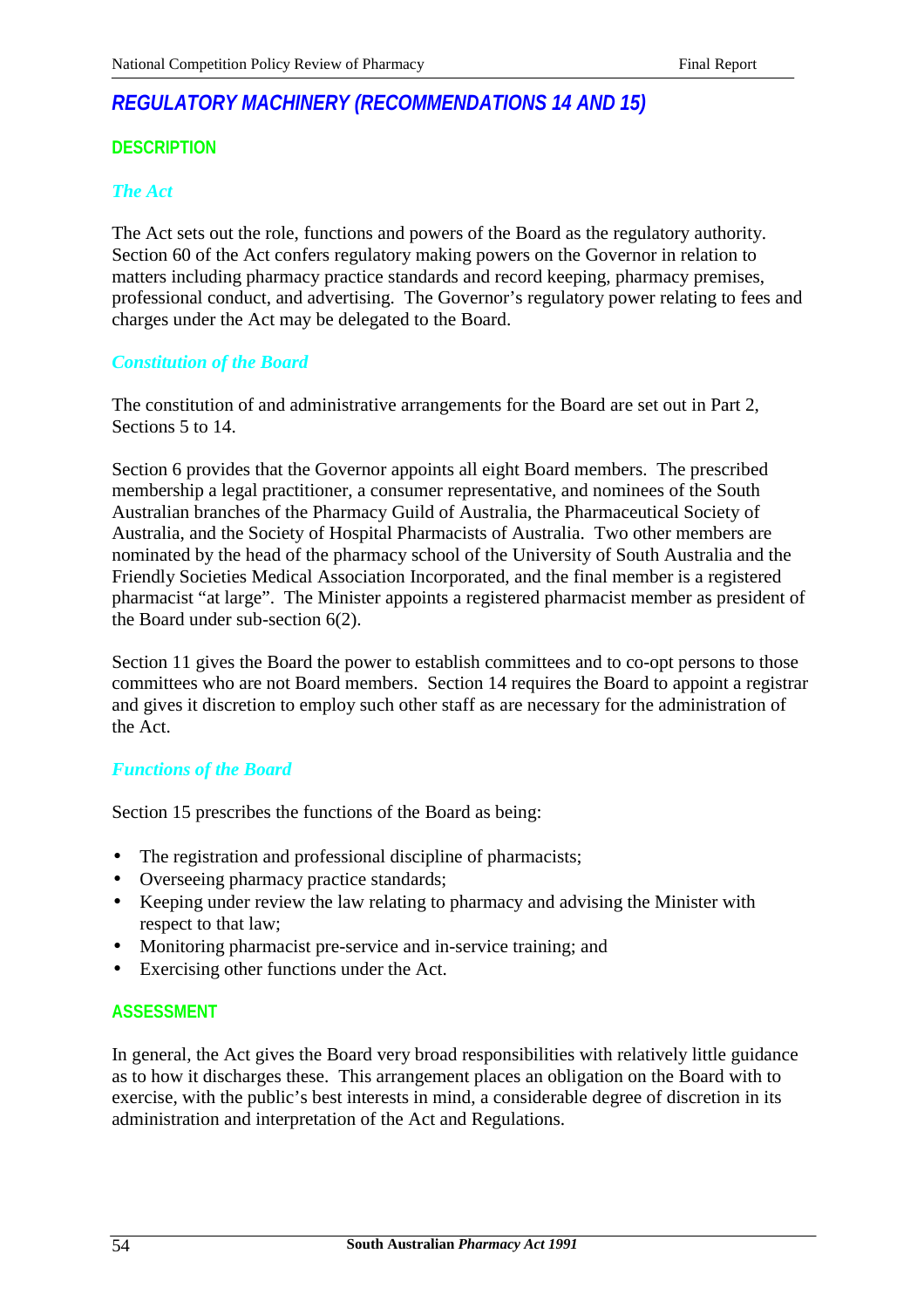## REGULATORY MACHINERY (RECOMMENDATIONS 14 AND 15)

### DESCRIPTION

#### *The Act*

The Act sets out the role, functions and powers of the Board as the regulatory authority. Section 60 of the Act confers regulatory making powers on the Governor in relation to matters including pharmacy practice standards and record keeping, pharmacy premises, professional conduct, and advertising. The Governor's regulatory power relating to fees and charges under the Act may be delegated to the Board.

#### *Constitution of the Board*

The constitution of and administrative arrangements for the Board are set out in Part 2, Sections 5 to 14.

Section 6 provides that the Governor appoints all eight Board members. The prescribed membership a legal practitioner, a consumer representative, and nominees of the South Australian branches of the Pharmacy Guild of Australia, the Pharmaceutical Society of Australia, and the Society of Hospital Pharmacists of Australia. Two other members are nominated by the head of the pharmacy school of the University of South Australia and the Friendly Societies Medical Association Incorporated, and the final member is a registered pharmacist "at large". The Minister appoints a registered pharmacist member as president of the Board under sub-section 6(2).

Section 11 gives the Board the power to establish committees and to co-opt persons to those committees who are not Board members. Section 14 requires the Board to appoint a registrar and gives it discretion to employ such other staff as are necessary for the administration of the Act.

#### *Functions of the Board*

Section 15 prescribes the functions of the Board as being:

- The registration and professional discipline of pharmacists;
- Overseeing pharmacy practice standards;
- Keeping under review the law relating to pharmacy and advising the Minister with respect to that law;
- Monitoring pharmacist pre-service and in-service training; and
- Exercising other functions under the Act.

### ASSESSMENT

In general, the Act gives the Board very broad responsibilities with relatively little guidance as to how it discharges these. This arrangement places an obligation on the Board with to exercise, with the public's best interests in mind, a considerable degree of discretion in its administration and interpretation of the Act and Regulations.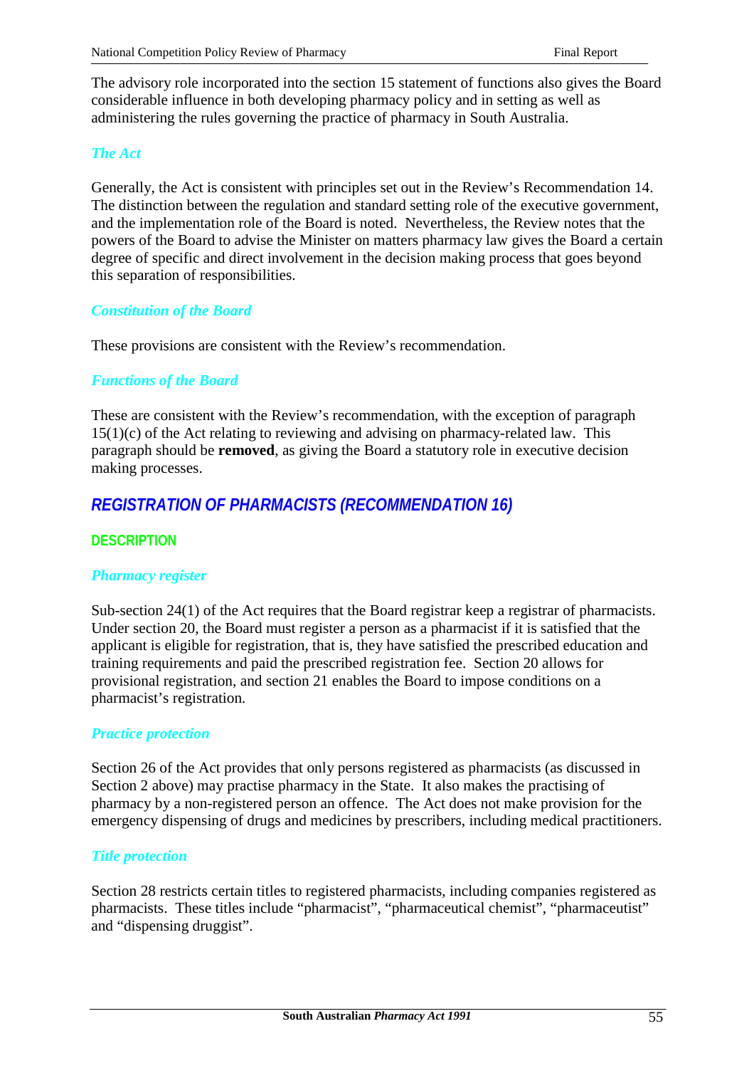The advisory role incorporated into the section 15 statement of functions also gives the Board considerable influence in both developing pharmacy policy and in setting as well as administering the rules governing the practice of pharmacy in South Australia.

### *The Act*

Generally, the Act is consistent with principles set out in the Review's Recommendation 14. The distinction between the regulation and standard setting role of the executive government, and the implementation role of the Board is noted. Nevertheless, the Review notes that the powers of the Board to advise the Minister on matters pharmacy law gives the Board a certain degree of specific and direct involvement in the decision making process that goes beyond this separation of responsibilities.

### *Constitution of the Board*

These provisions are consistent with the Review's recommendation.

### *Functions of the Board*

These are consistent with the Review's recommendation, with the exception of paragraph 15(1)(c) of the Act relating to reviewing and advising on pharmacy-related law. This paragraph should be **removed**, as giving the Board a statutory role in executive decision making processes.

## *REGISTRATION OF PHARMACISTS (RECOMMENDATION 16)*

### DESCRIPTION

### *Pharmacy register*

Sub-section 24(1) of the Act requires that the Board registrar keep a registrar of pharmacists. Under section 20, the Board must register a person as a pharmacist if it is satisfied that the applicant is eligible for registration, that is, they have satisfied the prescribed education and training requirements and paid the prescribed registration fee. Section 20 allows for provisional registration, and section 21 enables the Board to impose conditions on a pharmacist's registration.

### *Practice protection*

Section 26 of the Act provides that only persons registered as pharmacists (as discussed in Section 2 above) may practise pharmacy in the State. It also makes the practising of pharmacy by a non-registered person an offence. The Act does not make provision for the emergency dispensing of drugs and medicines by prescribers, including medical practitioners.

### *Title protection*

Section 28 restricts certain titles to registered pharmacists, including companies registered as pharmacists. These titles include "pharmacist", "pharmaceutical chemist", "pharmaceutist" and "dispensing druggist".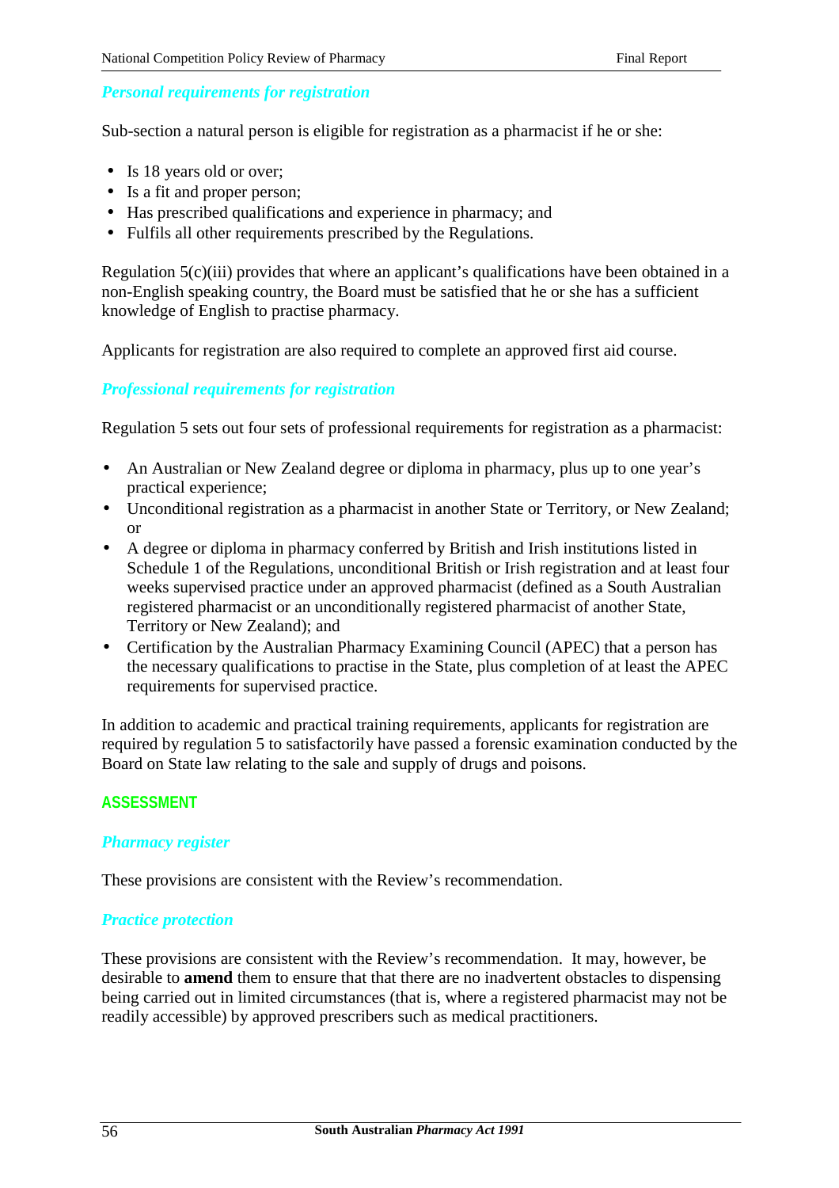### *Personal requirements for registration*

Sub-section a natural person is eligible for registration as a pharmacist if he or she:

- Is 18 years old or over;
- Is a fit and proper person;
- Has prescribed qualifications and experience in pharmacy; and
- Fulfils all other requirements prescribed by the Regulations.

Regulation 5(c)(iii) provides that where an applicant's qualifications have been obtained in a non-English speaking country, the Board must be satisfied that he or she has a sufficient knowledge of English to practise pharmacy.

Applicants for registration are also required to complete an approved first aid course.

### *Professional requirements for registration*

Regulation 5 sets out four sets of professional requirements for registration as a pharmacist:

- An Australian or New Zealand degree or diploma in pharmacy, plus up to one year's practical experience;
- Unconditional registration as a pharmacist in another State or Territory, or New Zealand; or
- A degree or diploma in pharmacy conferred by British and Irish institutions listed in Schedule 1 of the Regulations, unconditional British or Irish registration and at least four weeks supervised practice under an approved pharmacist (defined as a South Australian registered pharmacist or an unconditionally registered pharmacist of another State, Territory or New Zealand); and
- Certification by the Australian Pharmacy Examining Council (APEC) that a person has the necessary qualifications to practise in the State, plus completion of at least the APEC requirements for supervised practice.

In addition to academic and practical training requirements, applicants for registration are required by regulation 5 to satisfactorily have passed a forensic examination conducted by the Board on State law relating to the sale and supply of drugs and poisons.

## ASSESSMENT

### *Pharmacy register*

These provisions are consistent with the Review's recommendation.

### *Practice protection*

These provisions are consistent with the Review's recommendation. It may, however, be desirable to **amend** them to ensure that that there are no inadvertent obstacles to dispensing being carried out in limited circumstances (that is, where a registered pharmacist may not be readily accessible) by approved prescribers such as medical practitioners.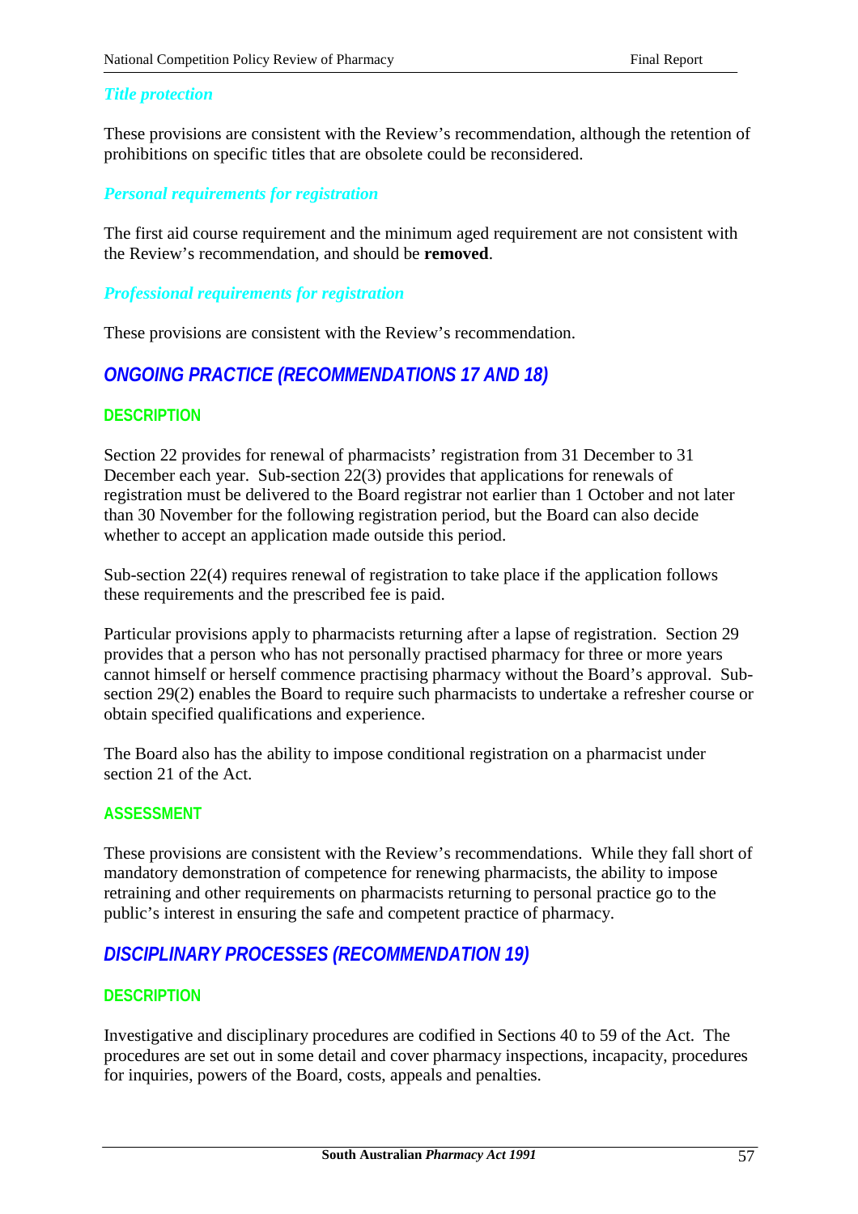### *Title protection*

These provisions are consistent with the Review's recommendation, although the retention of prohibitions on specific titles that are obsolete could be reconsidered.

### *Personal requirements for registration*

The first aid course requirement and the minimum aged requirement are not consistent with the Review's recommendation, and should be **removed**.

### *Professional requirements for registration*

These provisions are consistent with the Review's recommendation.

## *ONGOING PRACTICE (RECOMMENDATIONS 17 AND 18)*

### DESCRIPTION

Section 22 provides for renewal of pharmacists' registration from 31 December to 31 December each year. Sub-section 22(3) provides that applications for renewals of registration must be delivered to the Board registrar not earlier than 1 October and not later than 30 November for the following registration period, but the Board can also decide whether to accept an application made outside this period.

Sub-section 22(4) requires renewal of registration to take place if the application follows these requirements and the prescribed fee is paid.

Particular provisions apply to pharmacists returning after a lapse of registration. Section 29 provides that a person who has not personally practised pharmacy for three or more years cannot himself or herself commence practising pharmacy without the Board's approval. Sub-section 29(2) enables the Board to require such pharmacists to undertake a refresher course or obtain specified qualifications and experience.

The Board also has the ability to impose conditional registration on a pharmacist under section 21 of the Act.

### ASSESSMENT

These provisions are consistent with the Review's recommendations. While they fall short of mandatory demonstration of competence for renewing pharmacists, the ability to impose retraining and other requirements on pharmacists returning to personal practice go to the public's interest in ensuring the safe and competent practice of pharmacy.

## *DISCIPLINARY PROCESSES (RECOMMENDATION 19)*

### DESCRIPTION

Investigative and disciplinary procedures are codified in Sections 40 to 59 of the Act. The procedures are set out in some detail and cover pharmacy inspections, incapacity, procedures for inquiries, powers of the Board, costs, appeals and penalties.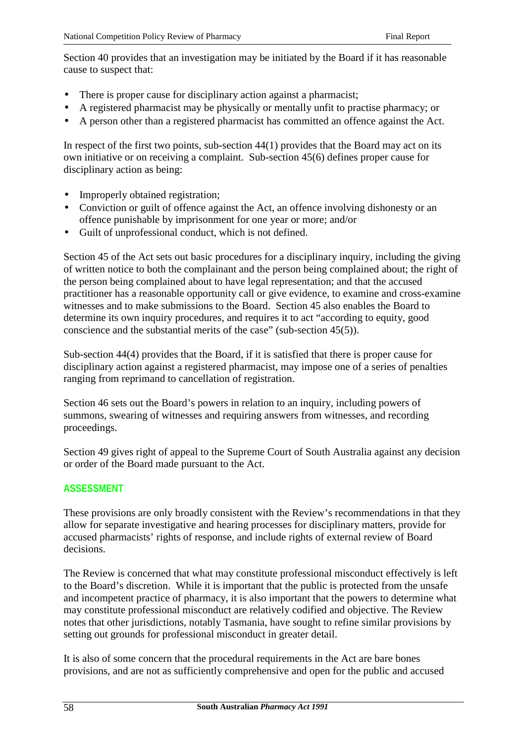Section 40 provides that an investigation may be initiated by the Board if it has reasonable cause to suspect that:

- There is proper cause for disciplinary action against a pharmacist;
- A registered pharmacist may be physically or mentally unfit to practise pharmacy; or
- A person other than a registered pharmacist has committed an offence against the Act.

In respect of the first two points, sub-section 44(1) provides that the Board may act on its own initiative or on receiving a complaint. Sub-section 45(6) defines proper cause for disciplinary action as being:

- Improperly obtained registration;
- Conviction or guilt of offence against the Act, an offence involving dishonesty or an offence punishable by imprisonment for one year or more; and/or
- Guilt of unprofessional conduct, which is not defined.

Section 45 of the Act sets out basic procedures for a disciplinary inquiry, including the giving of written notice to both the complainant and the person being complained about; the right of the person being complained about to have legal representation; and that the accused practitioner has a reasonable opportunity call or give evidence, to examine and cross-examine witnesses and to make submissions to the Board. Section 45 also enables the Board to determine its own inquiry procedures, and requires it to act "according to equity, good conscience and the substantial merits of the case" (sub-section 45(5)).

Sub-section 44(4) provides that the Board, if it is satisfied that there is proper cause for disciplinary action against a registered pharmacist, may impose one of a series of penalties ranging from reprimand to cancellation of registration.

Section 46 sets out the Board's powers in relation to an inquiry, including powers of summons, swearing of witnesses and requiring answers from witnesses, and recording proceedings.

Section 49 gives right of appeal to the Supreme Court of South Australia against any decision or order of the Board made pursuant to the Act.

### ASSESSMENT

These provisions are only broadly consistent with the Review's recommendations in that they allow for separate investigative and hearing processes for disciplinary matters, provide for accused pharmacists' rights of response, and include rights of external review of Board decisions.

The Review is concerned that what may constitute professional misconduct effectively is left to the Board's discretion. While it is important that the public is protected from the unsafe and incompetent practice of pharmacy, it is also important that the powers to determine what may constitute professional misconduct are relatively codified and objective. The Review notes that other jurisdictions, notably Tasmania, have sought to refine similar provisions by setting out grounds for professional misconduct in greater detail.

It is also of some concern that the procedural requirements in the Act are bare bones provisions, and are not as sufficiently comprehensive and open for the public and accused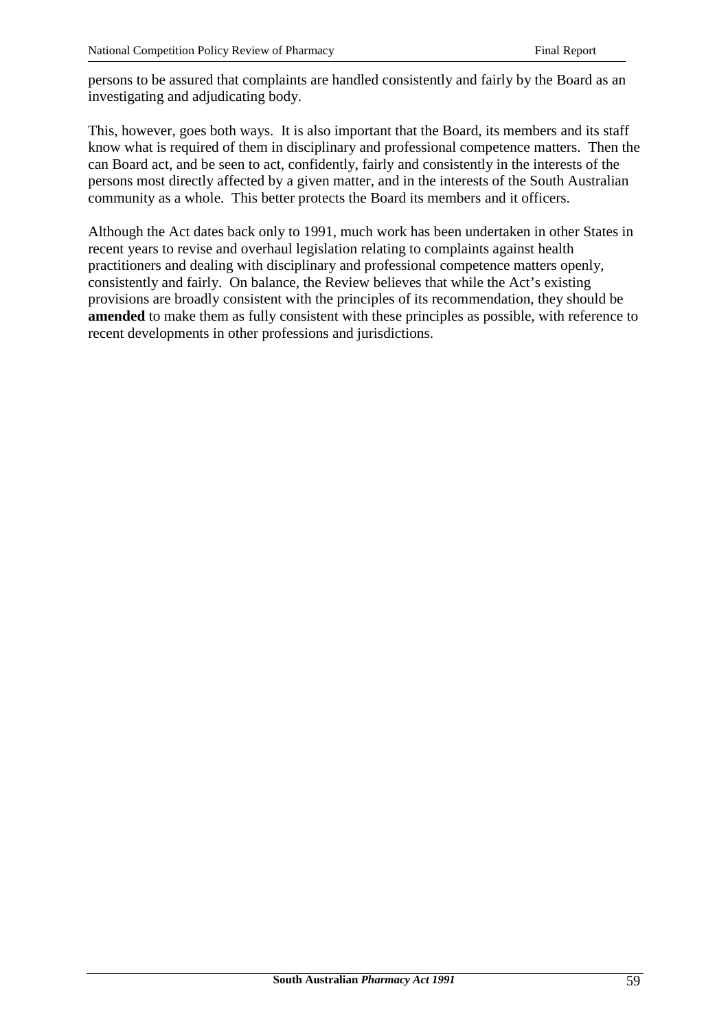persons to be assured that complaints are handled consistently and fairly by the Board as an investigating and adjudicating body.

This, however, goes both ways. It is also important that the Board, its members and its staff know what is required of them in disciplinary and professional competence matters. Then the can Board act, and be seen to act, confidently, fairly and consistently in the interests of the persons most directly affected by a given matter, and in the interests of the South Australian community as a whole. This better protects the Board its members and it officers.

Although the Act dates back only to 1991, much work has been undertaken in other States in recent years to revise and overhaul legislation relating to complaints against health practitioners and dealing with disciplinary and professional competence matters openly, consistently and fairly. On balance, the Review believes that while the Act's existing provisions are broadly consistent with the principles of its recommendation, they should be **amended** to make them as fully consistent with these principles as possible, with reference to recent developments in other professions and jurisdictions.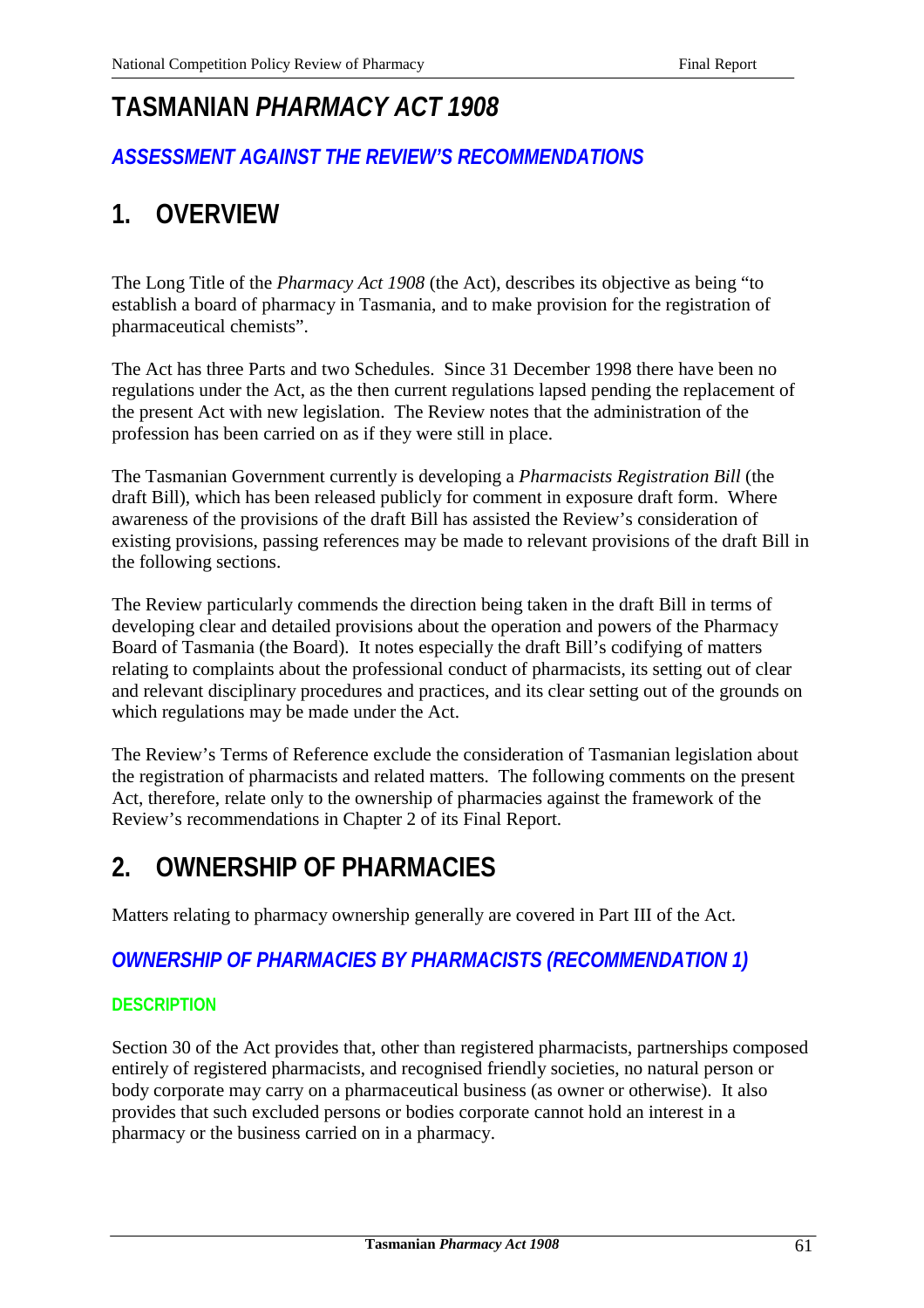# TASMANIAN *PHARMACY ACT 1908*

## *ASSESSMENT AGAINST THE REVIEW'S RECOMMENDATIONS*

# 1. OVERVIEW

The Long Title of the *Pharmacy Act 1908* (the Act), describes its objective as being "to establish a board of pharmacy in Tasmania, and to make provision for the registration of pharmaceutical chemists".

The Act has three Parts and two Schedules. Since 31 December 1998 there have been no regulations under the Act, as the then current regulations lapsed pending the replacement of the present Act with new legislation. The Review notes that the administration of the profession has been carried on as if they were still in place.

The Tasmanian Government currently is developing a *Pharmacists Registration Bill* (the draft Bill), which has been released publicly for comment in exposure draft form. Where awareness of the provisions of the draft Bill has assisted the Review's consideration of existing provisions, passing references may be made to relevant provisions of the draft Bill in the following sections.

The Review particularly commends the direction being taken in the draft Bill in terms of developing clear and detailed provisions about the operation and powers of the Pharmacy Board of Tasmania (the Board). It notes especially the draft Bill's codifying of matters relating to complaints about the professional conduct of pharmacists, its setting out of clear and relevant disciplinary procedures and practices, and its clear setting out of the grounds on which regulations may be made under the Act.

The Review's Terms of Reference exclude the consideration of Tasmanian legislation about the registration of pharmacists and related matters. The following comments on the present Act, therefore, relate only to the ownership of pharmacies against the framework of the Review's recommendations in Chapter 2 of its Final Report.

# 2. OWNERSHIP OF PHARMACIES

Matters relating to pharmacy ownership generally are covered in Part III of the Act.

## *OWNERSHIP OF PHARMACIES BY PHARMACISTS (RECOMMENDATION 1)*

### DESCRIPTION

Section 30 of the Act provides that, other than registered pharmacists, partnerships composed entirely of registered pharmacists, and recognised friendly societies, no natural person or body corporate may carry on a pharmaceutical business (as owner or otherwise). It also provides that such excluded persons or bodies corporate cannot hold an interest in a pharmacy or the business carried on in a pharmacy.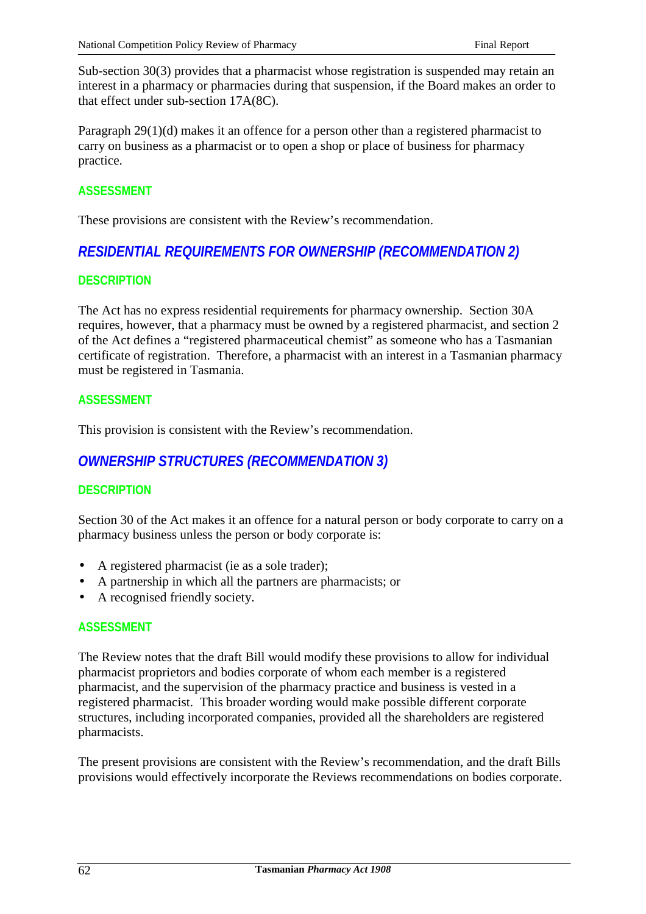Sub-section 30(3) provides that a pharmacist whose registration is suspended may retain an interest in a pharmacy or pharmacies during that suspension, if the Board makes an order to that effect under sub-section 17A(8C).

Paragraph 29(1)(d) makes it an offence for a person other than a registered pharmacist to carry on business as a pharmacist or to open a shop or place of business for pharmacy practice.

#### ASSESSMENT

These provisions are consistent with the Review's recommendation.

### *RESIDENTIAL REQUIREMENTS FOR OWNERSHIP (RECOMMENDATION 2)*

#### DESCRIPTION

The Act has no express residential requirements for pharmacy ownership. Section 30A requires, however, that a pharmacy must be owned by a registered pharmacist, and section 2 of the Act defines a "registered pharmaceutical chemist" as someone who has a Tasmanian certificate of registration. Therefore, a pharmacist with an interest in a Tasmanian pharmacy must be registered in Tasmania.

#### ASSESSMENT

This provision is consistent with the Review's recommendation.

### *OWNERSHIP STRUCTURES (RECOMMENDATION 3)*

#### DESCRIPTION

Section 30 of the Act makes it an offence for a natural person or body corporate to carry on a pharmacy business unless the person or body corporate is:

- A registered pharmacist (ie as a sole trader);
- A partnership in which all the partners are pharmacists; or
- A recognised friendly society.

#### ASSESSMENT

The Review notes that the draft Bill would modify these provisions to allow for individual pharmacist proprietors and bodies corporate of whom each member is a registered pharmacist, and the supervision of the pharmacy practice and business is vested in a registered pharmacist. This broader wording would make possible different corporate structures, including incorporated companies, provided all the shareholders are registered pharmacists.

The present provisions are consistent with the Review's recommendation, and the draft Bills provisions would effectively incorporate the Reviews recommendations on bodies corporate.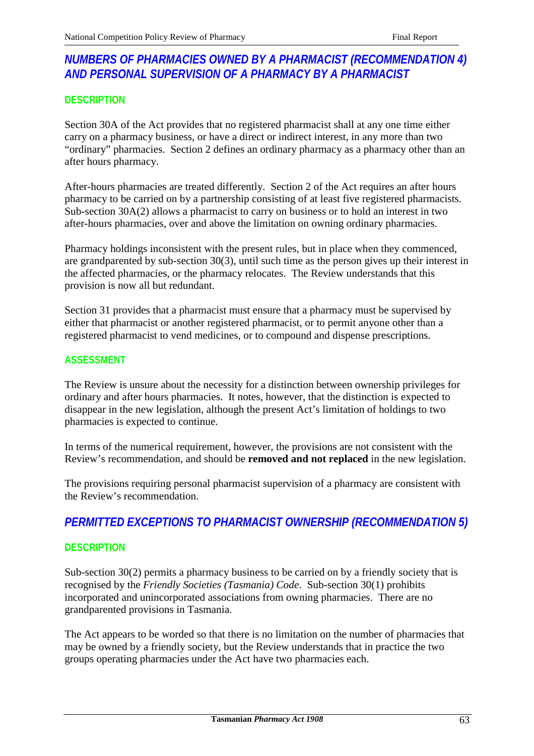## *NUMBERS OF PHARMACIES OWNED BY A PHARMACIST (RECOMMENDATION 4) AND PERSONAL SUPERVISION OF A PHARMACY BY A PHARMACIST*

### DESCRIPTION

Section 30A of the Act provides that no registered pharmacist shall at any one time either carry on a pharmacy business, or have a direct or indirect interest, in any more than two "ordinary" pharmacies. Section 2 defines an ordinary pharmacy as a pharmacy other than an after hours pharmacy.

After-hours pharmacies are treated differently. Section 2 of the Act requires an after hours pharmacy to be carried on by a partnership consisting of at least five registered pharmacists. Sub-section 30A(2) allows a pharmacist to carry on business or to hold an interest in two after-hours pharmacies, over and above the limitation on owning ordinary pharmacies.

Pharmacy holdings inconsistent with the present rules, but in place when they commenced, are grandparented by sub-section 30(3), until such time as the person gives up their interest in the affected pharmacies, or the pharmacy relocates. The Review understands that this provision is now all but redundant.

Section 31 provides that a pharmacist must ensure that a pharmacy must be supervised by either that pharmacist or another registered pharmacist, or to permit anyone other than a registered pharmacist to vend medicines, or to compound and dispense prescriptions.

### ASSESSMENT

The Review is unsure about the necessity for a distinction between ownership privileges for ordinary and after hours pharmacies. It notes, however, that the distinction is expected to disappear in the new legislation, although the present Act's limitation of holdings to two pharmacies is expected to continue.

In terms of the numerical requirement, however, the provisions are not consistent with the Review's recommendation, and should be **removed and not replaced** in the new legislation.

The provisions requiring personal pharmacist supervision of a pharmacy are consistent with the Review's recommendation.

## *PERMITTED EXCEPTIONS TO PHARMACIST OWNERSHIP (RECOMMENDATION 5)*

### DESCRIPTION

Sub-section 30(2) permits a pharmacy business to be carried on by a friendly society that is recognised by the *Friendly Societies (Tasmania) Code*. Sub-section 30(1) prohibits incorporated and unincorporated associations from owning pharmacies. There are no grandparented provisions in Tasmania.

The Act appears to be worded so that there is no limitation on the number of pharmacies that may be owned by a friendly society, but the Review understands that in practice the two groups operating pharmacies under the Act have two pharmacies each.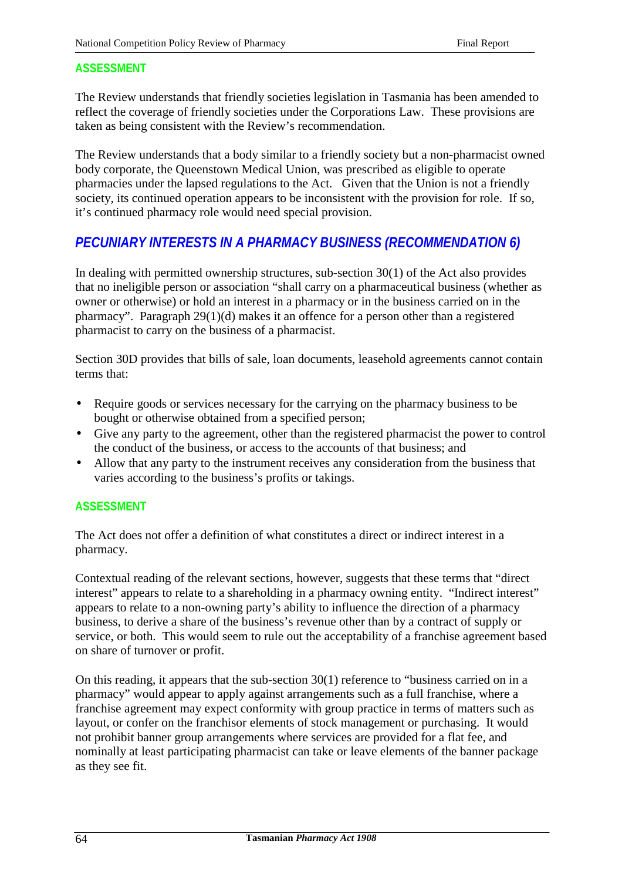### ASSESSMENT

The Review understands that friendly societies legislation in Tasmania has been amended to reflect the coverage of friendly societies under the Corporations Law. These provisions are taken as being consistent with the Review's recommendation.

The Review understands that a body similar to a friendly society but a non-pharmacist owned body corporate, the Queenstown Medical Union, was prescribed as eligible to operate pharmacies under the lapsed regulations to the Act. Given that the Union is not a friendly society, its continued operation appears to be inconsistent with the provision for role. If so, it's continued pharmacy role would need special provision.

## PECUNIARY INTERESTS IN A PHARMACY BUSINESS (RECOMMENDATION 6)

In dealing with permitted ownership structures, sub-section 30(1) of the Act also provides that no ineligible person or association "shall carry on a pharmaceutical business (whether as owner or otherwise) or hold an interest in a pharmacy or in the business carried on in the pharmacy". Paragraph 29(1)(d) makes it an offence for a person other than a registered pharmacist to carry on the business of a pharmacist.

Section 30D provides that bills of sale, loan documents, leasehold agreements cannot contain terms that:

- Require goods or services necessary for the carrying on the pharmacy business to be bought or otherwise obtained from a specified person;
- Give any party to the agreement, other than the registered pharmacist the power to control the conduct of the business, or access to the accounts of that business; and
- Allow that any party to the instrument receives any consideration from the business that varies according to the business's profits or takings.

### ASSESSMENT

The Act does not offer a definition of what constitutes a direct or indirect interest in a pharmacy.

Contextual reading of the relevant sections, however, suggests that these terms that "direct interest" appears to relate to a shareholding in a pharmacy owning entity. "Indirect interest" appears to relate to a non-owning party's ability to influence the direction of a pharmacy business, to derive a share of the business's revenue other than by a contract of supply or service, or both. This would seem to rule out the acceptability of a franchise agreement based on share of turnover or profit.

On this reading, it appears that the sub-section 30(1) reference to "business carried on in a pharmacy" would appear to apply against arrangements such as a full franchise, where a franchise agreement may expect conformity with group practice in terms of matters such as layout, or confer on the franchisor elements of stock management or purchasing. It would not prohibit banner group arrangements where services are provided for a flat fee, and nominally at least participating pharmacist can take or leave elements of the banner package as they see fit.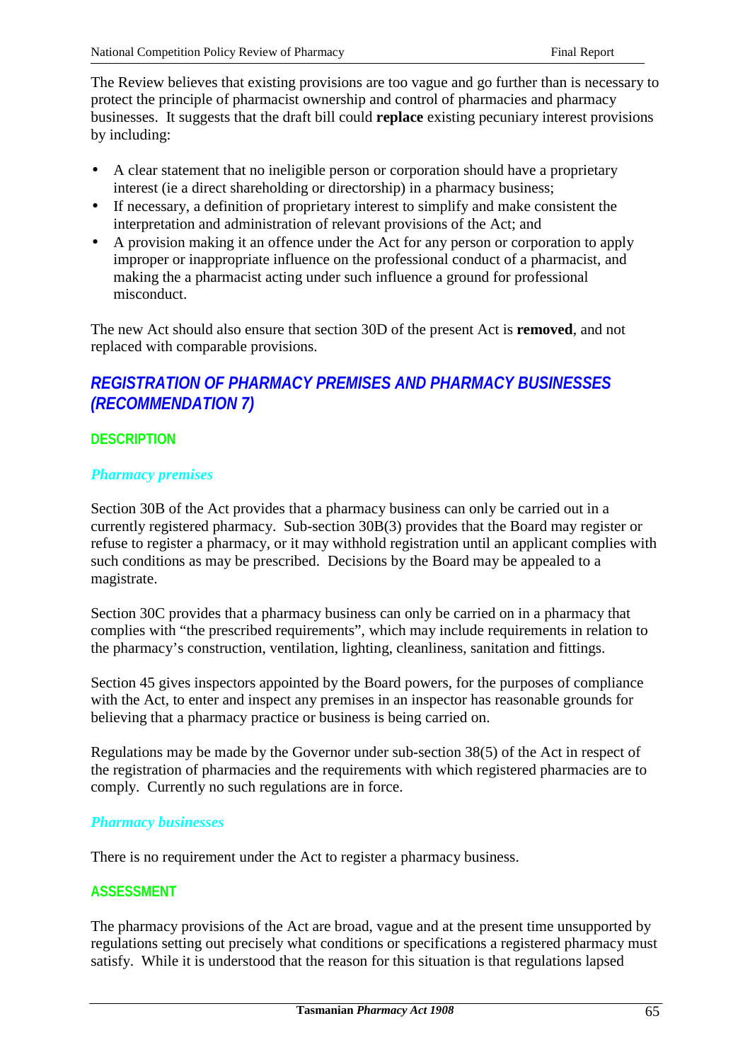The Review believes that existing provisions are too vague and go further than is necessary to protect the principle of pharmacist ownership and control of pharmacies and pharmacy businesses. It suggests that the draft bill could **replace** existing pecuniary interest provisions by including:

- A clear statement that no ineligible person or corporation should have a proprietary interest (ie a direct shareholding or directorship) in a pharmacy business;
- If necessary, a definition of proprietary interest to simplify and make consistent the interpretation and administration of relevant provisions of the Act; and
- A provision making it an offence under the Act for any person or corporation to apply improper or inappropriate influence on the professional conduct of a pharmacist, and making the a pharmacist acting under such influence a ground for professional misconduct.

The new Act should also ensure that section 30D of the present Act is **removed**, and not replaced with comparable provisions.

## *REGISTRATION OF PHARMACY PREMISES AND PHARMACY BUSINESSES (RECOMMENDATION 7)*

### DESCRIPTION

#### *Pharmacy premises*

Section 30B of the Act provides that a pharmacy business can only be carried out in a currently registered pharmacy. Sub-section 30B(3) provides that the Board may register or refuse to register a pharmacy, or it may withhold registration until an applicant complies with such conditions as may be prescribed. Decisions by the Board may be appealed to a magistrate.

Section 30C provides that a pharmacy business can only be carried on in a pharmacy that complies with “the prescribed requirements”, which may include requirements in relation to the pharmacy’s construction, ventilation, lighting, cleanliness, sanitation and fittings.

Section 45 gives inspectors appointed by the Board powers, for the purposes of compliance with the Act, to enter and inspect any premises in an inspector has reasonable grounds for believing that a pharmacy practice or business is being carried on.

Regulations may be made by the Governor under sub-section 38(5) of the Act in respect of the registration of pharmacies and the requirements with which registered pharmacies are to comply. Currently no such regulations are in force.

#### *Pharmacy businesses*

There is no requirement under the Act to register a pharmacy business.

### ASSESSMENT

The pharmacy provisions of the Act are broad, vague and at the present time unsupported by regulations setting out precisely what conditions or specifications a registered pharmacy must satisfy. While it is understood that the reason for this situation is that regulations lapsed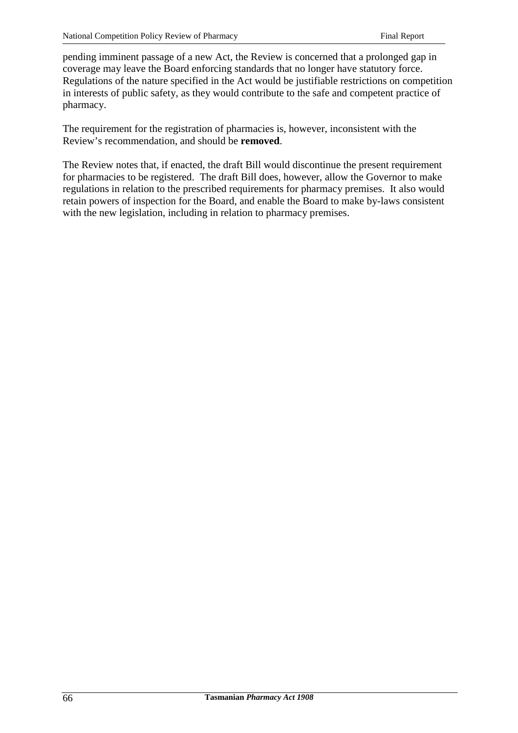pending imminent passage of a new Act, the Review is concerned that a prolonged gap in coverage may leave the Board enforcing standards that no longer have statutory force. Regulations of the nature specified in the Act would be justifiable restrictions on competition in interests of public safety, as they would contribute to the safe and competent practice of pharmacy.

The requirement for the registration of pharmacies is, however, inconsistent with the Review's recommendation, and should be **removed**.

The Review notes that, if enacted, the draft Bill would discontinue the present requirement for pharmacies to be registered. The draft Bill does, however, allow the Governor to make regulations in relation to the prescribed requirements for pharmacy premises. It also would retain powers of inspection for the Board, and enable the Board to make by-laws consistent with the new legislation, including in relation to pharmacy premises.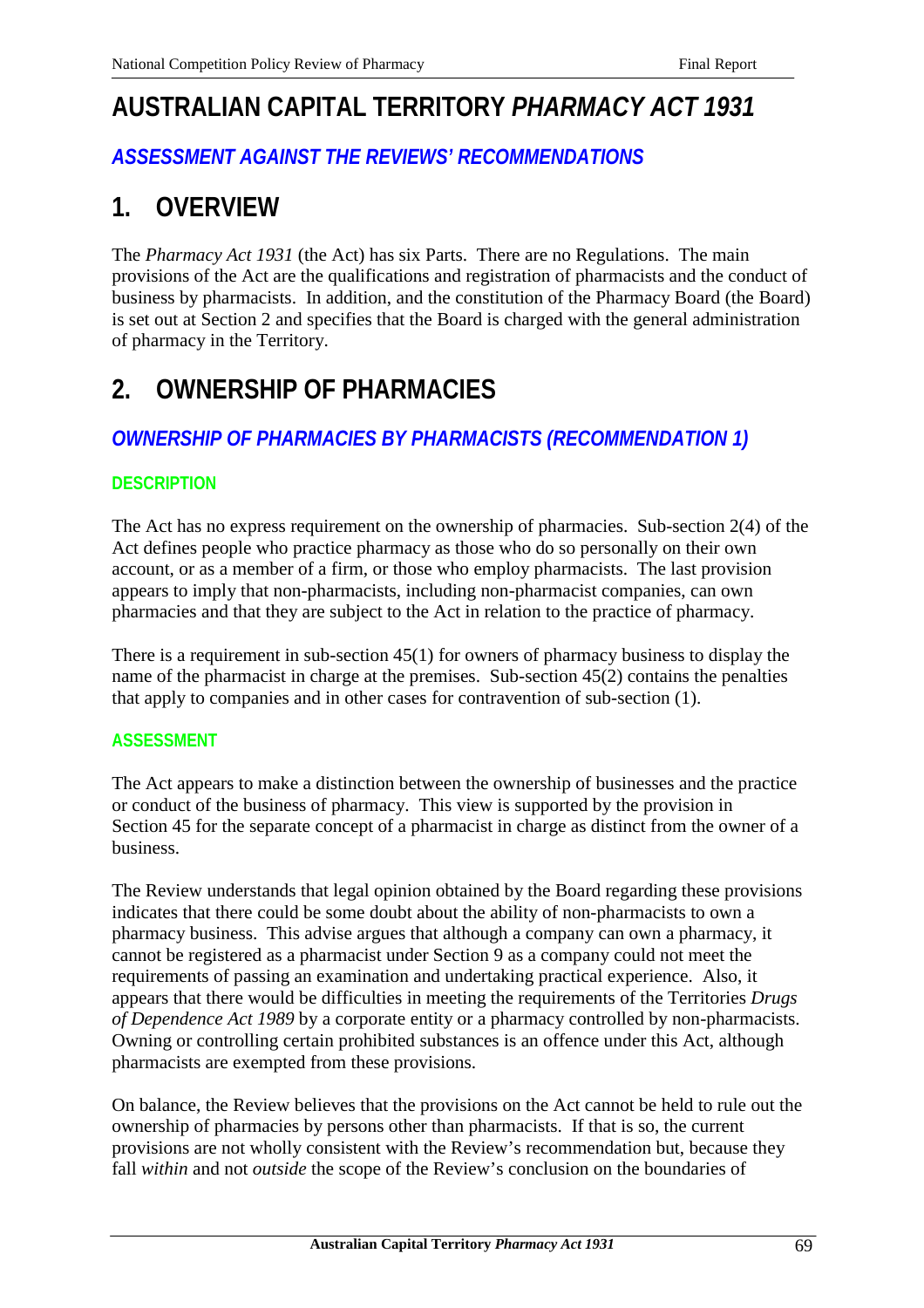# AUSTRALIAN CAPITAL TERRITORY *PHARMACY ACT 1931*

### *ASSESSMENT AGAINST THE REVIEWS' RECOMMENDATIONS*

## 1. OVERVIEW

The *Pharmacy Act 1931* (the Act) has six Parts. There are no Regulations. The main provisions of the Act are the qualifications and registration of pharmacists and the conduct of business by pharmacists. In addition, and the constitution of the Pharmacy Board (the Board) is set out at Section 2 and specifies that the Board is charged with the general administration of pharmacy in the Territory.

## 2. OWNERSHIP OF PHARMACIES

### *OWNERSHIP OF PHARMACIES BY PHARMACISTS (RECOMMENDATION 1)*

#### DESCRIPTION

The Act has no express requirement on the ownership of pharmacies. Sub-section 2(4) of the Act defines people who practice pharmacy as those who do so personally on their own account, or as a member of a firm, or those who employ pharmacists. The last provision appears to imply that non-pharmacists, including non-pharmacist companies, can own pharmacies and that they are subject to the Act in relation to the practice of pharmacy.

There is a requirement in sub-section 45(1) for owners of pharmacy business to display the name of the pharmacist in charge at the premises. Sub-section 45(2) contains the penalties that apply to companies and in other cases for contravention of sub-section (1).

#### ASSESSMENT

The Act appears to make a distinction between the ownership of businesses and the practice or conduct of the business of pharmacy. This view is supported by the provision in Section 45 for the separate concept of a pharmacist in charge as distinct from the owner of a business.

The Review understands that legal opinion obtained by the Board regarding these provisions indicates that there could be some doubt about the ability of non-pharmacists to own a pharmacy business. This advise argues that although a company can own a pharmacy, it cannot be registered as a pharmacist under Section 9 as a company could not meet the requirements of passing an examination and undertaking practical experience. Also, it appears that there would be difficulties in meeting the requirements of the Territories *Drugs of Dependence Act 1989* by a corporate entity or a pharmacy controlled by non-pharmacists. Owning or controlling certain prohibited substances is an offence under this Act, although pharmacists are exempted from these provisions.

On balance, the Review believes that the provisions on the Act cannot be held to rule out the ownership of pharmacies by persons other than pharmacists. If that is so, the current provisions are not wholly consistent with the Review's recommendation but, because they fall *within* and not *outside* the scope of the Review's conclusion on the boundaries of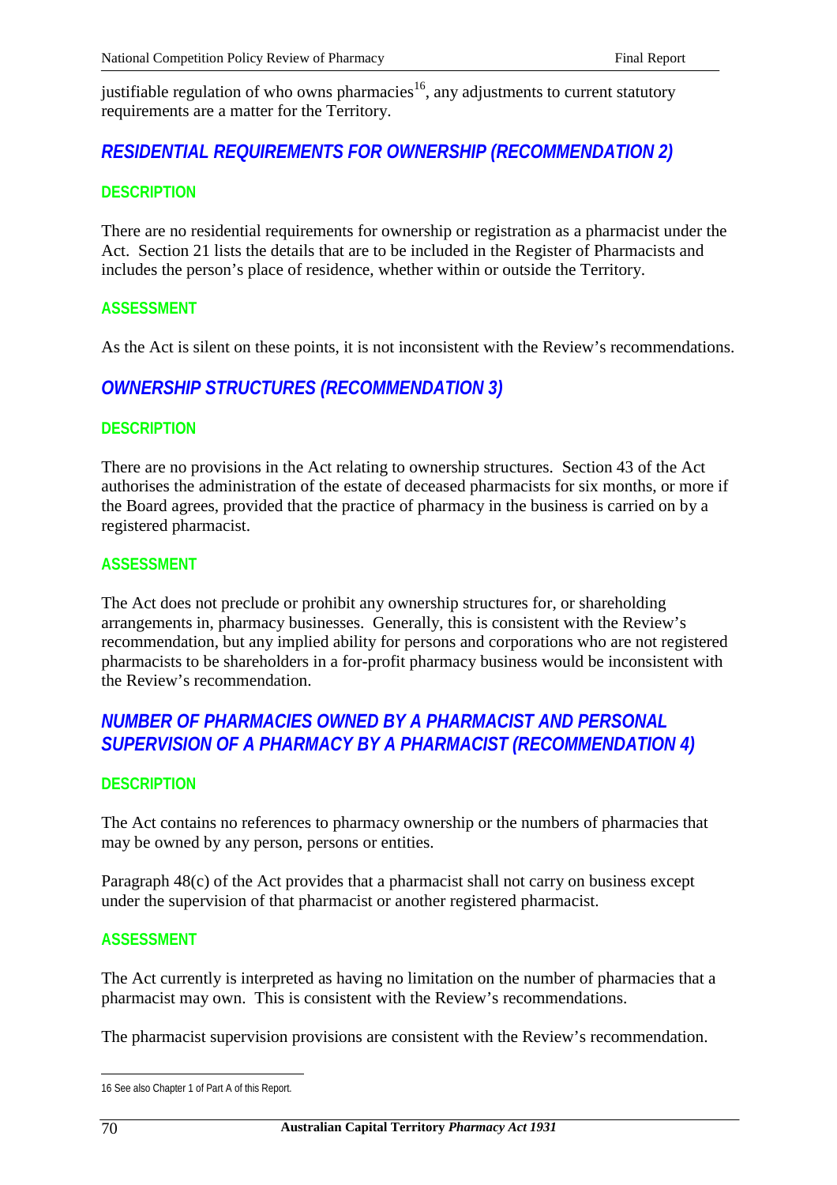justifiable regulation of who owns pharmacies[16], any adjustments to current statutory requirements are a matter for the Territory.

## RESIDENTIAL REQUIREMENTS FOR OWNERSHIP (RECOMMENDATION 2)

### DESCRIPTION

There are no residential requirements for ownership or registration as a pharmacist under the Act. Section 21 lists the details that are to be included in the Register of Pharmacists and includes the person's place of residence, whether within or outside the Territory.

### ASSESSMENT

As the Act is silent on these points, it is not inconsistent with the Review's recommendations.

## OWNERSHIP STRUCTURES (RECOMMENDATION 3)

### DESCRIPTION

There are no provisions in the Act relating to ownership structures. Section 43 of the Act authorises the administration of the estate of deceased pharmacists for six months, or more if the Board agrees, provided that the practice of pharmacy in the business is carried on by a registered pharmacist.

### ASSESSMENT

The Act does not preclude or prohibit any ownership structures for, or shareholding arrangements in, pharmacy businesses. Generally, this is consistent with the Review's recommendation, but any implied ability for persons and corporations who are not registered pharmacists to be shareholders in a for-profit pharmacy business would be inconsistent with the Review's recommendation.

## NUMBER OF PHARMACIES OWNED BY A PHARMACIST AND PERSONAL SUPERVISION OF A PHARMACY BY A PHARMACIST (RECOMMENDATION 4)

### DESCRIPTION

The Act contains no references to pharmacy ownership or the numbers of pharmacies that may be owned by any person, persons or entities.

Paragraph 48(c) of the Act provides that a pharmacist shall not carry on business except under the supervision of that pharmacist or another registered pharmacist.

### ASSESSMENT

The Act currently is interpreted as having no limitation on the number of pharmacies that a pharmacist may own. This is consistent with the Review's recommendations.

The pharmacist supervision provisions are consistent with the Review's recommendation.

---

16 See also Chapter 1 of Part A of this Report.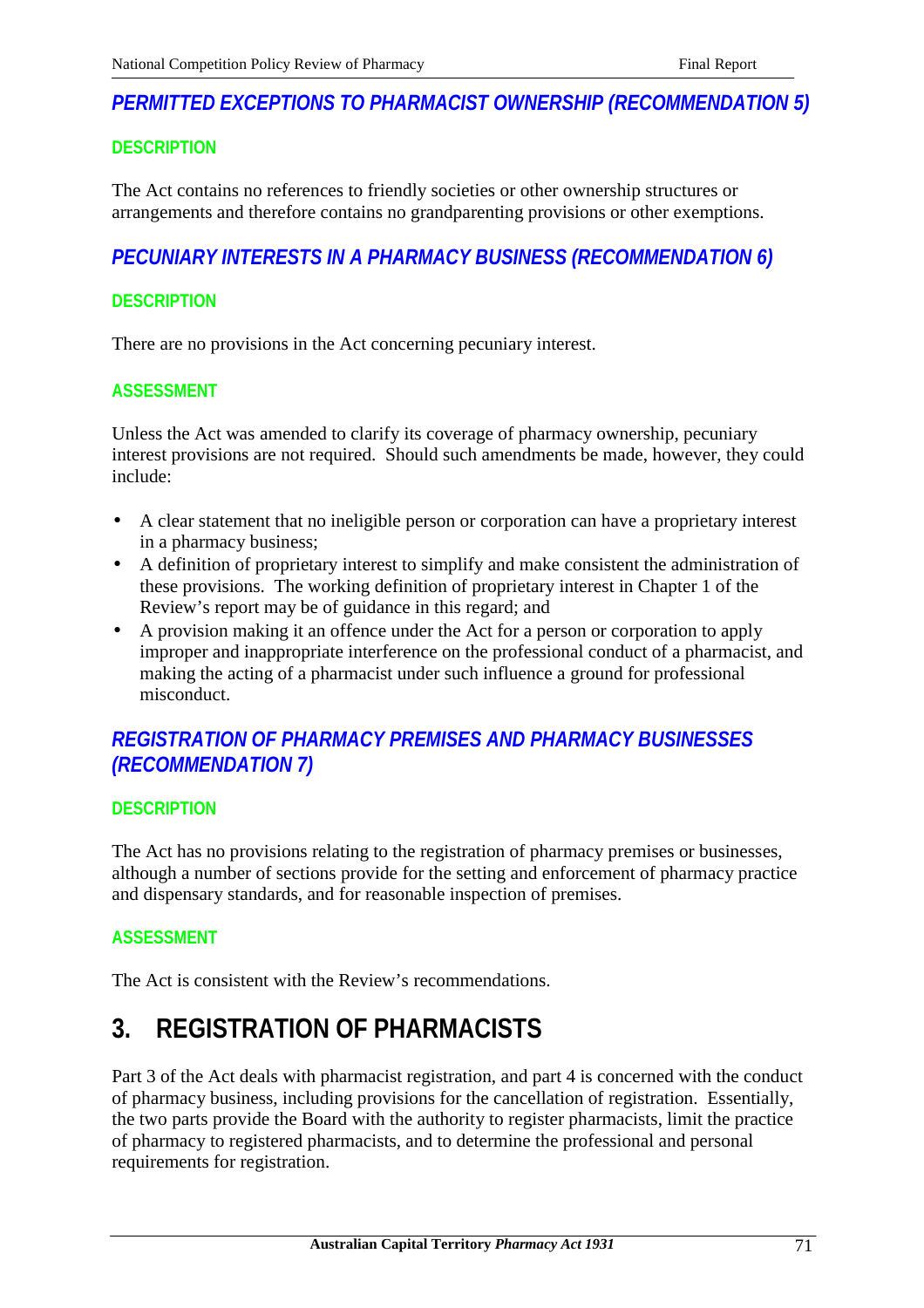### *PERMITTED EXCEPTIONS TO PHARMACIST OWNERSHIP (RECOMMENDATION 5)*

#### DESCRIPTION

The Act contains no references to friendly societies or other ownership structures or arrangements and therefore contains no grandparenting provisions or other exemptions.

### *PECUNIARY INTERESTS IN A PHARMACY BUSINESS (RECOMMENDATION 6)*

#### DESCRIPTION

There are no provisions in the Act concerning pecuniary interest.

#### ASSESSMENT

Unless the Act was amended to clarify its coverage of pharmacy ownership, pecuniary interest provisions are not required. Should such amendments be made, however, they could include:

- A clear statement that no ineligible person or corporation can have a proprietary interest in a pharmacy business;
- A definition of proprietary interest to simplify and make consistent the administration of these provisions. The working definition of proprietary interest in Chapter 1 of the Review's report may be of guidance in this regard; and
- A provision making it an offence under the Act for a person or corporation to apply improper and inappropriate interference on the professional conduct of a pharmacist, and making the acting of a pharmacist under such influence a ground for professional misconduct.

### *REGISTRATION OF PHARMACY PREMISES AND PHARMACY BUSINESSES (RECOMMENDATION 7)*

#### DESCRIPTION

The Act has no provisions relating to the registration of pharmacy premises or businesses, although a number of sections provide for the setting and enforcement of pharmacy practice and dispensary standards, and for reasonable inspection of premises.

#### ASSESSMENT

The Act is consistent with the Review's recommendations.

## 3. REGISTRATION OF PHARMACISTS

Part 3 of the Act deals with pharmacist registration, and part 4 is concerned with the conduct of pharmacy business, including provisions for the cancellation of registration. Essentially, the two parts provide the Board with the authority to register pharmacists, limit the practice of pharmacy to registered pharmacists, and to determine the professional and personal requirements for registration.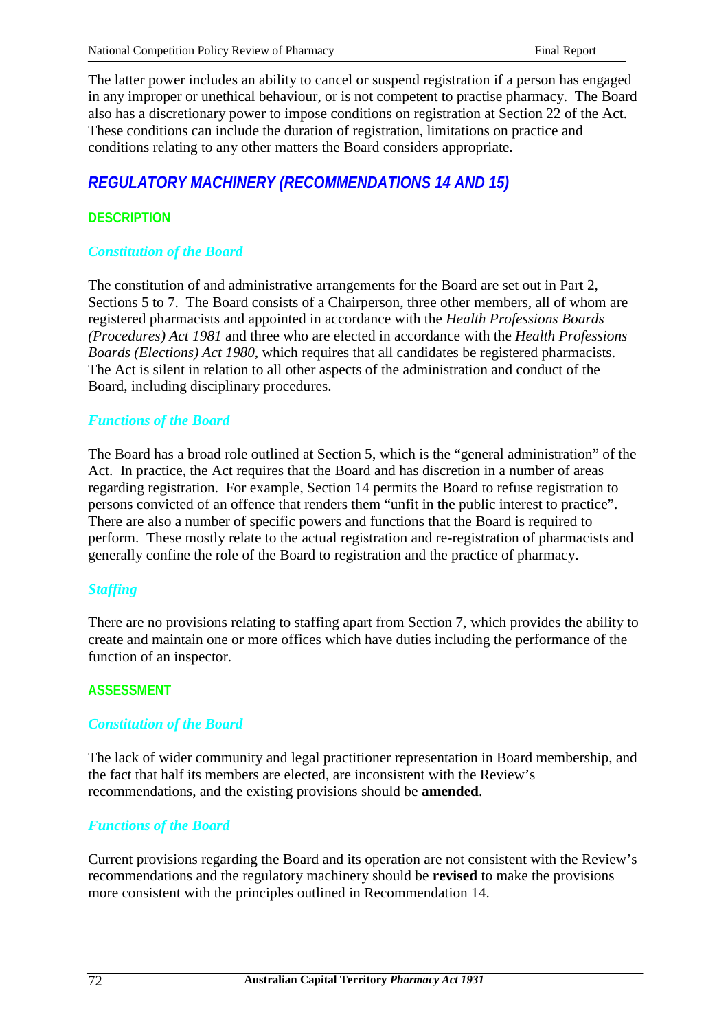The latter power includes an ability to cancel or suspend registration if a person has engaged in any improper or unethical behaviour, or is not competent to practise pharmacy. The Board also has a discretionary power to impose conditions on registration at Section 22 of the Act. These conditions can include the duration of registration, limitations on practice and conditions relating to any other matters the Board considers appropriate.

## REGULATORY MACHINERY (RECOMMENDATIONS 14 AND 15)

### DESCRIPTION

#### *Constitution of the Board*

The constitution of and administrative arrangements for the Board are set out in Part 2, Sections 5 to 7. The Board consists of a Chairperson, three other members, all of whom are registered pharmacists and appointed in accordance with the *Health Professions Boards (Procedures) Act 1981* and three who are elected in accordance with the *Health Professions Boards (Elections) Act 1980*, which requires that all candidates be registered pharmacists. The Act is silent in relation to all other aspects of the administration and conduct of the Board, including disciplinary procedures.

#### *Functions of the Board*

The Board has a broad role outlined at Section 5, which is the "general administration" of the Act. In practice, the Act requires that the Board and has discretion in a number of areas regarding registration. For example, Section 14 permits the Board to refuse registration to persons convicted of an offence that renders them "unfit in the public interest to practice". There are also a number of specific powers and functions that the Board is required to perform. These mostly relate to the actual registration and re-registration of pharmacists and generally confine the role of the Board to registration and the practice of pharmacy.

#### *Staffing*

There are no provisions relating to staffing apart from Section 7, which provides the ability to create and maintain one or more offices which have duties including the performance of the function of an inspector.

### ASSESSMENT

#### *Constitution of the Board*

The lack of wider community and legal practitioner representation in Board membership, and the fact that half its members are elected, are inconsistent with the Review's recommendations, and the existing provisions should be **amended**.

#### *Functions of the Board*

Current provisions regarding the Board and its operation are not consistent with the Review's recommendations and the regulatory machinery should be **revised** to make the provisions more consistent with the principles outlined in Recommendation 14.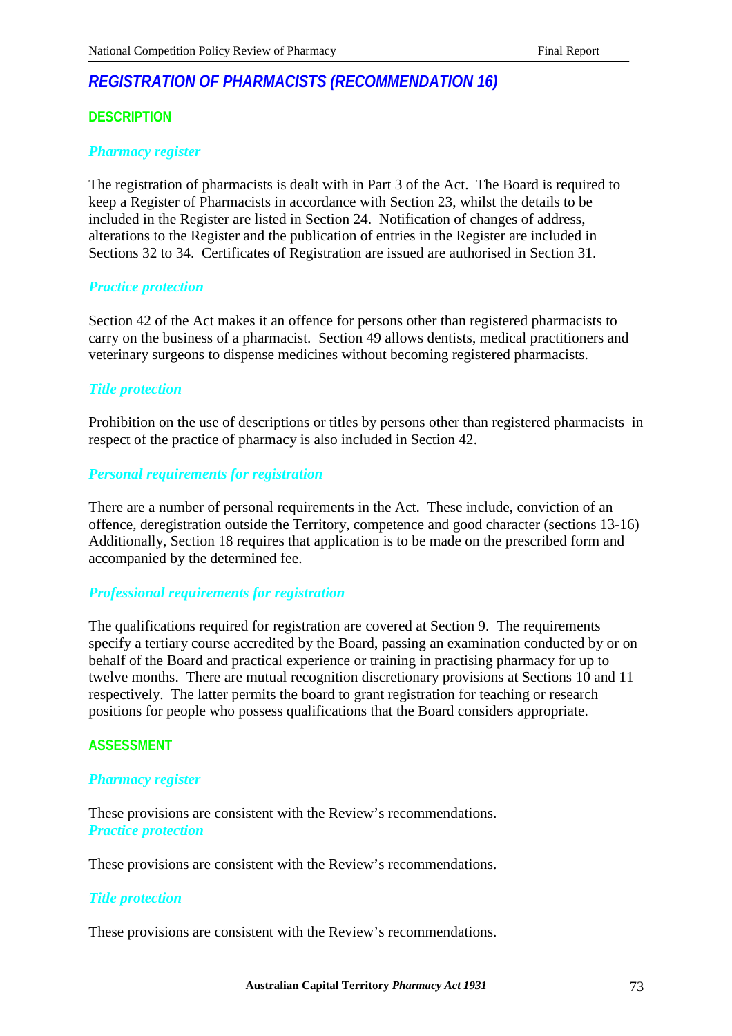## *REGISTRATION OF PHARMACISTS (RECOMMENDATION 16)*

### DESCRIPTION

#### *Pharmacy register*

The registration of pharmacists is dealt with in Part 3 of the Act. The Board is required to keep a Register of Pharmacists in accordance with Section 23, whilst the details to be included in the Register are listed in Section 24. Notification of changes of address, alterations to the Register and the publication of entries in the Register are included in Sections 32 to 34. Certificates of Registration are issued are authorised in Section 31.

#### *Practice protection*

Section 42 of the Act makes it an offence for persons other than registered pharmacists to carry on the business of a pharmacist. Section 49 allows dentists, medical practitioners and veterinary surgeons to dispense medicines without becoming registered pharmacists.

#### *Title protection*

Prohibition on the use of descriptions or titles by persons other than registered pharmacists in respect of the practice of pharmacy is also included in Section 42.

#### *Personal requirements for registration*

There are a number of personal requirements in the Act. These include, conviction of an offence, deregistration outside the Territory, competence and good character (sections 13-16) Additionally, Section 18 requires that application is to be made on the prescribed form and accompanied by the determined fee.

#### *Professional requirements for registration*

The qualifications required for registration are covered at Section 9. The requirements specify a tertiary course accredited by the Board, passing an examination conducted by or on behalf of the Board and practical experience or training in practising pharmacy for up to twelve months. There are mutual recognition discretionary provisions at Sections 10 and 11 respectively. The latter permits the board to grant registration for teaching or research positions for people who possess qualifications that the Board considers appropriate.

### ASSESSMENT

#### *Pharmacy register*

These provisions are consistent with the Review's recommendations.

#### *Practice protection*

These provisions are consistent with the Review's recommendations.

#### *Title protection*

These provisions are consistent with the Review's recommendations.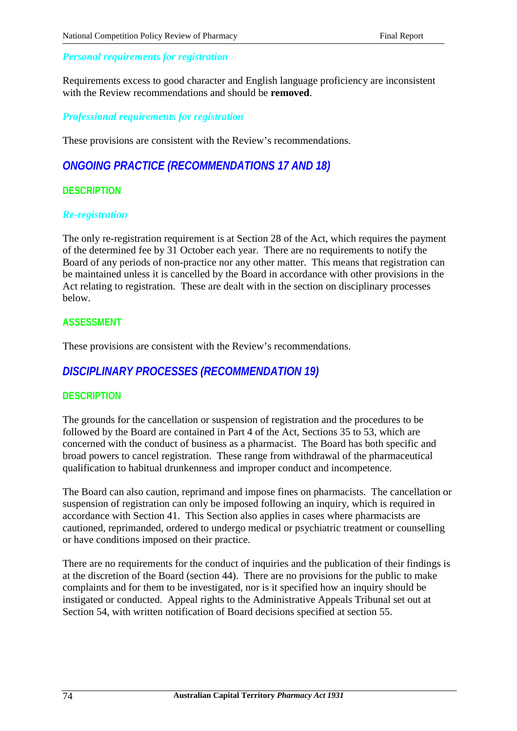### *Personal requirements for registration*

Requirements excess to good character and English language proficiency are inconsistent with the Review recommendations and should be **removed**.

### *Professional requirements for registration*

These provisions are consistent with the Review's recommendations.

## *ONGOING PRACTICE (RECOMMENDATIONS 17 AND 18)*

### DESCRIPTION

### *Re-registration*

The only re-registration requirement is at Section 28 of the Act, which requires the payment of the determined fee by 31 October each year. There are no requirements to notify the Board of any periods of non-practice nor any other matter. This means that registration can be maintained unless it is cancelled by the Board in accordance with other provisions in the Act relating to registration. These are dealt with in the section on disciplinary processes below.

### ASSESSMENT

These provisions are consistent with the Review's recommendations.

## *DISCIPLINARY PROCESSES (RECOMMENDATION 19)*

### DESCRIPTION

The grounds for the cancellation or suspension of registration and the procedures to be followed by the Board are contained in Part 4 of the Act, Sections 35 to 53, which are concerned with the conduct of business as a pharmacist. The Board has both specific and broad powers to cancel registration. These range from withdrawal of the pharmaceutical qualification to habitual drunkenness and improper conduct and incompetence.

The Board can also caution, reprimand and impose fines on pharmacists. The cancellation or suspension of registration can only be imposed following an inquiry, which is required in accordance with Section 41. This Section also applies in cases where pharmacists are cautioned, reprimanded, ordered to undergo medical or psychiatric treatment or counselling or have conditions imposed on their practice.

There are no requirements for the conduct of inquiries and the publication of their findings is at the discretion of the Board (section 44). There are no provisions for the public to make complaints and for them to be investigated, nor is it specified how an inquiry should be instigated or conducted. Appeal rights to the Administrative Appeals Tribunal set out at Section 54, with written notification of Board decisions specified at section 55.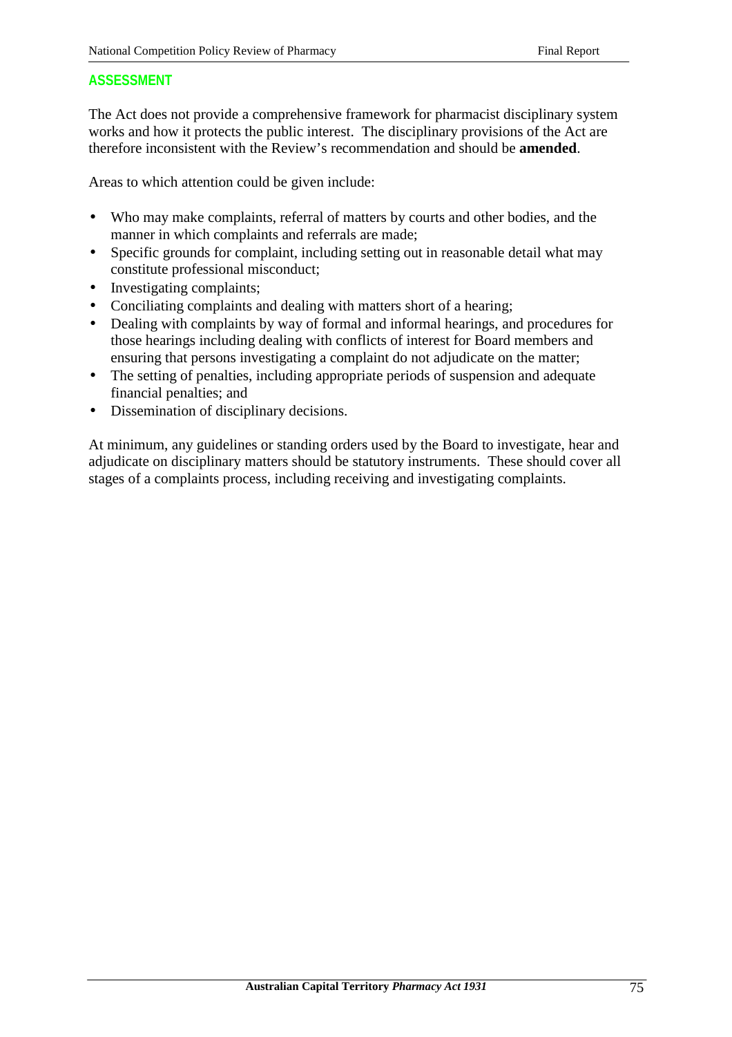### ASSESSMENT

The Act does not provide a comprehensive framework for pharmacist disciplinary system works and how it protects the public interest. The disciplinary provisions of the Act are therefore inconsistent with the Review's recommendation and should be **amended**.

Areas to which attention could be given include:

- Who may make complaints, referral of matters by courts and other bodies, and the manner in which complaints and referrals are made;
- Specific grounds for complaint, including setting out in reasonable detail what may constitute professional misconduct;
- Investigating complaints;
- Conciliating complaints and dealing with matters short of a hearing;
- Dealing with complaints by way of formal and informal hearings, and procedures for those hearings including dealing with conflicts of interest for Board members and ensuring that persons investigating a complaint do not adjudicate on the matter;
- The setting of penalties, including appropriate periods of suspension and adequate financial penalties; and
- Dissemination of disciplinary decisions.

At minimum, any guidelines or standing orders used by the Board to investigate, hear and adjudicate on disciplinary matters should be statutory instruments. These should cover all stages of a complaints process, including receiving and investigating complaints.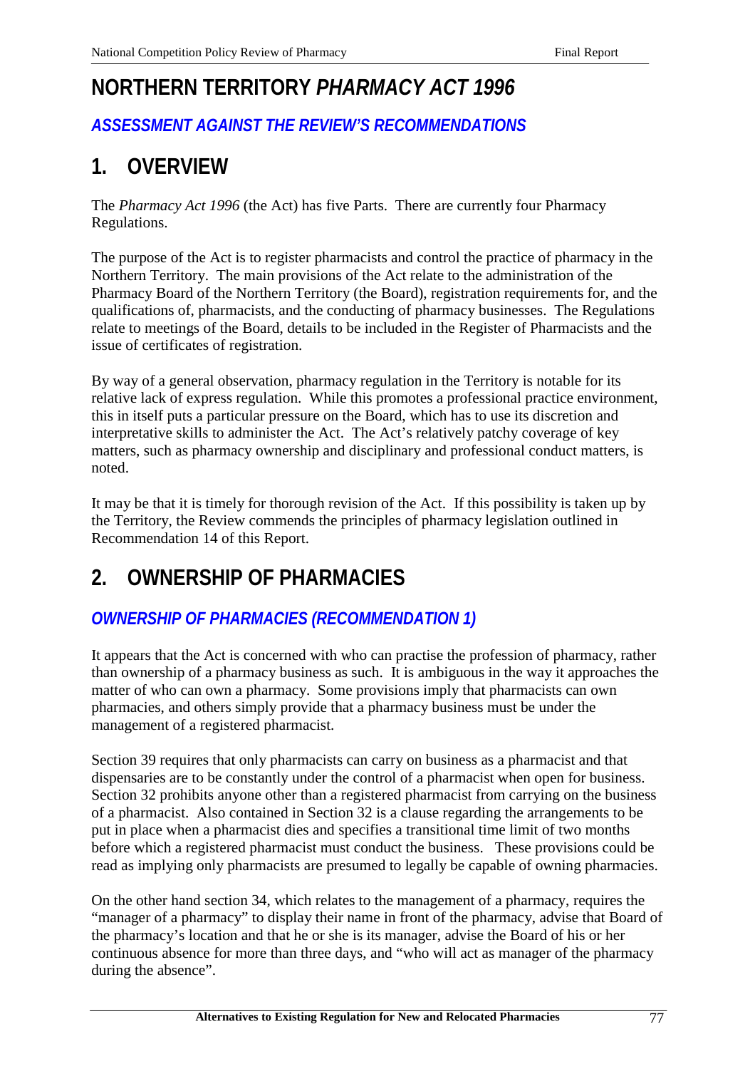# NORTHERN TERRITORY *PHARMACY ACT 1996*

### *ASSESSMENT AGAINST THE REVIEW'S RECOMMENDATIONS*

## 1. OVERVIEW

The *Pharmacy Act 1996* (the Act) has five Parts. There are currently four Pharmacy Regulations.

The purpose of the Act is to register pharmacists and control the practice of pharmacy in the Northern Territory. The main provisions of the Act relate to the administration of the Pharmacy Board of the Northern Territory (the Board), registration requirements for, and the qualifications of, pharmacists, and the conducting of pharmacy businesses. The Regulations relate to meetings of the Board, details to be included in the Register of Pharmacists and the issue of certificates of registration.

By way of a general observation, pharmacy regulation in the Territory is notable for its relative lack of express regulation. While this promotes a professional practice environment, this in itself puts a particular pressure on the Board, which has to use its discretion and interpretative skills to administer the Act. The Act's relatively patchy coverage of key matters, such as pharmacy ownership and disciplinary and professional conduct matters, is noted.

It may be that it is timely for thorough revision of the Act. If this possibility is taken up by the Territory, the Review commends the principles of pharmacy legislation outlined in Recommendation 14 of this Report.

## 2. OWNERSHIP OF PHARMACIES

### *OWNERSHIP OF PHARMACIES (RECOMMENDATION 1)*

It appears that the Act is concerned with who can practise the profession of pharmacy, rather than ownership of a pharmacy business as such. It is ambiguous in the way it approaches the matter of who can own a pharmacy. Some provisions imply that pharmacists can own pharmacies, and others simply provide that a pharmacy business must be under the management of a registered pharmacist.

Section 39 requires that only pharmacists can carry on business as a pharmacist and that dispensaries are to be constantly under the control of a pharmacist when open for business. Section 32 prohibits anyone other than a registered pharmacist from carrying on the business of a pharmacist. Also contained in Section 32 is a clause regarding the arrangements to be put in place when a pharmacist dies and specifies a transitional time limit of two months before which a registered pharmacist must conduct the business. These provisions could be read as implying only pharmacists are presumed to legally be capable of owning pharmacies.

On the other hand section 34, which relates to the management of a pharmacy, requires the "manager of a pharmacy" to display their name in front of the pharmacy, advise that Board of the pharmacy's location and that he or she is its manager, advise the Board of his or her continuous absence for more than three days, and "who will act as manager of the pharmacy during the absence".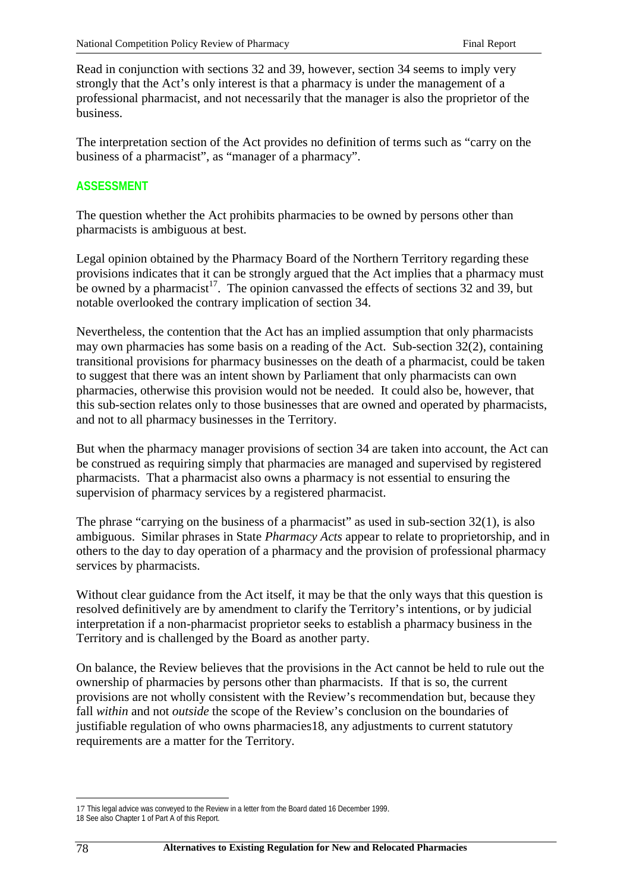Read in conjunction with sections 32 and 39, however, section 34 seems to imply very strongly that the Act's only interest is that a pharmacy is under the management of a professional pharmacist, and not necessarily that the manager is also the proprietor of the business.

The interpretation section of the Act provides no definition of terms such as "carry on the business of a pharmacist", as "manager of a pharmacy".

### ASSESSMENT

The question whether the Act prohibits pharmacies to be owned by persons other than pharmacists is ambiguous at best.

Legal opinion obtained by the Pharmacy Board of the Northern Territory regarding these provisions indicates that it can be strongly argued that the Act implies that a pharmacy must be owned by a pharmacist[17]. The opinion canvassed the effects of sections 32 and 39, but notable overlooked the contrary implication of section 34.

Nevertheless, the contention that the Act has an implied assumption that only pharmacists may own pharmacies has some basis on a reading of the Act. Sub-section 32(2), containing transitional provisions for pharmacy businesses on the death of a pharmacist, could be taken to suggest that there was an intent shown by Parliament that only pharmacists can own pharmacies, otherwise this provision would not be needed. It could also be, however, that this sub-section relates only to those businesses that are owned and operated by pharmacists, and not to all pharmacy businesses in the Territory.

But when the pharmacy manager provisions of section 34 are taken into account, the Act can be construed as requiring simply that pharmacies are managed and supervised by registered pharmacists. That a pharmacist also owns a pharmacy is not essential to ensuring the supervision of pharmacy services by a registered pharmacist.

The phrase "carrying on the business of a pharmacist" as used in sub-section 32(1), is also ambiguous. Similar phrases in State *Pharmacy Acts* appear to relate to proprietorship, and in others to the day to day operation of a pharmacy and the provision of professional pharmacy services by pharmacists.

Without clear guidance from the Act itself, it may be that the only ways that this question is resolved definitively are by amendment to clarify the Territory's intentions, or by judicial interpretation if a non-pharmacist proprietor seeks to establish a pharmacy business in the Territory and is challenged by the Board as another party.

On balance, the Review believes that the provisions in the Act cannot be held to rule out the ownership of pharmacies by persons other than pharmacists. If that is so, the current provisions are not wholly consistent with the Review's recommendation but, because they fall *within* and not *outside* the scope of the Review's conclusion on the boundaries of justifiable regulation of who owns pharmacies18, any adjustments to current statutory requirements are a matter for the Territory.

---

17 This legal advice was conveyed to the Review in a letter from the Board dated 16 December 1999.

18 See also Chapter 1 of Part A of this Report.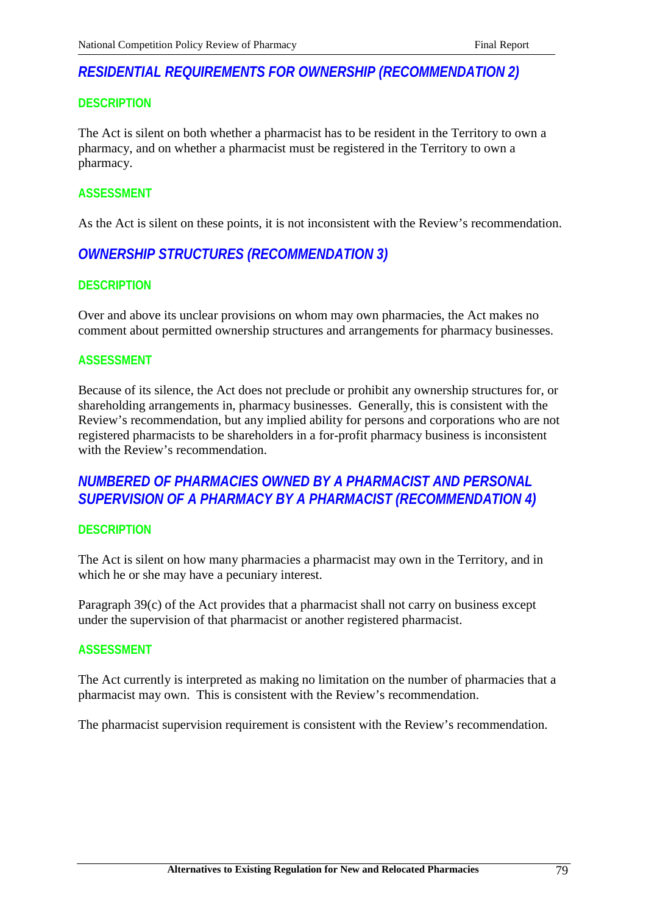## *RESIDENTIAL REQUIREMENTS FOR OWNERSHIP (RECOMMENDATION 2)*

### DESCRIPTION

The Act is silent on both whether a pharmacist has to be resident in the Territory to own a pharmacy, and on whether a pharmacist must be registered in the Territory to own a pharmacy.

### ASSESSMENT

As the Act is silent on these points, it is not inconsistent with the Review's recommendation.

## *OWNERSHIP STRUCTURES (RECOMMENDATION 3)*

### DESCRIPTION

Over and above its unclear provisions on whom may own pharmacies, the Act makes no comment about permitted ownership structures and arrangements for pharmacy businesses.

### ASSESSMENT

Because of its silence, the Act does not preclude or prohibit any ownership structures for, or shareholding arrangements in, pharmacy businesses. Generally, this is consistent with the Review's recommendation, but any implied ability for persons and corporations who are not registered pharmacists to be shareholders in a for-profit pharmacy business is inconsistent with the Review's recommendation.

## *NUMBERED OF PHARMACIES OWNED BY A PHARMACIST AND PERSONAL SUPERVISION OF A PHARMACY BY A PHARMACIST (RECOMMENDATION 4)*

### DESCRIPTION

The Act is silent on how many pharmacies a pharmacist may own in the Territory, and in which he or she may have a pecuniary interest.

Paragraph 39(c) of the Act provides that a pharmacist shall not carry on business except under the supervision of that pharmacist or another registered pharmacist.

### ASSESSMENT

The Act currently is interpreted as making no limitation on the number of pharmacies that a pharmacist may own. This is consistent with the Review's recommendation.

The pharmacist supervision requirement is consistent with the Review's recommendation.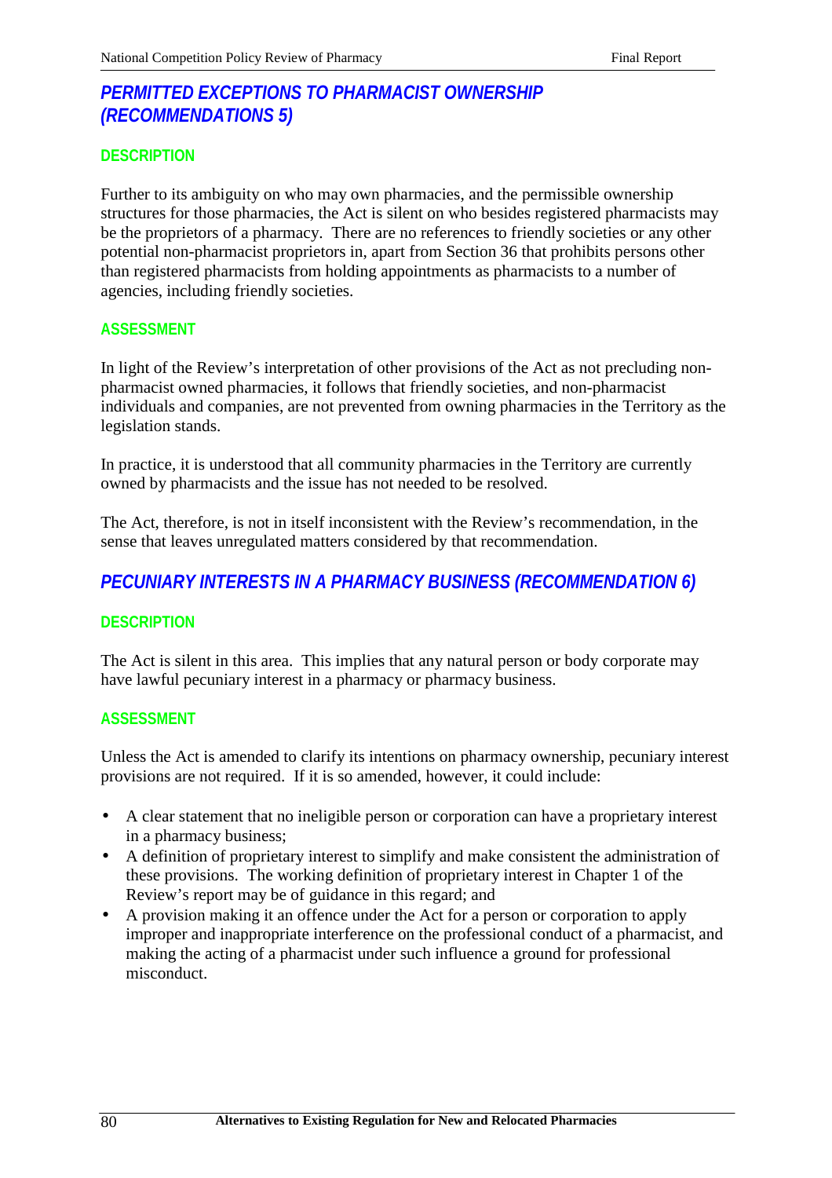## *PERMITTED EXCEPTIONS TO PHARMACIST OWNERSHIP (RECOMMENDATIONS 5)*

### DESCRIPTION

Further to its ambiguity on who may own pharmacies, and the permissible ownership structures for those pharmacies, the Act is silent on who besides registered pharmacists may be the proprietors of a pharmacy. There are no references to friendly societies or any other potential non-pharmacist proprietors in, apart from Section 36 that prohibits persons other than registered pharmacists from holding appointments as pharmacists to a number of agencies, including friendly societies.

### ASSESSMENT

In light of the Review's interpretation of other provisions of the Act as not precluding non-pharmacist owned pharmacies, it follows that friendly societies, and non-pharmacist individuals and companies, are not prevented from owning pharmacies in the Territory as the legislation stands.

In practice, it is understood that all community pharmacies in the Territory are currently owned by pharmacists and the issue has not needed to be resolved.

The Act, therefore, is not in itself inconsistent with the Review's recommendation, in the sense that leaves unregulated matters considered by that recommendation.

## *PECUNIARY INTERESTS IN A PHARMACY BUSINESS (RECOMMENDATION 6)*

### DESCRIPTION

The Act is silent in this area. This implies that any natural person or body corporate may have lawful pecuniary interest in a pharmacy or pharmacy business.

### ASSESSMENT

Unless the Act is amended to clarify its intentions on pharmacy ownership, pecuniary interest provisions are not required. If it is so amended, however, it could include:

- A clear statement that no ineligible person or corporation can have a proprietary interest in a pharmacy business;
- A definition of proprietary interest to simplify and make consistent the administration of these provisions. The working definition of proprietary interest in Chapter 1 of the Review's report may be of guidance in this regard; and
- A provision making it an offence under the Act for a person or corporation to apply improper and inappropriate interference on the professional conduct of a pharmacist, and making the acting of a pharmacist under such influence a ground for professional misconduct.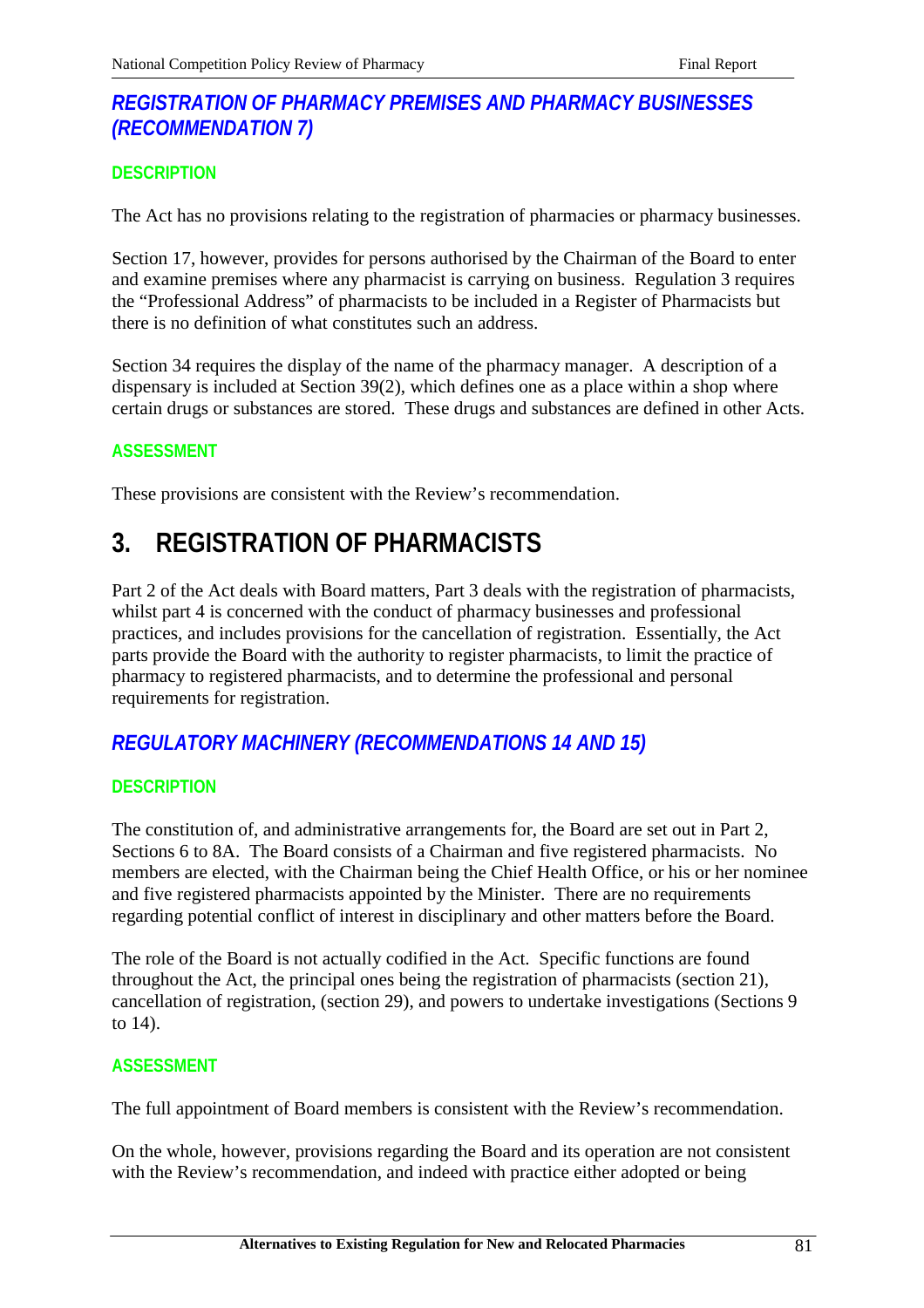## *REGISTRATION OF PHARMACY PREMISES AND PHARMACY BUSINESSES (RECOMMENDATION 7)*

### DESCRIPTION

The Act has no provisions relating to the registration of pharmacies or pharmacy businesses.

Section 17, however, provides for persons authorised by the Chairman of the Board to enter and examine premises where any pharmacist is carrying on business. Regulation 3 requires the "Professional Address" of pharmacists to be included in a Register of Pharmacists but there is no definition of what constitutes such an address.

Section 34 requires the display of the name of the pharmacy manager. A description of a dispensary is included at Section 39(2), which defines one as a place within a shop where certain drugs or substances are stored. These drugs and substances are defined in other Acts.

### ASSESSMENT

These provisions are consistent with the Review's recommendation.

# 3. REGISTRATION OF PHARMACISTS

Part 2 of the Act deals with Board matters, Part 3 deals with the registration of pharmacists, whilst part 4 is concerned with the conduct of pharmacy businesses and professional practices, and includes provisions for the cancellation of registration. Essentially, the Act parts provide the Board with the authority to register pharmacists, to limit the practice of pharmacy to registered pharmacists, and to determine the professional and personal requirements for registration.

## *REGULATORY MACHINERY (RECOMMENDATIONS 14 AND 15)*

### DESCRIPTION

The constitution of, and administrative arrangements for, the Board are set out in Part 2, Sections 6 to 8A. The Board consists of a Chairman and five registered pharmacists. No members are elected, with the Chairman being the Chief Health Office, or his or her nominee and five registered pharmacists appointed by the Minister. There are no requirements regarding potential conflict of interest in disciplinary and other matters before the Board.

The role of the Board is not actually codified in the Act. Specific functions are found throughout the Act, the principal ones being the registration of pharmacists (section 21), cancellation of registration, (section 29), and powers to undertake investigations (Sections 9 to 14).

### ASSESSMENT

The full appointment of Board members is consistent with the Review's recommendation.

On the whole, however, provisions regarding the Board and its operation are not consistent with the Review's recommendation, and indeed with practice either adopted or being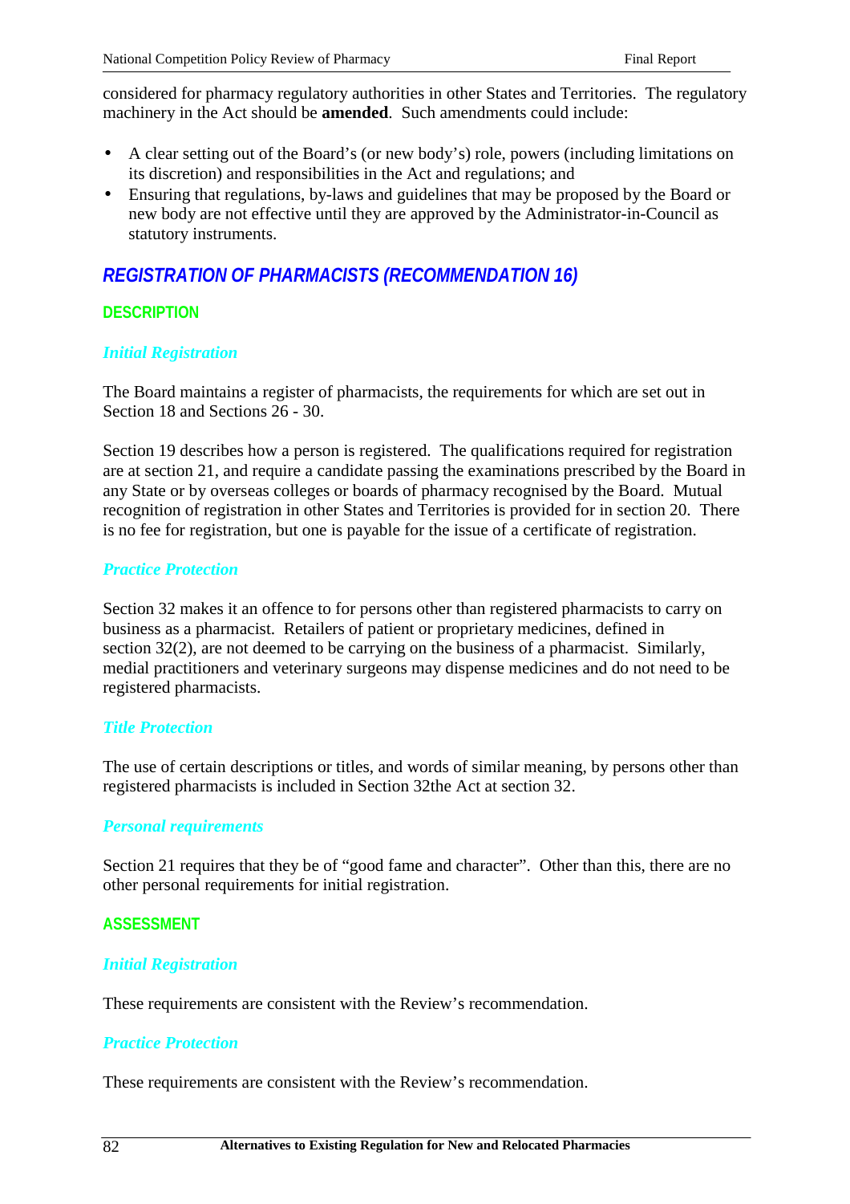considered for pharmacy regulatory authorities in other States and Territories. The regulatory machinery in the Act should be **amended**. Such amendments could include:

- A clear setting out of the Board's (or new body's) role, powers (including limitations on its discretion) and responsibilities in the Act and regulations; and
- Ensuring that regulations, by-laws and guidelines that may be proposed by the Board or new body are not effective until they are approved by the Administrator-in-Council as statutory instruments.

## *REGISTRATION OF PHARMACISTS (RECOMMENDATION 16)*

### DESCRIPTION

#### *Initial Registration*

The Board maintains a register of pharmacists, the requirements for which are set out in Section 18 and Sections 26 - 30.

Section 19 describes how a person is registered. The qualifications required for registration are at section 21, and require a candidate passing the examinations prescribed by the Board in any State or by overseas colleges or boards of pharmacy recognised by the Board. Mutual recognition of registration in other States and Territories is provided for in section 20. There is no fee for registration, but one is payable for the issue of a certificate of registration.

#### *Practice Protection*

Section 32 makes it an offence to for persons other than registered pharmacists to carry on business as a pharmacist. Retailers of patient or proprietary medicines, defined in section 32(2), are not deemed to be carrying on the business of a pharmacist. Similarly, medial practitioners and veterinary surgeons may dispense medicines and do not need to be registered pharmacists.

#### *Title Protection*

The use of certain descriptions or titles, and words of similar meaning, by persons other than registered pharmacists is included in Section 32the Act at section 32.

#### *Personal requirements*

Section 21 requires that they be of "good fame and character". Other than this, there are no other personal requirements for initial registration.

### ASSESSMENT

#### *Initial Registration*

These requirements are consistent with the Review's recommendation.

#### *Practice Protection*

These requirements are consistent with the Review's recommendation.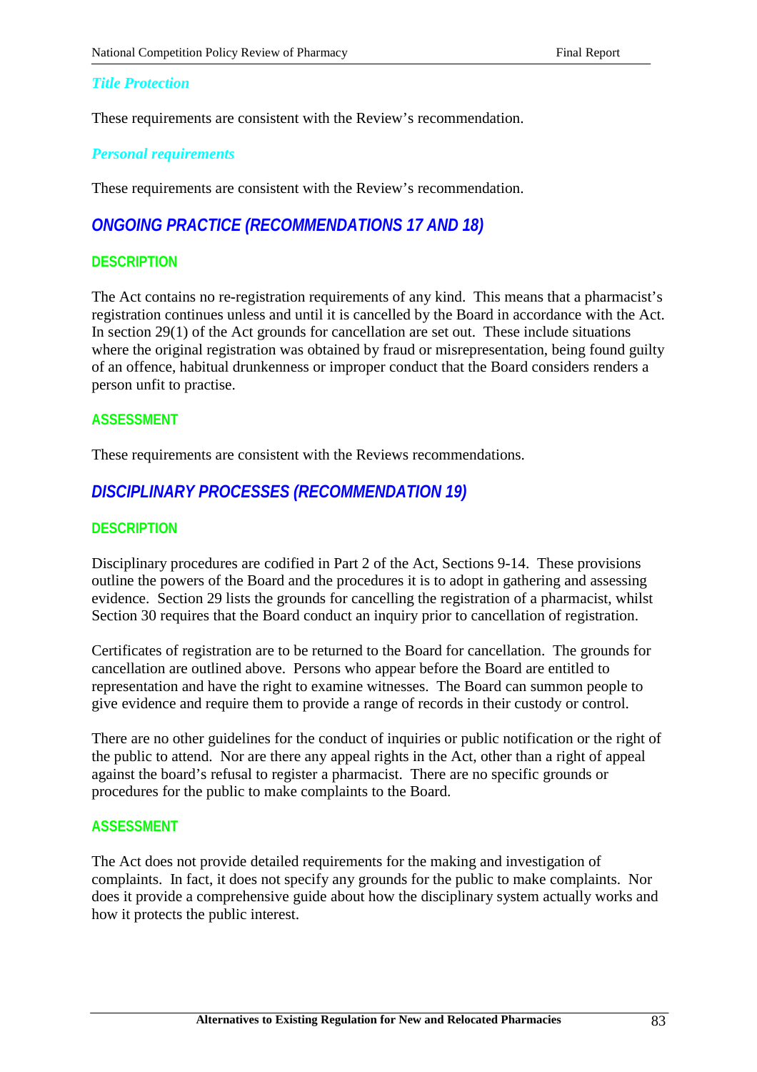#### *Title Protection*

These requirements are consistent with the Review's recommendation.

#### *Personal requirements*

These requirements are consistent with the Review's recommendation.

## *ONGOING PRACTICE (RECOMMENDATIONS 17 AND 18)*

### DESCRIPTION

The Act contains no re-registration requirements of any kind. This means that a pharmacist's registration continues unless and until it is cancelled by the Board in accordance with the Act. In section 29(1) of the Act grounds for cancellation are set out. These include situations where the original registration was obtained by fraud or misrepresentation, being found guilty of an offence, habitual drunkenness or improper conduct that the Board considers renders a person unfit to practise.

### ASSESSMENT

These requirements are consistent with the Reviews recommendations.

## *DISCIPLINARY PROCESSES (RECOMMENDATION 19)*

### DESCRIPTION

Disciplinary procedures are codified in Part 2 of the Act, Sections 9-14. These provisions outline the powers of the Board and the procedures it is to adopt in gathering and assessing evidence. Section 29 lists the grounds for cancelling the registration of a pharmacist, whilst Section 30 requires that the Board conduct an inquiry prior to cancellation of registration.

Certificates of registration are to be returned to the Board for cancellation. The grounds for cancellation are outlined above. Persons who appear before the Board are entitled to representation and have the right to examine witnesses. The Board can summon people to give evidence and require them to provide a range of records in their custody or control.

There are no other guidelines for the conduct of inquiries or public notification or the right of the public to attend. Nor are there any appeal rights in the Act, other than a right of appeal against the board's refusal to register a pharmacist. There are no specific grounds or procedures for the public to make complaints to the Board.

### ASSESSMENT

The Act does not provide detailed requirements for the making and investigation of complaints. In fact, it does not specify any grounds for the public to make complaints. Nor does it provide a comprehensive guide about how the disciplinary system actually works and how it protects the public interest.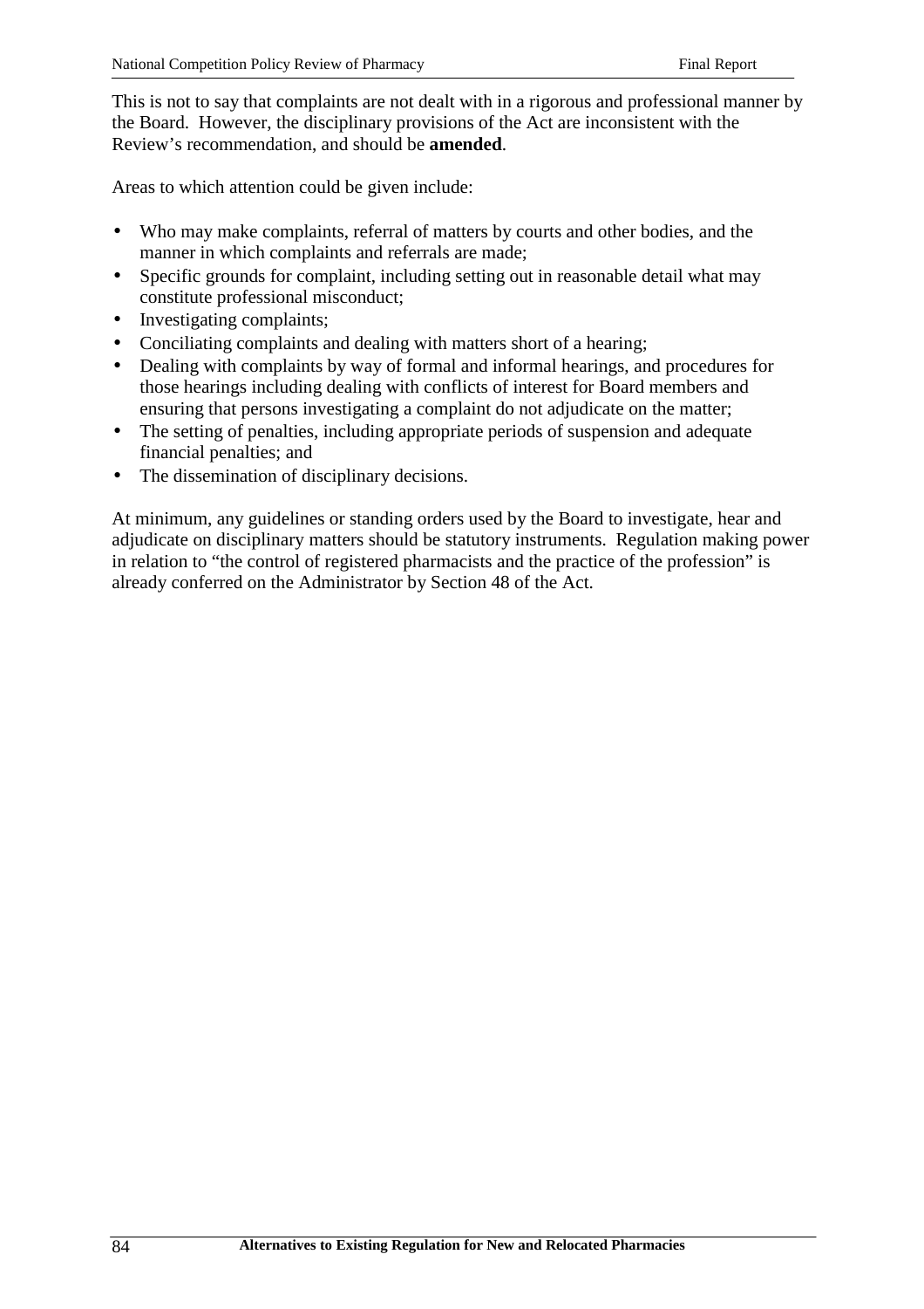This is not to say that complaints are not dealt with in a rigorous and professional manner by the Board. However, the disciplinary provisions of the Act are inconsistent with the Review's recommendation, and should be **amended**.

Areas to which attention could be given include:

- Who may make complaints, referral of matters by courts and other bodies, and the manner in which complaints and referrals are made;
- Specific grounds for complaint, including setting out in reasonable detail what may constitute professional misconduct;
- Investigating complaints;
- Conciliating complaints and dealing with matters short of a hearing;
- Dealing with complaints by way of formal and informal hearings, and procedures for those hearings including dealing with conflicts of interest for Board members and ensuring that persons investigating a complaint do not adjudicate on the matter;
- The setting of penalties, including appropriate periods of suspension and adequate financial penalties; and
- The dissemination of disciplinary decisions.

At minimum, any guidelines or standing orders used by the Board to investigate, hear and adjudicate on disciplinary matters should be statutory instruments. Regulation making power in relation to "the control of registered pharmacists and the practice of the profession" is already conferred on the Administrator by Section 48 of the Act.